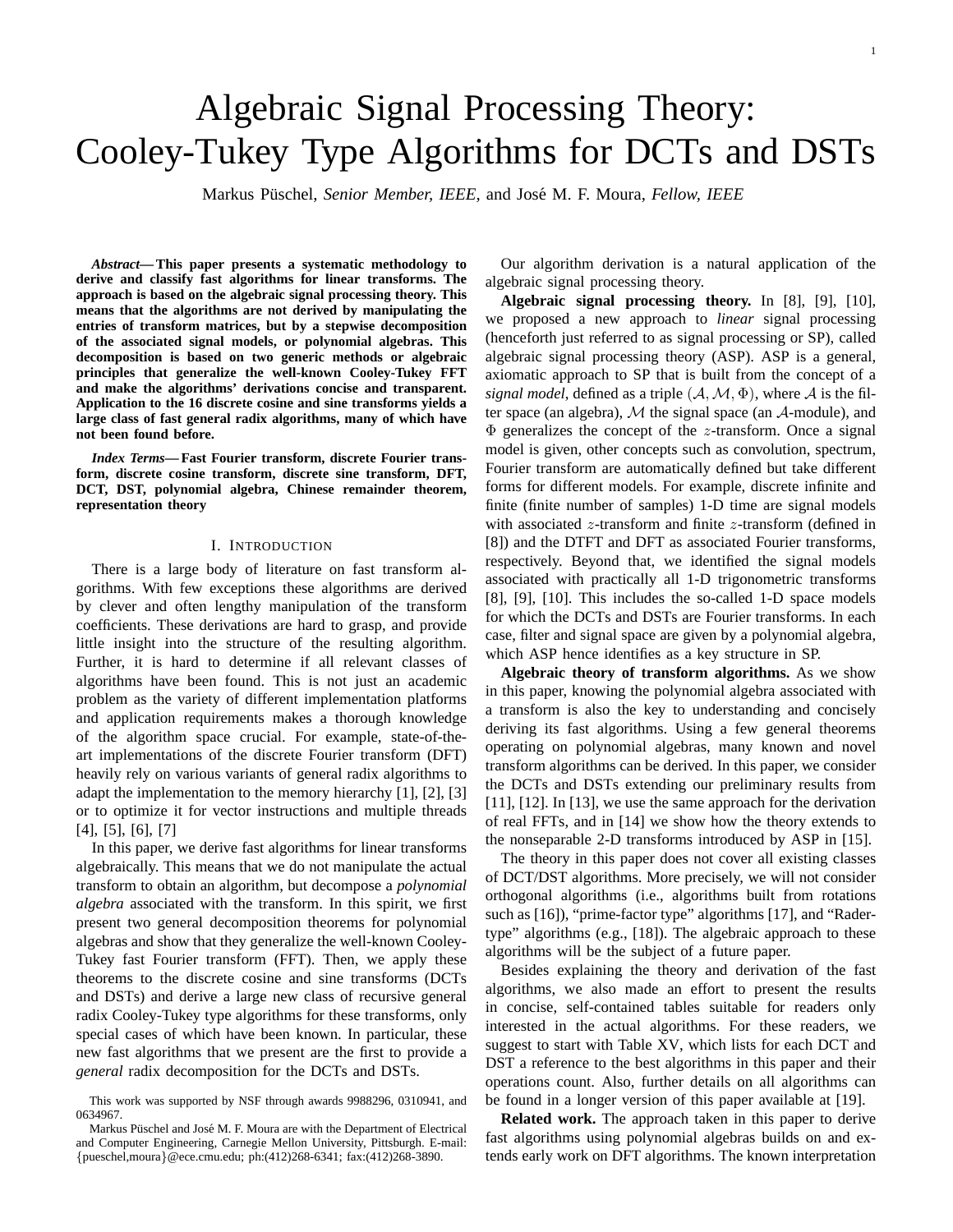# Algebraic Signal Processing Theory: Cooley-Tukey Type Algorithms for DCTs and DSTs

Markus Püschel, *Senior Member, IEEE,* and José M. F. Moura, *Fellow, IEEE*

***Abstract*— This paper presents a systematic methodology to derive and classify fast algorithms for linear transforms. The approach is based on the algebraic signal processing theory. This means that the algorithms are not derived by manipulating the entries of transform matrices, but by a stepwise decomposition of the associated signal models, or polynomial algebras. This decomposition is based on two generic methods or algebraic principles that generalize the well-known Cooley-Tukey FFT and make the algorithms' derivations concise and transparent. Application to the 16 discrete cosine and sine transforms yields a large class of fast general radix algorithms, many of which have not been found before.**

***Index Terms*— Fast Fourier transform, discrete Fourier transform, discrete cosine transform, discrete sine transform, DFT, DCT, DST, polynomial algebra, Chinese remainder theorem, representation theory**

## I. Introduction

There is a large body of literature on fast transform algorithms. With few exceptions these algorithms are derived by clever and often lengthy manipulation of the transform coefficients. These derivations are hard to grasp, and provide little insight into the structure of the resulting algorithm. Further, it is hard to determine if all relevant classes of algorithms have been found. This is not just an academic problem as the variety of different implementation platforms and application requirements makes a thorough knowledge of the algorithm space crucial. For example, state-of-the-art implementations of the discrete Fourier transform (DFT) heavily rely on various variants of general radix algorithms to adapt the implementation to the memory hierarchy [1], [2], [3] or to optimize it for vector instructions and multiple threads [4], [5], [6], [7]

In this paper, we derive fast algorithms for linear transforms algebraically. This means that we do not manipulate the actual transform to obtain an algorithm, but decompose a *polynomial algebra* associated with the transform. In this spirit, we first present two general decomposition theorems for polynomial algebras and show that they generalize the well-known Cooley-Tukey fast Fourier transform (FFT). Then, we apply these theorems to the discrete cosine and sine transforms (DCTs and DSTs) and derive a large new class of recursive general radix Cooley-Tukey type algorithms for these transforms, only special cases of which have been known. In particular, these new fast algorithms that we present are the first to provide a *general* radix decomposition for the DCTs and DSTs.

This work was supported by NSF through awards 9988296, 0310941, and 0634967.

Markus Püschel and José M. F. Moura are with the Department of Electrical and Computer Engineering, Carnegie Mellon University, Pittsburgh. E-mail: {pueschel,moura}@ece.cmu.edu; ph:(412)268-6341; fax:(412)268-3890.

Our algorithm derivation is a natural application of the algebraic signal processing theory.

**Algebraic signal processing theory.** In [8], [9], [10], we proposed a new approach to *linear* signal processing (henceforth just referred to as signal processing or SP), called algebraic signal processing theory (ASP). ASP is a general, axiomatic approach to SP that is built from the concept of a *signal model*, defined as a triple $(\mathcal{A}, \mathcal{M}, \Phi)$, where $\mathcal{A}$ is the filter space (an algebra), $\mathcal{M}$ the signal space (an $\mathcal{A}$-module), and $\Phi$ generalizes the concept of the $z$-transform. Once a signal model is given, other concepts such as convolution, spectrum, Fourier transform are automatically defined but take different forms for different models. For example, discrete infinite and finite (finite number of samples) 1-D time are signal models with associated $z$-transform and finite $z$-transform (defined in [8]) and the DTFT and DFT as associated Fourier transforms, respectively. Beyond that, we identified the signal models associated with practically all 1-D trigonometric transforms [8], [9], [10]. This includes the so-called 1-D space models for which the DCTs and DSTs are Fourier transforms. In each case, filter and signal space are given by a polynomial algebra, which ASP hence identifies as a key structure in SP.

**Algebraic theory of transform algorithms.** As we show in this paper, knowing the polynomial algebra associated with a transform is also the key to understanding and concisely deriving its fast algorithms. Using a few general theorems operating on polynomial algebras, many known and novel transform algorithms can be derived. In this paper, we consider the DCTs and DSTs extending our preliminary results from [11], [12]. In [13], we use the same approach for the derivation of real FFTs, and in [14] we show how the theory extends to the nonseparable 2-D transforms introduced by ASP in [15].

The theory in this paper does not cover all existing classes of DCT/DST algorithms. More precisely, we will not consider orthogonal algorithms (i.e., algorithms built from rotations such as [16]), "prime-factor type" algorithms [17], and "Rader-type" algorithms (e.g., [18]). The algebraic approach to these algorithms will be the subject of a future paper.

Besides explaining the theory and derivation of the fast algorithms, we also made an effort to present the results in concise, self-contained tables suitable for readers only interested in the actual algorithms. For these readers, we suggest to start with Table XV, which lists for each DCT and DST a reference to the best algorithms in this paper and their operations count. Also, further details on all algorithms can be found in a longer version of this paper available at [19].

**Related work.** The approach taken in this paper to derive fast algorithms using polynomial algebras builds on and extends early work on DFT algorithms. The known interpretation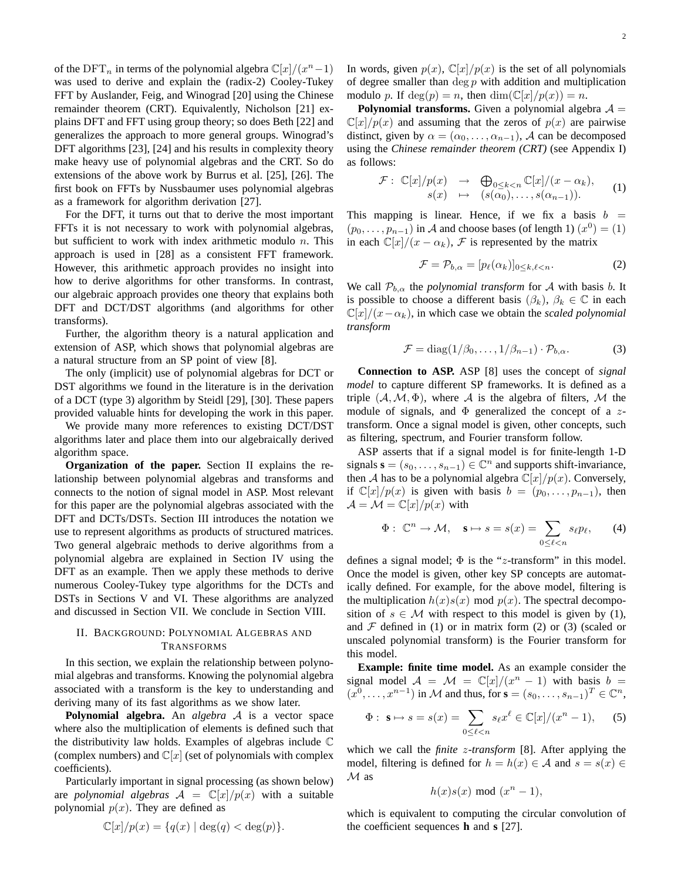of the $\mathrm{DFT}_n$ in terms of the polynomial algebra $\mathbb{C}[x]/(x^n-1)$ was used to derive and explain the (radix-2) Cooley-Tukey FFT by Auslander, Feig, and Winograd [20] using the Chinese remainder theorem (CRT). Equivalently, Nicholson [21] explains DFT and FFT using group theory; so does Beth [22] and generalizes the approach to more general groups. Winograd's DFT algorithms [23], [24] and his results in complexity theory make heavy use of polynomial algebras and the CRT. So do extensions of the above work by Burrus et al. [25], [26]. The first book on FFTs by Nussbaumer uses polynomial algebras as a framework for algorithm derivation [27].

For the DFT, it turns out that to derive the most important FFTs it is not necessary to work with polynomial algebras, but sufficient to work with index arithmetic modulo $n$. This approach is used in [28] as a consistent FFT framework. However, this arithmetic approach provides no insight into how to derive algorithms for other transforms. In contrast, our algebraic approach provides one theory that explains both DFT and DCT/DST algorithms (and algorithms for other transforms).

Further, the algorithm theory is a natural application and extension of ASP, which shows that polynomial algebras are a natural structure from an SP point of view [8].

The only (implicit) use of polynomial algebras for DCT or DST algorithms we found in the literature is in the derivation of a DCT (type 3) algorithm by Steidl [29], [30]. These papers provided valuable hints for developing the work in this paper.

We provide many more references to existing DCT/DST algorithms later and place them into our algebraically derived algorithm space.

**Organization of the paper.** Section II explains the relationship between polynomial algebras and transforms and connects to the notion of signal model in ASP. Most relevant for this paper are the polynomial algebras associated with the DFT and DCTs/DSTs. Section III introduces the notation we use to represent algorithms as products of structured matrices. Two general algebraic methods to derive algorithms from a polynomial algebra are explained in Section IV using the DFT as an example. Then we apply these methods to derive numerous Cooley-Tukey type algorithms for the DCTs and DSTs in Sections V and VI. These algorithms are analyzed and discussed in Section VII. We conclude in Section VIII.

## II. Background: Polynomial Algebras and Transforms

In this section, we explain the relationship between polynomial algebras and transforms. Knowing the polynomial algebra associated with a transform is the key to understanding and deriving many of its fast algorithms as we show later.

**Polynomial algebra.** An *algebra* $\mathcal{A}$ is a vector space where also the multiplication of elements is defined such that the distributivity law holds. Examples of algebras include $\mathbb{C}$ (complex numbers) and $\mathbb{C}[x]$ (set of polynomials with complex coefficients).

Particularly important in signal processing (as shown below) are *polynomial algebras* $\mathcal{A} = \mathbb{C}[x]/p(x)$ with a suitable polynomial $p(x)$. They are defined as

$$\mathbb{C}[x]/p(x) = \{q(x) \mid \deg(q) < \deg(p)\}.$$

In words, given $p(x)$, $\mathbb{C}[x]/p(x)$ is the set of all polynomials of degree smaller than $\deg p$ with addition and multiplication modulo $p$. If $\deg(p) = n$, then $\dim(\mathbb{C}[x]/p(x)) = n$.

**Polynomial transforms.** Given a polynomial algebra $\mathcal{A} = \mathbb{C}[x]/p(x)$ and assuming that the zeros of $p(x)$ are pairwise distinct, given by $\alpha = (\alpha_0, \dots, \alpha_{n-1})$, $\mathcal{A}$ can be decomposed using the *Chinese remainder theorem (CRT)* (see Appendix I) as follows:

$$\begin{array}{rccl} \mathcal{F}: & \mathbb{C}[x]/p(x) & \to & \bigoplus_{0\le k<n} \mathbb{C}[x]/(x-\alpha_k), \\ & s(x) & \mapsto & (s(\alpha_0), \dots, s(\alpha_{n-1})). \end{array} \qquad (1)$$

This mapping is linear. Hence, if we fix a basis $b = (p_0, \dots, p_{n-1})$ in $\mathcal{A}$ and choose bases (of length 1) $(x^0) = (1)$ in each $\mathbb{C}[x]/(x-\alpha_k)$, $\mathcal{F}$ is represented by the matrix

$$\mathcal{F} = \mathcal{P}_{b,\alpha} = [p_\ell(\alpha_k)]_{0\le k,\ell<n}. \qquad (2)$$

We call $\mathcal{P}_{b,\alpha}$ the *polynomial transform* for $\mathcal{A}$ with basis $b$. It is possible to choose a different basis $(\beta_k)$, $\beta_k \in \mathbb{C}$ in each $\mathbb{C}[x]/(x-\alpha_k)$, in which case we obtain the *scaled polynomial transform*

$$\mathcal{F} = \mathrm{diag}(1/\beta_0, \dots, 1/\beta_{n-1}) \cdot \mathcal{P}_{b,\alpha}. \qquad (3)$$

**Connection to ASP.** ASP [8] uses the concept of *signal model* to capture different SP frameworks. It is defined as a triple $(\mathcal{A}, \mathcal{M}, \Phi)$, where $\mathcal{A}$ is the algebra of filters, $\mathcal{M}$ the module of signals, and $\Phi$ generalized the concept of a $z$-transform. Once a signal model is given, other concepts, such as filtering, spectrum, and Fourier transform follow.

ASP asserts that if a signal model is for finite-length 1-D signals $\mathbf{s} = (s_0, \dots, s_{n-1}) \in \mathbb{C}^n$ and supports shift-invariance, then $\mathcal{A}$ has to be a polynomial algebra $\mathbb{C}[x]/p(x)$. Conversely, if $\mathbb{C}[x]/p(x)$ is given with basis $b = (p_0, \dots, p_{n-1})$, then $\mathcal{A} = \mathcal{M} = \mathbb{C}[x]/p(x)$ with

$$\Phi: \ \mathbb{C}^n \to \mathcal{M}, \quad \mathbf{s} \mapsto s = s(x) = \sum_{0\le\ell<n} s_\ell p_\ell, \qquad (4)$$

defines a signal model; $\Phi$ is the "$z$-transform" in this model. Once the model is given, other key SP concepts are automatically defined. For example, for the above model, filtering is the multiplication $h(x)s(x) \bmod p(x)$. The spectral decomposition of $s \in \mathcal{M}$ with respect to this model is given by (1), and $\mathcal{F}$ defined in (1) or in matrix form (2) or (3) (scaled or unscaled polynomial transform) is the Fourier transform for this model.

**Example: finite time model.** As an example consider the signal model $\mathcal{A} = \mathcal{M} = \mathbb{C}[x]/(x^n - 1)$ with basis $b = (x^0, \dots, x^{n-1})$ in $\mathcal{M}$ and thus, for $\mathbf{s} = (s_0, \dots, s_{n-1})^T \in \mathbb{C}^n$,

$$\Phi: \ \mathbf{s} \mapsto s = s(x) = \sum_{0\le\ell<n} s_\ell x^\ell \in \mathbb{C}[x]/(x^n-1), \qquad (5)$$

which we call the *finite $z$-transform* [8]. After applying the model, filtering is defined for $h = h(x) \in \mathcal{A}$ and $s = s(x) \in \mathcal{M}$ as

$$h(x)s(x) \bmod (x^n - 1),$$

which is equivalent to computing the circular convolution of the coefficient sequences $\mathbf{h}$ and $\mathbf{s}$ [27].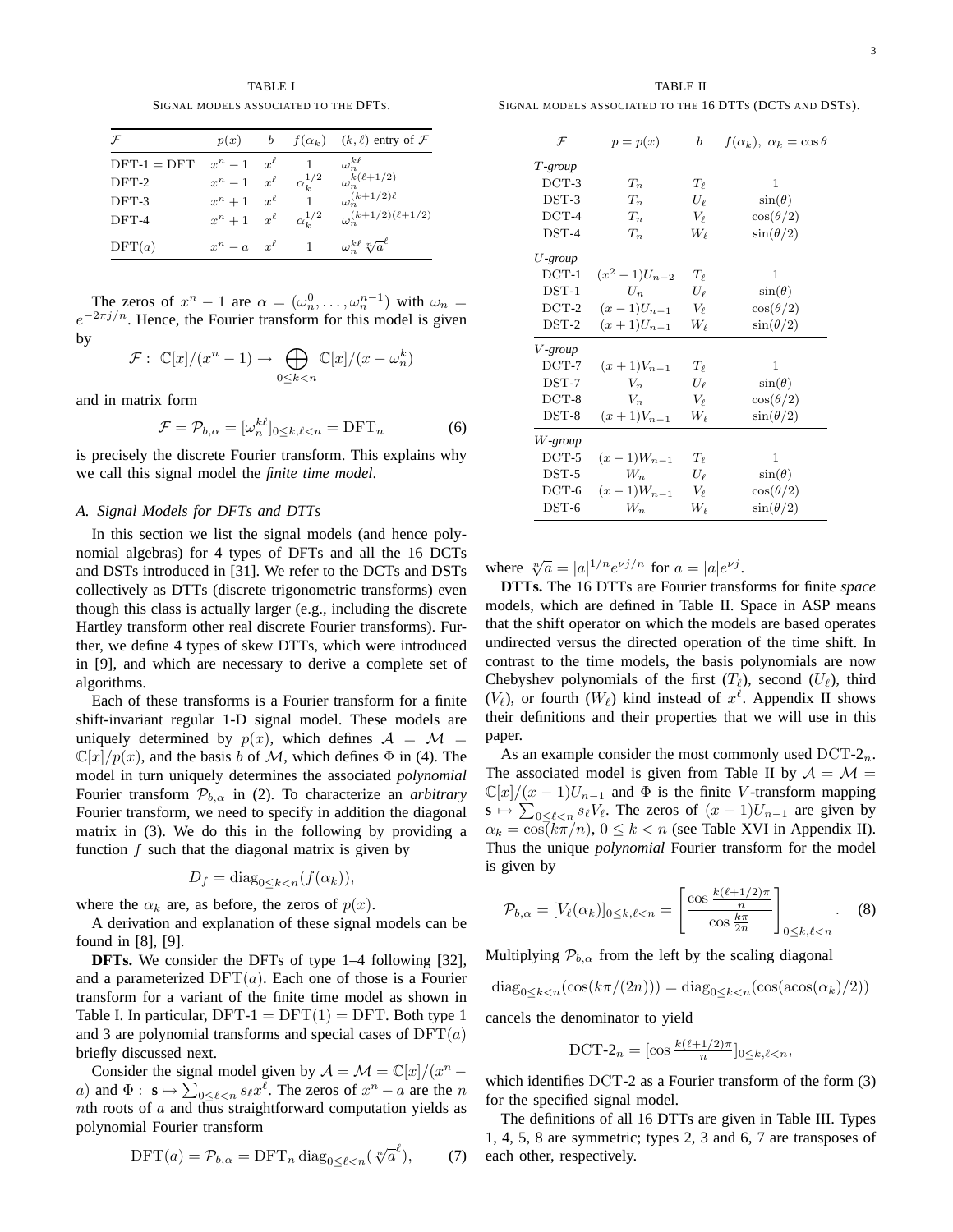TABLE I

SIGNAL MODELS ASSOCIATED TO THE DFTS.

| $\mathcal{F}$ | $p(x)$ | $b$ | $f(\alpha_k)$ | $(k,\ell)$ entry of $\mathcal{F}$ |
|---|---|---|---|---|
| DFT-1 = DFT | $x^n - 1$ | $x^\ell$ | $1$ | $\omega_n^{k\ell}$ |
| DFT-2 | $x^n - 1$ | $x^\ell$ | $\alpha_k^{1/2}$ | $\omega_n^{k(\ell+1/2)}$ |
| DFT-3 | $x^n + 1$ | $x^\ell$ | $1$ | $\omega_n^{(k+1/2)\ell}$ |
| DFT-4 | $x^n + 1$ | $x^\ell$ | $\alpha_k^{1/2}$ | $\omega_n^{(k+1/2)(\ell+1/2)}$ |
| $\mathrm{DFT}(a)$ | $x^n - a$ | $x^\ell$ | $1$ | $\omega_n^{k\ell}\ \sqrt[n]{a}^\ell$ |

The zeros of $x^n - 1$ are $\alpha = (\omega_n^0, \dots, \omega_n^{n-1})$ with $\omega_n = e^{-2\pi j/n}$. Hence, the Fourier transform for this model is given by

$$\mathcal{F}:\ \mathbb{C}[x]/(x^n - 1) \to \bigoplus_{0 \le k < n} \mathbb{C}[x]/(x - \omega_n^k)$$

and in matrix form

$$\mathcal{F} = \mathcal{P}_{b,\alpha} = [\omega_n^{k\ell}]_{0 \le k,\ell < n} = \mathrm{DFT}_n \tag{6}$$

is precisely the discrete Fourier transform. This explains why we call this signal model the *finite time model*.

### A. Signal Models for DFTs and DTTs

In this section we list the signal models (and hence polynomial algebras) for 4 types of DFTs and all the 16 DCTs and DSTs introduced in [31]. We refer to the DCTs and DSTs collectively as DTTs (discrete trigonometric transforms) even though this class is actually larger (e.g., including the discrete Hartley transform other real discrete Fourier transforms). Further, we define 4 types of skew DTTs, which were introduced in [9], and which are necessary to derive a complete set of algorithms.

Each of these transforms is a Fourier transform for a finite shift-invariant regular 1-D signal model. These models are uniquely determined by $p(x)$, which defines $\mathcal{A} = \mathcal{M} = \mathbb{C}[x]/p(x)$, and the basis $b$ of $\mathcal{M}$, which defines $\Phi$ in (4). The model in turn uniquely determines the associated *polynomial* Fourier transform $\mathcal{P}_{b,\alpha}$ in (2). To characterize an *arbitrary* Fourier transform, we need to specify in addition the diagonal matrix in (3). We do this in the following by providing a function $f$ such that the diagonal matrix is given by

$$D_f = \mathrm{diag}_{0 \le k < n}(f(\alpha_k)),$$

where the $\alpha_k$ are, as before, the zeros of $p(x)$.

A derivation and explanation of these signal models can be found in [8], [9].

**DFTs.** We consider the DFTs of type 1–4 following [32], and a parameterized $\mathrm{DFT}(a)$. Each one of those is a Fourier transform for a variant of the finite time model as shown in Table I. In particular, DFT-1 = DFT(1) = DFT. Both type 1 and 3 are polynomial transforms and special cases of $\mathrm{DFT}(a)$ briefly discussed next.

Consider the signal model given by $\mathcal{A} = \mathcal{M} = \mathbb{C}[x]/(x^n - a)$ and $\Phi:\ \mathbf{s} \mapsto \sum_{0 \le \ell < n} s_\ell x^\ell$. The zeros of $x^n - a$ are the $n$ $n$th roots of $a$ and thus straightforward computation yields as polynomial Fourier transform

$$\mathrm{DFT}(a) = \mathcal{P}_{b,\alpha} = \mathrm{DFT}_n\, \mathrm{diag}_{0 \le \ell < n}(\sqrt[n]{a}^\ell), \tag{7}$$

where $\sqrt[n]{a} = |a|^{1/n} e^{\nu j/n}$ for $a = |a| e^{\nu j}$.

TABLE II

SIGNAL MODELS ASSOCIATED TO THE 16 DTTS (DCTS AND DSTS).

| $\mathcal{F}$ | $p = p(x)$ | $b$ | $f(\alpha_k),\ \alpha_k = \cos\theta$ |
|---|---|---|---|
| *T-group* | | | |
| DCT-3 | $T_n$ | $T_\ell$ | $1$ |
| DST-3 | $T_n$ | $U_\ell$ | $\sin(\theta)$ |
| DCT-4 | $T_n$ | $V_\ell$ | $\cos(\theta/2)$ |
| DST-4 | $T_n$ | $W_\ell$ | $\sin(\theta/2)$ |
| *U-group* | | | |
| DCT-1 | $(x^2-1)U_{n-2}$ | $T_\ell$ | $1$ |
| DST-1 | $U_n$ | $U_\ell$ | $\sin(\theta)$ |
| DCT-2 | $(x-1)U_{n-1}$ | $V_\ell$ | $\cos(\theta/2)$ |
| DST-2 | $(x+1)U_{n-1}$ | $W_\ell$ | $\sin(\theta/2)$ |
| *V-group* | | | |
| DCT-7 | $(x+1)V_{n-1}$ | $T_\ell$ | $1$ |
| DST-7 | $V_n$ | $U_\ell$ | $\sin(\theta)$ |
| DCT-8 | $V_n$ | $V_\ell$ | $\cos(\theta/2)$ |
| DST-8 | $(x+1)V_{n-1}$ | $W_\ell$ | $\sin(\theta/2)$ |
| *W-group* | | | |
| DCT-5 | $(x-1)W_{n-1}$ | $T_\ell$ | $1$ |
| DST-5 | $W_n$ | $U_\ell$ | $\sin(\theta)$ |
| DCT-6 | $(x-1)W_{n-1}$ | $V_\ell$ | $\cos(\theta/2)$ |
| DST-6 | $W_n$ | $W_\ell$ | $\sin(\theta/2)$ |

**DTTs.** The 16 DTTs are Fourier transforms for finite *space* models, which are defined in Table II. Space in ASP means that the shift operator on which the models are based operates undirected versus the directed operation of the time shift. In contrast to the time models, the basis polynomials are now Chebyshev polynomials of the first ($T_\ell$), second ($U_\ell$), third ($V_\ell$), or fourth ($W_\ell$) kind instead of $x^\ell$. Appendix II shows their definitions and their properties that we will use in this paper.

As an example consider the most commonly used $\mathrm{DCT}\text{-}2_n$. The associated model is given from Table II by $\mathcal{A} = \mathcal{M} = \mathbb{C}[x]/(x-1)U_{n-1}$ and $\Phi$ is the finite $V$-transform mapping $\mathbf{s} \mapsto \sum_{0 \le \ell < n} s_\ell V_\ell$. The zeros of $(x-1)U_{n-1}$ are given by $\alpha_k = \cos(k\pi/n)$, $0 \le k < n$ (see Table XVI in Appendix II). Thus the unique *polynomial* Fourier transform for the model is given by

$$\mathcal{P}_{b,\alpha} = [V_\ell(\alpha_k)]_{0 \le k,\ell < n} = \left[\frac{\cos\frac{k(\ell+1/2)\pi}{n}}{\cos\frac{k\pi}{2n}}\right]_{0 \le k,\ell < n}. \tag{8}$$

Multiplying $\mathcal{P}_{b,\alpha}$ from the left by the scaling diagonal

$$\mathrm{diag}_{0 \le k < n}(\cos(k\pi/(2n))) = \mathrm{diag}_{0 \le k < n}(\cos(\mathrm{acos}(\alpha_k)/2))$$

cancels the denominator to yield

$$\mathrm{DCT}\text{-}2_n = [\cos\tfrac{k(\ell+1/2)\pi}{n}]_{0 \le k,\ell < n},$$

which identifies DCT-2 as a Fourier transform of the form (3) for the specified signal model.

The definitions of all 16 DTTs are given in Table III. Types 1, 4, 5, 8 are symmetric; types 2, 3 and 6, 7 are transposes of each other, respectively.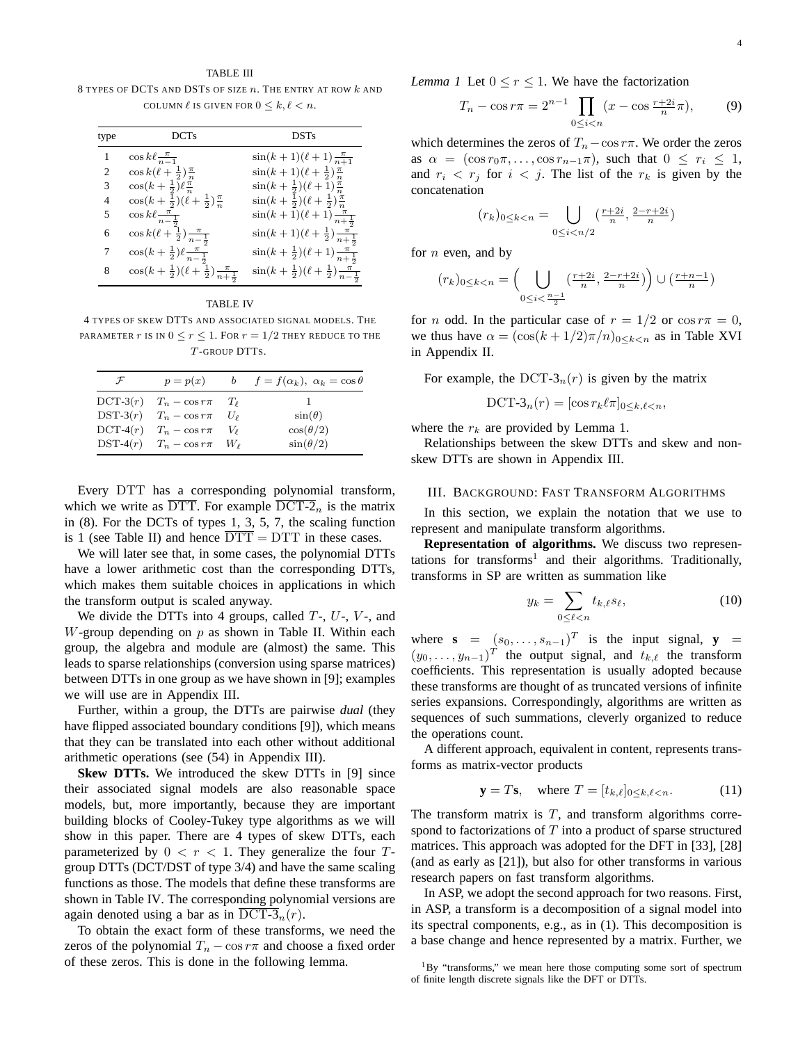TABLE III

8 TYPES OF DCTS AND DSTS OF SIZE $n$. THE ENTRY AT ROW $k$ AND COLUMN $\ell$ IS GIVEN FOR $0 \le k, \ell < n$.

| type | DCTs | DSTs |
|---|---|---|
| 1 | $\cos k\ell \frac{\pi}{n-1}$ | $\sin(k+1)(\ell+1)\frac{\pi}{n+1}$ |
| 2 | $\cos k(\ell+\frac{1}{2})\frac{\pi}{n}$ | $\sin(k+1)(\ell+\frac{1}{2})\frac{\pi}{n}$ |
| 3 | $\cos(k+\frac{1}{2})\ell\frac{\pi}{n}$ | $\sin(k+\frac{1}{2})(\ell+1)\frac{\pi}{n}$ |
| 4 | $\cos(k+\frac{1}{2})(\ell+\frac{1}{2})\frac{\pi}{n}$ | $\sin(k+\frac{1}{2})(\ell+\frac{1}{2})\frac{\pi}{n}$ |
| 5 | $\cos k\ell\frac{\pi}{n-\frac{1}{2}}$ | $\sin(k+1)(\ell+1)\frac{\pi}{n+\frac{1}{2}}$ |
| 6 | $\cos k(\ell+\frac{1}{2})\frac{\pi}{n-\frac{1}{2}}$ | $\sin(k+1)(\ell+\frac{1}{2})\frac{\pi}{n+\frac{1}{2}}$ |
| 7 | $\cos(k+\frac{1}{2})\ell\frac{\pi}{n-\frac{1}{2}}$ | $\sin(k+\frac{1}{2})(\ell+1)\frac{\pi}{n+\frac{1}{2}}$ |
| 8 | $\cos(k+\frac{1}{2})(\ell+\frac{1}{2})\frac{\pi}{n+\frac{1}{2}}$ | $\sin(k+\frac{1}{2})(\ell+\frac{1}{2})\frac{\pi}{n-\frac{1}{2}}$ |

TABLE IV

4 TYPES OF SKEW DTTS AND ASSOCIATED SIGNAL MODELS. THE PARAMETER $r$ IS IN $0 \le r \le 1$. FOR $r = 1/2$ THEY REDUCE TO THE $T$-GROUP DTTS.

| $\mathcal{F}$ | $p = p(x)$ | $b$ | $f = f(\alpha_k),\ \alpha_k = \cos\theta$ |
|---|---|---|---|
| DCT-3$(r)$ | $T_n - \cos r\pi$ | $T_\ell$ | 1 |
| DST-3$(r)$ | $T_n - \cos r\pi$ | $U_\ell$ | $\sin(\theta)$ |
| DCT-4$(r)$ | $T_n - \cos r\pi$ | $V_\ell$ | $\cos(\theta/2)$ |
| DST-4$(r)$ | $T_n - \cos r\pi$ | $W_\ell$ | $\sin(\theta/2)$ |

Every DTT has a corresponding polynomial transform, which we write as $\overline{\text{DTT}}$. For example $\overline{\text{DCT-2}}_n$ is the matrix in (8). For the DCTs of types 1, 3, 5, 7, the scaling function is 1 (see Table II) and hence $\overline{\text{DTT}} = \text{DTT}$ in these cases.

We will later see that, in some cases, the polynomial DTTs have a lower arithmetic cost than the corresponding DTTs, which makes them suitable choices in applications in which the transform output is scaled anyway.

We divide the DTTs into 4 groups, called $T$-, $U$-, $V$-, and $W$-group depending on $p$ as shown in Table II. Within each group, the algebra and module are (almost) the same. This leads to sparse relationships (conversion using sparse matrices) between DTTs in one group as we have shown in [9]; examples we will use are in Appendix III.

Further, within a group, the DTTs are pairwise *dual* (they have flipped associated boundary conditions [9]), which means that they can be translated into each other without additional arithmetic operations (see (54) in Appendix III).

**Skew DTTs.** We introduced the skew DTTs in [9] since their associated signal models are also reasonable space models, but, more importantly, because they are important building blocks of Cooley-Tukey type algorithms as we will show in this paper. There are 4 types of skew DTTs, each parameterized by $0 < r < 1$. They generalize the four $T$-group DTTs (DCT/DST of type 3/4) and have the same scaling functions as those. The models that define these transforms are shown in Table IV. The corresponding polynomial versions are again denoted using a bar as in $\overline{\text{DCT-3}}_n(r)$.

To obtain the exact form of these transforms, we need the zeros of the polynomial $T_n - \cos r\pi$ and choose a fixed order of these zeros. This is done in the following lemma.

*Lemma 1* Let $0 \le r \le 1$. We have the factorization

$$T_n - \cos r\pi = 2^{n-1} \prod_{0 \le i < n} (x - \cos \tfrac{r+2i}{n}\pi), \qquad (9)$$

which determines the zeros of $T_n - \cos r\pi$. We order the zeros as $\alpha = (\cos r_0\pi, \ldots, \cos r_{n-1}\pi)$, such that $0 \le r_i \le 1$, and $r_i < r_j$ for $i < j$. The list of the $r_k$ is given by the concatenation

$$(r_k)_{0 \le k < n} = \bigcup_{0 \le i < n/2} \left(\tfrac{r+2i}{n}, \tfrac{2-r+2i}{n}\right)$$

for $n$ even, and by

$$(r_k)_{0 \le k < n} = \Big( \bigcup_{0 \le i < \frac{n-1}{2}} \left(\tfrac{r+2i}{n}, \tfrac{2-r+2i}{n}\right) \Big) \cup \left(\tfrac{r+n-1}{n}\right)$$

for $n$ odd. In the particular case of $r = 1/2$ or $\cos r\pi = 0$, we thus have $\alpha = (\cos(k + 1/2)\pi/n)_{0 \le k < n}$ as in Table XVI in Appendix II.

For example, the $\text{DCT-3}_n(r)$ is given by the matrix

$$\text{DCT-3}_n(r) = [\cos r_k \ell \pi]_{0 \le k, \ell < n},$$

where the $r_k$ are provided by Lemma 1.

Relationships between the skew DTTs and skew and non-skew DTTs are shown in Appendix III.

## III. BACKGROUND: FAST TRANSFORM ALGORITHMS

In this section, we explain the notation that we use to represent and manipulate transform algorithms.

**Representation of algorithms.** We discuss two representations for transforms[1] and their algorithms. Traditionally, transforms in SP are written as summation like

$$y_k = \sum_{0 \le \ell < n} t_{k,\ell} s_\ell, \qquad (10)$$

where $\mathbf{s} = (s_0, \ldots, s_{n-1})^T$ is the input signal, $\mathbf{y} = (y_0, \ldots, y_{n-1})^T$ the output signal, and $t_{k,\ell}$ the transform coefficients. This representation is usually adopted because these transforms are thought of as truncated versions of infinite series expansions. Correspondingly, algorithms are written as sequences of such summations, cleverly organized to reduce the operations count.

A different approach, equivalent in content, represents transforms as matrix-vector products

$$\mathbf{y} = T\mathbf{s}, \quad \text{where } T = [t_{k,\ell}]_{0 \le k, \ell < n}. \qquad (11)$$

The transform matrix is $T$, and transform algorithms correspond to factorizations of $T$ into a product of sparse structured matrices. This approach was adopted for the DFT in [33], [28] (and as early as [21]), but also for other transforms in various research papers on fast transform algorithms.

In ASP, we adopt the second approach for two reasons. First, in ASP, a transform is a decomposition of a signal model into its spectral components, e.g., as in (1). This decomposition is a base change and hence represented by a matrix. Further, we

[1] By "transforms," we mean here those computing some sort of spectrum of finite length discrete signals like the DFT or DTTs.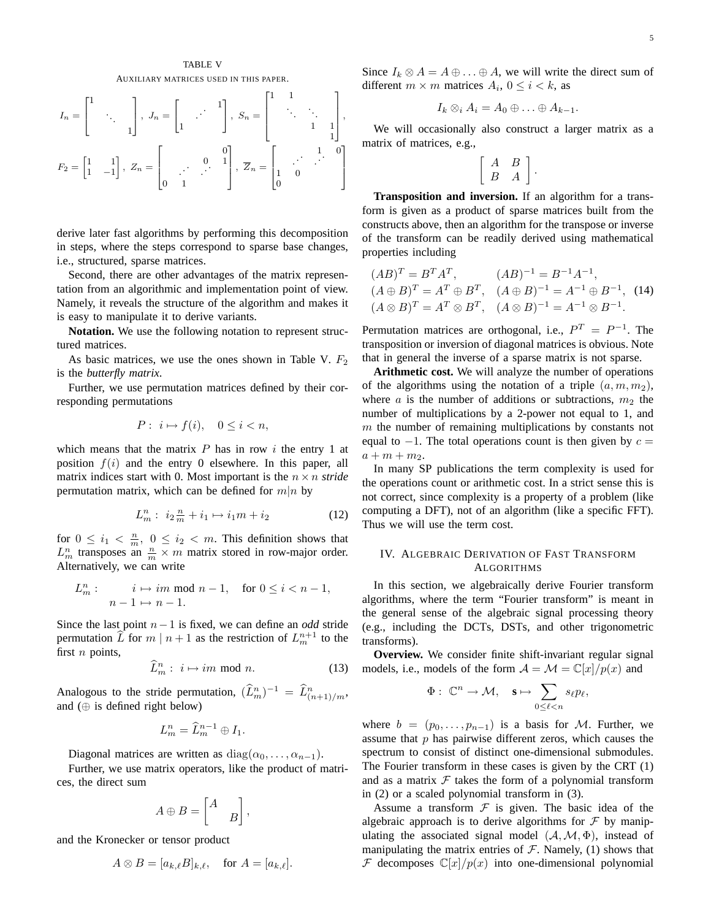TABLE V

AUXILIARY MATRICES USED IN THIS PAPER.

$$I_n = \begin{bmatrix} 1 & & \\ & \ddots & \\ & & 1 \end{bmatrix},\ J_n = \begin{bmatrix} & & 1 \\ & \iddots & \\ 1 & & \end{bmatrix},\ S_n = \begin{bmatrix} 1 & 1 & & \\ & \ddots & \ddots & \\ & & 1 & 1 \\ & & & 1 \end{bmatrix},$$

$$F_2 = \begin{bmatrix} 1 & 1 \\ 1 & -1 \end{bmatrix},\ Z_n = \begin{bmatrix} & & & 0 \\ & & 0 & 1 \\ & \iddots & \iddots & \\ 0 & 1 & & \end{bmatrix},\ \overline{Z}_n = \begin{bmatrix} & & 1 & 0 \\ & \iddots & \iddots & \\ 1 & 0 & & \\ 0 & & & \end{bmatrix}$$

derive later fast algorithms by performing this decomposition in steps, where the steps correspond to sparse base changes, i.e., structured, sparse matrices.

Second, there are other advantages of the matrix representation from an algorithmic and implementation point of view. Namely, it reveals the structure of the algorithm and makes it is easy to manipulate it to derive variants.

**Notation.** We use the following notation to represent structured matrices.

As basic matrices, we use the ones shown in Table V. $F_2$ is the *butterfly matrix*.

Further, we use permutation matrices defined by their corresponding permutations

$$P:\ i \mapsto f(i), \quad 0 \le i < n,$$

which means that the matrix $P$ has in row $i$ the entry 1 at position $f(i)$ and the entry 0 elsewhere. In this paper, all matrix indices start with 0. Most important is the $n \times n$ *stride* permutation matrix, which can be defined for $m|n$ by

$$L^n_m:\ i_2\tfrac{n}{m} + i_1 \mapsto i_1 m + i_2 \tag{12}$$

for $0 \le i_1 < \frac{n}{m}$, $0 \le i_2 < m$. This definition shows that $L^n_m$ transposes an $\frac{n}{m} \times m$ matrix stored in row-major order. Alternatively, we can write

$$L^n_m: \quad \begin{aligned} i &\mapsto im \bmod n-1, \quad \text{for } 0 \le i < n-1, \\ n-1 &\mapsto n-1. \end{aligned}$$

Since the last point $n-1$ is fixed, we can define an *odd* stride permutation $\widehat{L}$ for $m \mid n+1$ as the restriction of $L^{n+1}_m$ to the first $n$ points,

$$\widehat{L}^n_m:\ i \mapsto im \bmod n. \tag{13}$$

Analogous to the stride permutation, $(\widehat{L}^n_m)^{-1} = \widehat{L}^n_{(n+1)/m}$, and ($\oplus$ is defined right below)

$$L^n_m = \widehat{L}^{n-1}_m \oplus I_1.$$

Diagonal matrices are written as $\operatorname{diag}(\alpha_0, \ldots, \alpha_{n-1})$.

Further, we use matrix operators, like the product of matrices, the direct sum

$$A \oplus B = \begin{bmatrix} A & \\ & B \end{bmatrix},$$

and the Kronecker or tensor product

$$A \otimes B = [a_{k,\ell} B]_{k,\ell}, \quad \text{for } A = [a_{k,\ell}].$$

Since $I_k \otimes A = A \oplus \ldots \oplus A$, we will write the direct sum of different $m \times m$ matrices $A_i$, $0 \le i < k$, as

$$I_k \otimes_i A_i = A_0 \oplus \ldots \oplus A_{k-1}.$$

We will occasionally also construct a larger matrix as a matrix of matrices, e.g.,

$$\left[\begin{array}{cc} A & B \\ B & A \end{array}\right].$$

**Transposition and inversion.** If an algorithm for a transform is given as a product of sparse matrices built from the constructs above, then an algorithm for the transpose or inverse of the transform can be readily derived using mathematical properties including

$$\begin{aligned} (AB)^T &= B^T A^T, & (AB)^{-1} &= B^{-1}A^{-1}, \\ (A \oplus B)^T &= A^T \oplus B^T, & (A \oplus B)^{-1} &= A^{-1} \oplus B^{-1}, \\ (A \otimes B)^T &= A^T \otimes B^T, & (A \otimes B)^{-1} &= A^{-1} \otimes B^{-1}. \end{aligned} \tag{14}$$

Permutation matrices are orthogonal, i.e., $P^T = P^{-1}$. The transposition or inversion of diagonal matrices is obvious. Note that in general the inverse of a sparse matrix is not sparse.

**Arithmetic cost.** We will analyze the number of operations of the algorithms using the notation of a triple $(a, m, m_2)$, where $a$ is the number of additions or subtractions, $m_2$ the number of multiplications by a 2-power not equal to 1, and $m$ the number of remaining multiplications by constants not equal to $-1$. The total operations count is then given by $c = a + m + m_2$.

In many SP publications the term complexity is used for the operations count or arithmetic cost. In a strict sense this is not correct, since complexity is a property of a problem (like computing a DFT), not of an algorithm (like a specific FFT). Thus we will use the term cost.

## IV. Algebraic Derivation of Fast Transform Algorithms

In this section, we algebraically derive Fourier transform algorithms, where the term "Fourier transform" is meant in the general sense of the algebraic signal processing theory (e.g., including the DCTs, DSTs, and other trigonometric transforms).

**Overview.** We consider finite shift-invariant regular signal models, i.e., models of the form $\mathcal{A} = \mathcal{M} = \mathbb{C}[x]/p(x)$ and

$$\Phi:\ \mathbb{C}^n \to \mathcal{M}, \quad \mathbf{s} \mapsto \sum_{0 \le \ell < n} s_\ell p_\ell,$$

where $b = (p_0, \ldots, p_{n-1})$ is a basis for $\mathcal{M}$. Further, we assume that $p$ has pairwise different zeros, which causes the spectrum to consist of distinct one-dimensional submodules. The Fourier transform in these cases is given by the CRT (1) and as a matrix $\mathcal{F}$ takes the form of a polynomial transform in (2) or a scaled polynomial transform in (3).

Assume a transform $\mathcal{F}$ is given. The basic idea of the algebraic approach is to derive algorithms for $\mathcal{F}$ by manipulating the associated signal model $(\mathcal{A}, \mathcal{M}, \Phi)$, instead of manipulating the matrix entries of $\mathcal{F}$. Namely, (1) shows that $\mathcal{F}$ decomposes $\mathbb{C}[x]/p(x)$ into one-dimensional polynomial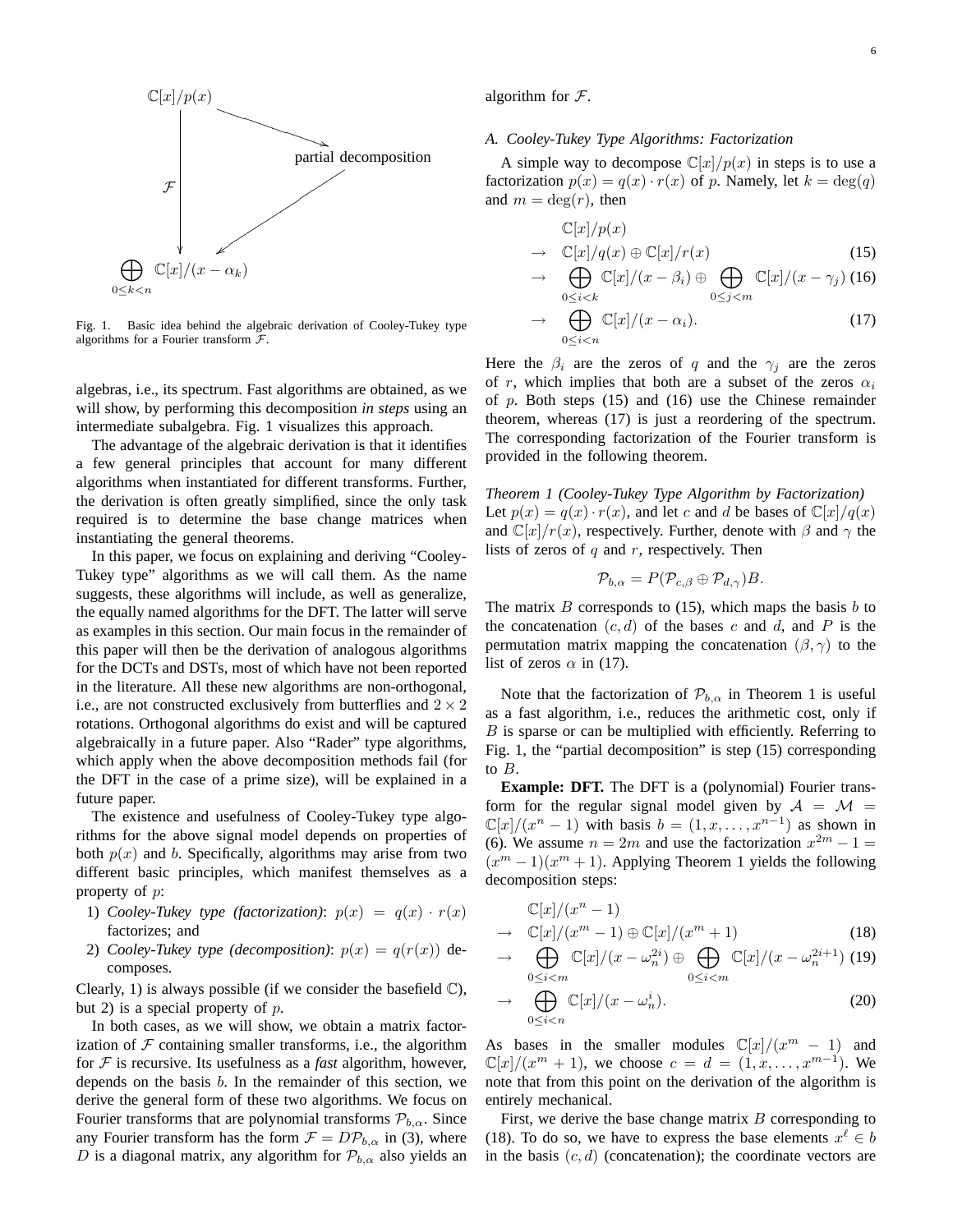$$\begin{array}{ccc} \mathbb{C}[x]/p(x) & \longrightarrow & \text{partial decomposition} \\ \downarrow \mathcal{F} & \swarrow & \\ \bigoplus_{0\leq k<n} \mathbb{C}[x]/(x-\alpha_k) & & \end{array}$$

Fig. 1. Basic idea behind the algebraic derivation of Cooley-Tukey type algorithms for a Fourier transform $\mathcal{F}$.

algebras, i.e., its spectrum. Fast algorithms are obtained, as we will show, by performing this decomposition *in steps* using an intermediate subalgebra. Fig. 1 visualizes this approach.

The advantage of the algebraic derivation is that it identifies a few general principles that account for many different algorithms when instantiated for different transforms. Further, the derivation is often greatly simplified, since the only task required is to determine the base change matrices when instantiating the general theorems.

In this paper, we focus on explaining and deriving "Cooley-Tukey type" algorithms as we will call them. As the name suggests, these algorithms will include, as well as generalize, the equally named algorithms for the DFT. The latter will serve as examples in this section. Our main focus in the remainder of this paper will then be the derivation of analogous algorithms for the DCTs and DSTs, most of which have not been reported in the literature. All these new algorithms are non-orthogonal, i.e., are not constructed exclusively from butterflies and $2 \times 2$ rotations. Orthogonal algorithms do exist and will be captured algebraically in a future paper. Also "Rader" type algorithms, which apply when the above decomposition methods fail (for the DFT in the case of a prime size), will be explained in a future paper.

The existence and usefulness of Cooley-Tukey type algorithms for the above signal model depends on properties of both $p(x)$ and $b$. Specifically, algorithms may arise from two different basic principles, which manifest themselves as a property of $p$:

1) *Cooley-Tukey type (factorization)*: $p(x) = q(x) \cdot r(x)$ factorizes; and
2) *Cooley-Tukey type (decomposition)*: $p(x) = q(r(x))$ decomposes.

Clearly, 1) is always possible (if we consider the basefield $\mathbb{C}$), but 2) is a special property of $p$.

In both cases, as we will show, we obtain a matrix factorization of $\mathcal{F}$ containing smaller transforms, i.e., the algorithm for $\mathcal{F}$ is recursive. Its usefulness as a *fast* algorithm, however, depends on the basis $b$. In the remainder of this section, we derive the general form of these two algorithms. We focus on Fourier transforms that are polynomial transforms $\mathcal{P}_{b,\alpha}$. Since any Fourier transform has the form $\mathcal{F} = D\mathcal{P}_{b,\alpha}$ in (3), where $D$ is a diagonal matrix, any algorithm for $\mathcal{P}_{b,\alpha}$ also yields an algorithm for $\mathcal{F}$.

### A. Cooley-Tukey Type Algorithms: Factorization

A simple way to decompose $\mathbb{C}[x]/p(x)$ in steps is to use a factorization $p(x) = q(x) \cdot r(x)$ of $p$. Namely, let $k = \deg(q)$ and $m = \deg(r)$, then

$$\begin{aligned} & \mathbb{C}[x]/p(x) \\ \to\ & \mathbb{C}[x]/q(x) \oplus \mathbb{C}[x]/r(x) \qquad (15) \\ \to\ & \bigoplus_{0\leq i<k} \mathbb{C}[x]/(x-\beta_i) \oplus \bigoplus_{0\leq j<m} \mathbb{C}[x]/(x-\gamma_j) \qquad (16) \\ \to\ & \bigoplus_{0\leq i<n} \mathbb{C}[x]/(x-\alpha_i). \qquad (17) \end{aligned}$$

Here the $\beta_i$ are the zeros of $q$ and the $\gamma_j$ are the zeros of $r$, which implies that both are a subset of the zeros $\alpha_i$ of $p$. Both steps (15) and (16) use the Chinese remainder theorem, whereas (17) is just a reordering of the spectrum. The corresponding factorization of the Fourier transform is provided in the following theorem.

*Theorem 1 (Cooley-Tukey Type Algorithm by Factorization)* Let $p(x) = q(x) \cdot r(x)$, and let $c$ and $d$ be bases of $\mathbb{C}[x]/q(x)$ and $\mathbb{C}[x]/r(x)$, respectively. Further, denote with $\beta$ and $\gamma$ the lists of zeros of $q$ and $r$, respectively. Then

$$\mathcal{P}_{b,\alpha} = P(\mathcal{P}_{c,\beta} \oplus \mathcal{P}_{d,\gamma})B.$$

The matrix $B$ corresponds to (15), which maps the basis $b$ to the concatenation $(c, d)$ of the bases $c$ and $d$, and $P$ is the permutation matrix mapping the concatenation $(\beta, \gamma)$ to the list of zeros $\alpha$ in (17).

Note that the factorization of $\mathcal{P}_{b,\alpha}$ in Theorem 1 is useful as a fast algorithm, i.e., reduces the arithmetic cost, only if $B$ is sparse or can be multiplied with efficiently. Referring to Fig. 1, the "partial decomposition" is step (15) corresponding to $B$.

**Example: DFT.** The DFT is a (polynomial) Fourier transform for the regular signal model given by $\mathcal{A} = \mathcal{M} = \mathbb{C}[x]/(x^n - 1)$ with basis $b = (1, x, \dots, x^{n-1})$ as shown in (6). We assume $n = 2m$ and use the factorization $x^{2m} - 1 = (x^m - 1)(x^m + 1)$. Applying Theorem 1 yields the following decomposition steps:

$$\begin{aligned} & \mathbb{C}[x]/(x^n - 1) \\ \to\ & \mathbb{C}[x]/(x^m - 1) \oplus \mathbb{C}[x]/(x^m + 1) \qquad (18) \\ \to\ & \bigoplus_{0\leq i<m} \mathbb{C}[x]/(x-\omega_n^{2i}) \oplus \bigoplus_{0\leq i<m} \mathbb{C}[x]/(x-\omega_n^{2i+1}) \qquad (19) \\ \to\ & \bigoplus_{0\leq i<n} \mathbb{C}[x]/(x-\omega_n^{i}). \qquad (20) \end{aligned}$$

As bases in the smaller modules $\mathbb{C}[x]/(x^m - 1)$ and $\mathbb{C}[x]/(x^m + 1)$, we choose $c = d = (1, x, \dots, x^{m-1})$. We note that from this point on the derivation of the algorithm is entirely mechanical.

First, we derive the base change matrix $B$ corresponding to (18). To do so, we have to express the base elements $x^\ell \in b$ in the basis $(c, d)$ (concatenation); the coordinate vectors are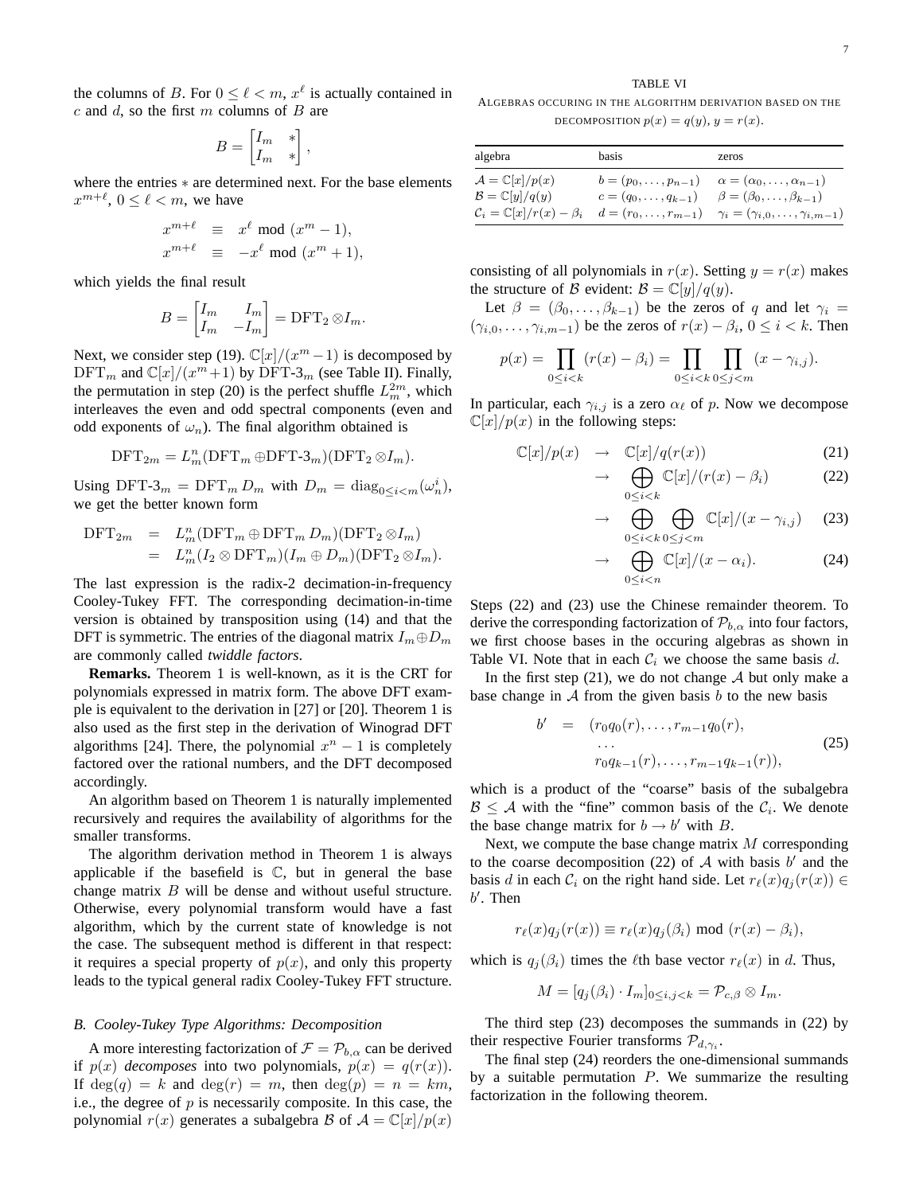the columns of $B$. For $0 \leq \ell < m$, $x^\ell$ is actually contained in $c$ and $d$, so the first $m$ columns of $B$ are

$$B = \begin{bmatrix} I_m & * \\ I_m & * \end{bmatrix},$$

where the entries $*$ are determined next. For the base elements $x^{m+\ell}$, $0 \leq \ell < m$, we have

$$\begin{aligned} x^{m+\ell} &\equiv x^\ell \bmod (x^m - 1), \\ x^{m+\ell} &\equiv -x^\ell \bmod (x^m + 1), \end{aligned}$$

which yields the final result

$$B = \begin{bmatrix} I_m & I_m \\ I_m & -I_m \end{bmatrix} = \mathrm{DFT}_2 \otimes I_m.$$

Next, we consider step (19). $\mathbb{C}[x]/(x^m - 1)$ is decomposed by $\mathrm{DFT}_m$ and $\mathbb{C}[x]/(x^m + 1)$ by DFT-3$_m$ (see Table II). Finally, the permutation in step (20) is the perfect shuffle $L^{2m}_m$, which interleaves the even and odd spectral components (even and odd exponents of $\omega_n$). The final algorithm obtained is

$$\mathrm{DFT}_{2m} = L^n_m(\mathrm{DFT}_m \oplus \text{DFT-3}_m)(\mathrm{DFT}_2 \otimes I_m).$$

Using $\text{DFT-3}_m = \mathrm{DFT}_m D_m$ with $D_m = \mathrm{diag}_{0 \leq i < m}(\omega_n^i)$, we get the better known form

$$\begin{aligned} \mathrm{DFT}_{2m} &= L^n_m(\mathrm{DFT}_m \oplus \mathrm{DFT}_m D_m)(\mathrm{DFT}_2 \otimes I_m) \\ &= L^n_m(I_2 \otimes \mathrm{DFT}_m)(I_m \oplus D_m)(\mathrm{DFT}_2 \otimes I_m). \end{aligned}$$

The last expression is the radix-2 decimation-in-frequency Cooley-Tukey FFT. The corresponding decimation-in-time version is obtained by transposition using (14) and that the DFT is symmetric. The entries of the diagonal matrix $I_m \oplus D_m$ are commonly called *twiddle factors*.

**Remarks.** Theorem 1 is well-known, as it is the CRT for polynomials expressed in matrix form. The above DFT example is equivalent to the derivation in [27] or [20]. Theorem 1 is also used as the first step in the derivation of Winograd DFT algorithms [24]. There, the polynomial $x^n - 1$ is completely factored over the rational numbers, and the DFT decomposed accordingly.

An algorithm based on Theorem 1 is naturally implemented recursively and requires the availability of algorithms for the smaller transforms.

The algorithm derivation method in Theorem 1 is always applicable if the basefield is $\mathbb{C}$, but in general the base change matrix $B$ will be dense and without useful structure. Otherwise, every polynomial transform would have a fast algorithm, which by the current state of knowledge is not the case. The subsequent method is different in that respect: it requires a special property of $p(x)$, and only this property leads to the typical general radix Cooley-Tukey FFT structure.

### B. Cooley-Tukey Type Algorithms: Decomposition

A more interesting factorization of $\mathcal{F} = \mathcal{P}_{b,\alpha}$ can be derived if $p(x)$ *decomposes* into two polynomials, $p(x) = q(r(x))$. If $\deg(q) = k$ and $\deg(r) = m$, then $\deg(p) = n = km$, i.e., the degree of $p$ is necessarily composite. In this case, the polynomial $r(x)$ generates a subalgebra $\mathcal{B}$ of $\mathcal{A} = \mathbb{C}[x]/p(x)$ consisting of all polynomials in $r(x)$. Setting $y = r(x)$ makes the structure of $\mathcal{B}$ evident: $\mathcal{B} = \mathbb{C}[y]/q(y)$.

TABLE VI
ALGEBRAS OCCURING IN THE ALGORITHM DERIVATION BASED ON THE DECOMPOSITION $p(x) = q(y)$, $y = r(x)$.

| algebra | basis | zeros |
|---|---|---|
| $\mathcal{A} = \mathbb{C}[x]/p(x)$ | $b = (p_0, \ldots, p_{n-1})$ | $\alpha = (\alpha_0, \ldots, \alpha_{n-1})$ |
| $\mathcal{B} = \mathbb{C}[y]/q(y)$ | $c = (q_0, \ldots, q_{k-1})$ | $\beta = (\beta_0, \ldots, \beta_{k-1})$ |
| $\mathcal{C}_i = \mathbb{C}[x]/r(x) - \beta_i$ | $d = (r_0, \ldots, r_{m-1})$ | $\gamma_i = (\gamma_{i,0}, \ldots, \gamma_{i,m-1})$ |

Let $\beta = (\beta_0, \ldots, \beta_{k-1})$ be the zeros of $q$ and let $\gamma_i = (\gamma_{i,0}, \ldots, \gamma_{i,m-1})$ be the zeros of $r(x) - \beta_i$, $0 \leq i < k$. Then

$$p(x) = \prod_{0 \leq i < k} (r(x) - \beta_i) = \prod_{0 \leq i < k} \prod_{0 \leq j < m} (x - \gamma_{i,j}).$$

In particular, each $\gamma_{i,j}$ is a zero $\alpha_\ell$ of $p$. Now we decompose $\mathbb{C}[x]/p(x)$ in the following steps:

$$\begin{aligned} \mathbb{C}[x]/p(x) &\rightarrow \mathbb{C}[x]/q(r(x)) && (21) \\ &\rightarrow \bigoplus_{0 \leq i < k} \mathbb{C}[x]/(r(x) - \beta_i) && (22) \\ &\rightarrow \bigoplus_{0 \leq i < k} \bigoplus_{0 \leq j < m} \mathbb{C}[x]/(x - \gamma_{i,j}) && (23) \\ &\rightarrow \bigoplus_{0 \leq i < n} \mathbb{C}[x]/(x - \alpha_i). && (24) \end{aligned}$$

Steps (22) and (23) use the Chinese remainder theorem. To derive the corresponding factorization of $\mathcal{P}_{b,\alpha}$ into four factors, we first choose bases in the occuring algebras as shown in Table VI. Note that in each $\mathcal{C}_i$ we choose the same basis $d$.

In the first step (21), we do not change $\mathcal{A}$ but only make a base change in $\mathcal{A}$ from the given basis $b$ to the new basis

$$\begin{aligned} b' = \; & (r_0 q_0(r), \ldots, r_{m-1} q_0(r), \\ & \ldots \\ & r_0 q_{k-1}(r), \ldots, r_{m-1} q_{k-1}(r)), \end{aligned} \qquad (25)$$

which is a product of the "coarse" basis of the subalgebra $\mathcal{B} \leq \mathcal{A}$ with the "fine" common basis of the $\mathcal{C}_i$. We denote the base change matrix for $b \rightarrow b'$ with $B$.

Next, we compute the base change matrix $M$ corresponding to the coarse decomposition (22) of $\mathcal{A}$ with basis $b'$ and the basis $d$ in each $\mathcal{C}_i$ on the right hand side. Let $r_\ell(x) q_j(r(x)) \in b'$. Then

$$r_\ell(x) q_j(r(x)) \equiv r_\ell(x) q_j(\beta_i) \bmod (r(x) - \beta_i),$$

which is $q_j(\beta_i)$ times the $\ell$th base vector $r_\ell(x)$ in $d$. Thus,

$$M = [q_j(\beta_i) \cdot I_m]_{0 \leq i,j < k} = \mathcal{P}_{c,\beta} \otimes I_m.$$

The third step (23) decomposes the summands in (22) by their respective Fourier transforms $\mathcal{P}_{d,\gamma_i}$.

The final step (24) reorders the one-dimensional summands by a suitable permutation $P$. We summarize the resulting factorization in the following theorem.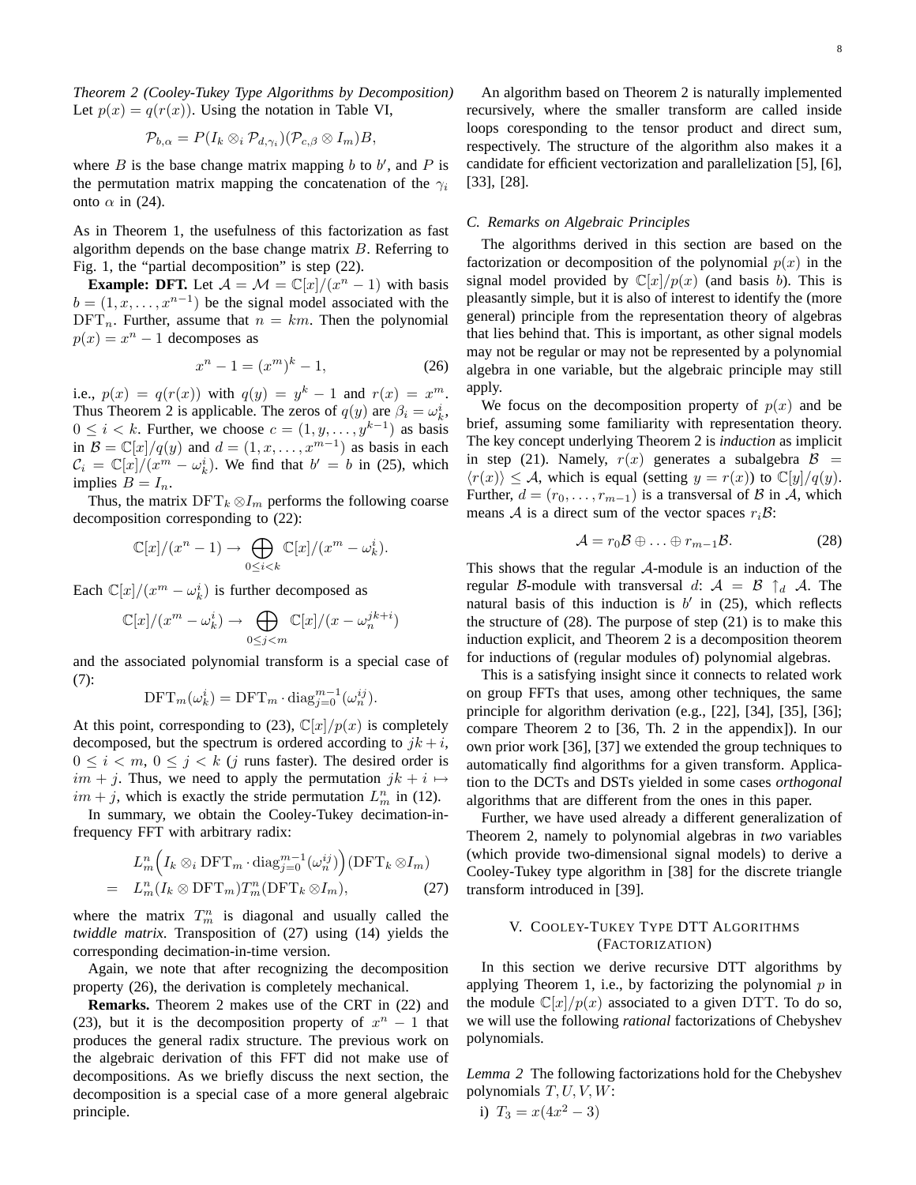*Theorem 2 (Cooley-Tukey Type Algorithms by Decomposition)* Let $p(x) = q(r(x))$. Using the notation in Table VI,

$$\mathcal{P}_{b,\alpha} = P(I_k \otimes_i \mathcal{P}_{d,\gamma_i})(\mathcal{P}_{c,\beta} \otimes I_m)B,$$

where $B$ is the base change matrix mapping $b$ to $b'$, and $P$ is the permutation matrix mapping the concatenation of the $\gamma_i$ onto $\alpha$ in (24).

As in Theorem 1, the usefulness of this factorization as fast algorithm depends on the base change matrix $B$. Referring to Fig. 1, the "partial decomposition" is step (22).

**Example: DFT.** Let $\mathcal{A} = \mathcal{M} = \mathbb{C}[x]/(x^n - 1)$ with basis $b = (1, x, \ldots, x^{n-1})$ be the signal model associated with the $\mathrm{DFT}_n$. Further, assume that $n = km$. Then the polynomial $p(x) = x^n - 1$ decomposes as

$$x^n - 1 = (x^m)^k - 1, \tag{26}$$

i.e., $p(x) = q(r(x))$ with $q(y) = y^k - 1$ and $r(x) = x^m$. Thus Theorem 2 is applicable. The zeros of $q(y)$ are $\beta_i = \omega_k^i$, $0 \leq i < k$. Further, we choose $c = (1, y, \ldots, y^{k-1})$ as basis in $\mathcal{B} = \mathbb{C}[x]/q(y)$ and $d = (1, x, \ldots, x^{m-1})$ as basis in each $\mathcal{C}_i = \mathbb{C}[x]/(x^m - \omega_k^i)$. We find that $b' = b$ in (25), which implies $B = I_n$.

Thus, the matrix $\mathrm{DFT}_k \otimes I_m$ performs the following coarse decomposition corresponding to (22):

$$\mathbb{C}[x]/(x^n - 1) \to \bigoplus_{0 \leq i < k} \mathbb{C}[x]/(x^m - \omega_k^i).$$

Each $\mathbb{C}[x]/(x^m - \omega_k^i)$ is further decomposed as

$$\mathbb{C}[x]/(x^m - \omega_k^i) \to \bigoplus_{0 \leq j < m} \mathbb{C}[x]/(x - \omega_n^{jk+i})$$

and the associated polynomial transform is a special case of (7):

$$\mathrm{DFT}_m(\omega_k^i) = \mathrm{DFT}_m \cdot \mathrm{diag}_{j=0}^{m-1}(\omega_n^{ij}).$$

At this point, corresponding to (23), $\mathbb{C}[x]/p(x)$ is completely decomposed, but the spectrum is ordered according to $jk + i$, $0 \leq i < m$, $0 \leq j < k$ ($j$ runs faster). The desired order is $im + j$. Thus, we need to apply the permutation $jk + i \mapsto im + j$, which is exactly the stride permutation $L_m^n$ in (12).

In summary, we obtain the Cooley-Tukey decimation-in-frequency FFT with arbitrary radix:

$$\begin{aligned}
& L_m^n \Big( I_k \otimes_i \mathrm{DFT}_m \cdot \mathrm{diag}_{j=0}^{m-1}(\omega_n^{ij}) \Big) (\mathrm{DFT}_k \otimes I_m) \\
= \quad & L_m^n (I_k \otimes \mathrm{DFT}_m) T_m^n (\mathrm{DFT}_k \otimes I_m),
\end{aligned} \tag{27}$$

where the matrix $T_m^n$ is diagonal and usually called the *twiddle matrix*. Transposition of (27) using (14) yields the corresponding decimation-in-time version.

Again, we note that after recognizing the decomposition property (26), the derivation is completely mechanical.

**Remarks.** Theorem 2 makes use of the CRT in (22) and (23), but it is the decomposition property of $x^n - 1$ that produces the general radix structure. The previous work on the algebraic derivation of this FFT did not make use of decompositions. As we briefly discuss the next section, the decomposition is a special case of a more general algebraic principle.

An algorithm based on Theorem 2 is naturally implemented recursively, where the smaller transform are called inside loops coresponding to the tensor product and direct sum, respectively. The structure of the algorithm also makes it a candidate for efficient vectorization and parallelization [5], [6], [33], [28].

### C. Remarks on Algebraic Principles

The algorithms derived in this section are based on the factorization or decomposition of the polynomial $p(x)$ in the signal model provided by $\mathbb{C}[x]/p(x)$ (and basis $b$). This is pleasantly simple, but it is also of interest to identify the (more general) principle from the representation theory of algebras that lies behind that. This is important, as other signal models may not be regular or may not be represented by a polynomial algebra in one variable, but the algebraic principle may still apply.

We focus on the decomposition property of $p(x)$ and be brief, assuming some familiarity with representation theory. The key concept underlying Theorem 2 is *induction* as implicit in step (21). Namely, $r(x)$ generates a subalgebra $\mathcal{B} = \langle r(x) \rangle \leq \mathcal{A}$, which is equal (setting $y = r(x)$) to $\mathbb{C}[y]/q(y)$. Further, $d = (r_0, \ldots, r_{m-1})$ is a transversal of $\mathcal{B}$ in $\mathcal{A}$, which means $\mathcal{A}$ is a direct sum of the vector spaces $r_i\mathcal{B}$:

$$\mathcal{A} = r_0\mathcal{B} \oplus \ldots \oplus r_{m-1}\mathcal{B}. \tag{28}$$

This shows that the regular $\mathcal{A}$-module is an induction of the regular $\mathcal{B}$-module with transversal $d$: $\mathcal{A} = \mathcal{B} \uparrow_d \mathcal{A}$. The natural basis of this induction is $b'$ in (25), which reflects the structure of (28). The purpose of step (21) is to make this induction explicit, and Theorem 2 is a decomposition theorem for inductions of (regular modules of) polynomial algebras.

This is a satisfying insight since it connects to related work on group FFTs that uses, among other techniques, the same principle for algorithm derivation (e.g., [22], [34], [35], [36]; compare Theorem 2 to [36, Th. 2 in the appendix]). In our own prior work [36], [37] we extended the group techniques to automatically find algorithms for a given transform. Application to the DCTs and DSTs yielded in some cases *orthogonal* algorithms that are different from the ones in this paper.

Further, we have used already a different generalization of Theorem 2, namely to polynomial algebras in *two* variables (which provide two-dimensional signal models) to derive a Cooley-Tukey type algorithm in [38] for the discrete triangle transform introduced in [39].

## V. Cooley-Tukey Type DTT Algorithms (Factorization)

In this section we derive recursive DTT algorithms by applying Theorem 1, i.e., by factorizing the polynomial $p$ in the module $\mathbb{C}[x]/p(x)$ associated to a given DTT. To do so, we will use the following *rational* factorizations of Chebyshev polynomials.

*Lemma 2* The following factorizations hold for the Chebyshev polynomials $T, U, V, W$:

i) $T_3 = x(4x^2 - 3)$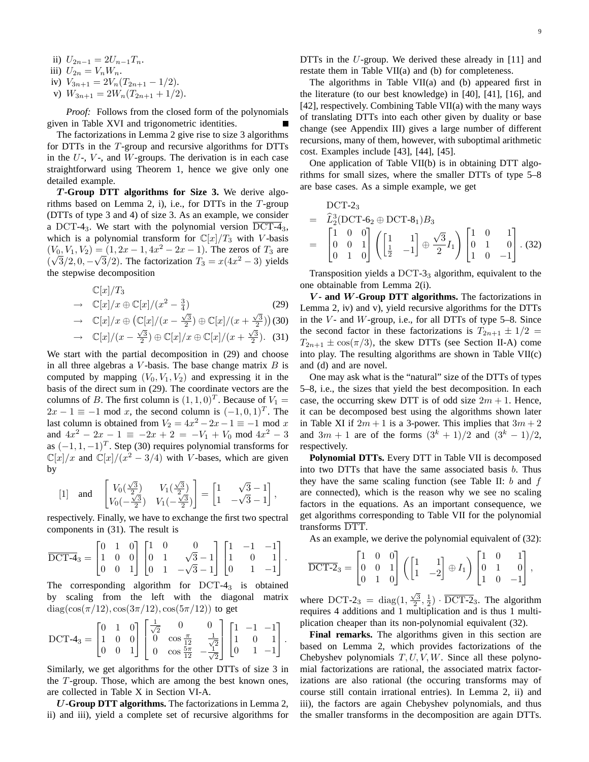ii) $U_{2n-1} = 2U_{n-1}T_n$.
iii) $U_{2n} = V_n W_n$.
iv) $V_{3n+1} = 2V_n(T_{2n+1} - 1/2)$.
v) $W_{3n+1} = 2W_n(T_{2n+1} + 1/2)$.

*Proof:* Follows from the closed form of the polynomials given in Table XVI and trigonometric identities. ∎

The factorizations in Lemma 2 give rise to size 3 algorithms for DTTs in the $T$-group and recursive algorithms for DTTs in the $U$-, $V$-, and $W$-groups. The derivation is in each case straightforward using Theorem 1, hence we give only one detailed example.

***T*-Group DTT algorithms for Size 3.** We derive algorithms based on Lemma 2, i), i.e., for DTTs in the $T$-group (DTTs of type 3 and 4) of size 3. As an example, we consider a $\mathrm{DCT\text{-}4}_3$. We start with the polynomial version $\overline{\mathrm{DCT\text{-}4}}_3$, which is a polynomial transform for $\mathbb{C}[x]/T_3$ with $V$-basis $(V_0, V_1, V_2) = (1, 2x-1, 4x^2-2x-1)$. The zeros of $T_3$ are $(\sqrt{3}/2, 0, -\sqrt{3}/2)$. The factorization $T_3 = x(4x^2-3)$ yields the stepwise decomposition

$$
\begin{aligned}
& \mathbb{C}[x]/T_3 \\
\rightarrow \quad & \mathbb{C}[x]/x \oplus \mathbb{C}[x]/(x^2 - \tfrac{3}{4}) & (29)\\
\rightarrow \quad & \mathbb{C}[x]/x \oplus \big(\mathbb{C}[x]/(x - \tfrac{\sqrt{3}}{2}) \oplus \mathbb{C}[x]/(x + \tfrac{\sqrt{3}}{2})\big) & (30)\\
\rightarrow \quad & \mathbb{C}[x]/(x - \tfrac{\sqrt{3}}{2}) \oplus \mathbb{C}[x]/x \oplus \mathbb{C}[x]/(x + \tfrac{\sqrt{3}}{2}). & (31)
\end{aligned}
$$

We start with the partial decomposition in (29) and choose in all three algebras a $V$-basis. The base change matrix $B$ is computed by mapping $(V_0, V_1, V_2)$ and expressing it in the basis of the direct sum in (29). The coordinate vectors are the columns of $B$. The first column is $(1,1,0)^T$. Because of $V_1 = 2x - 1 \equiv -1 \bmod x$, the second column is $(-1,0,1)^T$. The last column is obtained from $V_2 = 4x^2 - 2x - 1 \equiv -1 \bmod x$ and $4x^2 - 2x - 1 \equiv -2x + 2 = -V_1 + V_0 \bmod 4x^2 - 3$ as $(-1,1,-1)^T$. Step (30) requires polynomial transforms for $\mathbb{C}[x]/x$ and $\mathbb{C}[x]/(x^2 - 3/4)$ with $V$-bases, which are given by

$$
[1] \quad \text{and} \quad \begin{bmatrix} V_0(\frac{\sqrt{3}}{2}) & V_1(\frac{\sqrt{3}}{2}) \\ V_0(-\frac{\sqrt{3}}{2}) & V_1(-\frac{\sqrt{3}}{2}) \end{bmatrix} = \begin{bmatrix} 1 & \sqrt{3}-1 \\ 1 & -\sqrt{3}-1 \end{bmatrix},
$$

respectively. Finally, we have to exchange the first two spectral components in (31). The result is

$$
\overline{\mathrm{DCT\text{-}4}}_3 = \begin{bmatrix} 0 & 1 & 0 \\ 1 & 0 & 0 \\ 0 & 0 & 1 \end{bmatrix} \begin{bmatrix} 1 & 0 & 0 \\ 0 & 1 & \sqrt{3}-1 \\ 0 & 1 & -\sqrt{3}-1 \end{bmatrix} \begin{bmatrix} 1 & -1 & -1 \\ 1 & 0 & 1 \\ 0 & 1 & -1 \end{bmatrix}.
$$

The corresponding algorithm for $\mathrm{DCT\text{-}4}_3$ is obtained by scaling from the left with the diagonal matrix $\mathrm{diag}(\cos(\pi/12), \cos(3\pi/12), \cos(5\pi/12))$ to get

$$
\mathrm{DCT\text{-}4}_3 = \begin{bmatrix} 0 & 1 & 0 \\ 1 & 0 & 0 \\ 0 & 0 & 1 \end{bmatrix} \begin{bmatrix} \frac{1}{\sqrt{2}} & 0 & 0 \\ 0 & \cos\frac{\pi}{12} & \frac{1}{\sqrt{2}} \\ 0 & \cos\frac{5\pi}{12} & -\frac{1}{\sqrt{2}} \end{bmatrix} \begin{bmatrix} 1 & -1 & -1 \\ 1 & 0 & 1 \\ 0 & 1 & -1 \end{bmatrix}.
$$

Similarly, we get algorithms for the other DTTs of size 3 in the $T$-group. Those, which are among the best known ones, are collected in Table X in Section VI-A.

***U*-Group DTT algorithms.** The factorizations in Lemma 2, ii) and iii), yield a complete set of recursive algorithms for DTTs in the $U$-group. We derived these already in [11] and restate them in Table VII(a) and (b) for completeness.

The algorithms in Table VII(a) and (b) appeared first in the literature (to our best knowledge) in [40], [41], [16], and [42], respectively. Combining Table VII(a) with the many ways of translating DTTs into each other given by duality or base change (see Appendix III) gives a large number of different recursions, many of them, however, with suboptimal arithmetic cost. Examples include [43], [44], [45].

One application of Table VII(b) is in obtaining DTT algorithms for small sizes, where the smaller DTTs of type 5–8 are base cases. As a simple example, we get

$$
\begin{aligned}
& \mathrm{DCT\text{-}2}_3 \\
= \quad & \widehat{L}_2^3(\mathrm{DCT\text{-}6}_2 \oplus \mathrm{DCT\text{-}8}_1)B_3 \\
= \quad & \begin{bmatrix} 1 & 0 & 0 \\ 0 & 0 & 1 \\ 0 & 1 & 0 \end{bmatrix} \left( \begin{bmatrix} 1 & 1 \\ \frac{1}{2} & -1 \end{bmatrix} \oplus \frac{\sqrt{3}}{2} I_1 \right) \begin{bmatrix} 1 & 0 & 1 \\ 0 & 1 & 0 \\ 1 & 0 & -1 \end{bmatrix}. \quad (32)
\end{aligned}
$$

Transposition yields a $\mathrm{DCT\text{-}3}_3$ algorithm, equivalent to the one obtainable from Lemma 2(i).

***V*- and *W*-Group DTT algorithms.** The factorizations in Lemma 2, iv) and v), yield recursive algorithms for the DTTs in the $V$- and $W$-group, i.e., for all DTTs of type 5–8. Since the second factor in these factorizations is $T_{2n+1} \pm 1/2 = T_{2n+1} \pm \cos(\pi/3)$, the skew DTTs (see Section II-A) come into play. The resulting algorithms are shown in Table VII(c) and (d) and are novel.

One may ask what is the "natural" size of the DTTs of types 5–8, i.e., the sizes that yield the best decomposition. In each case, the occurring skew DTT is of odd size $2m+1$. Hence, it can be decomposed best using the algorithms shown later in Table XI if $2m+1$ is a 3-power. This implies that $3m+2$ and $3m+1$ are of the forms $(3^k+1)/2$ and $(3^k-1)/2$, respectively.

**Polynomial DTTs.** Every DTT in Table VII is decomposed into two DTTs that have the same associated basis $b$. Thus they have the same scaling function (see Table II: $b$ and $f$ are connected), which is the reason why we see no scaling factors in the equations. As an important consequence, we get algorithms corresponding to Table VII for the polynomial transforms $\overline{\mathrm{DTT}}$.

As an example, we derive the polynomial equivalent of (32):

$$
\overline{\mathrm{DCT\text{-}2}}_3 = \begin{bmatrix} 1 & 0 & 0 \\ 0 & 0 & 1 \\ 0 & 1 & 0 \end{bmatrix} \left( \begin{bmatrix} 1 & 1 \\ 1 & -2 \end{bmatrix} \oplus I_1 \right) \begin{bmatrix} 1 & 0 & 1 \\ 0 & 1 & 0 \\ 1 & 0 & -1 \end{bmatrix},
$$

where $\mathrm{DCT\text{-}2}_3 = \mathrm{diag}(1, \frac{\sqrt{3}}{2}, \frac{1}{2}) \cdot \overline{\mathrm{DCT\text{-}2}}_3$. The algorithm requires 4 additions and 1 multiplication and is thus 1 multiplication cheaper than its non-polynomial equivalent (32).

**Final remarks.** The algorithms given in this section are based on Lemma 2, which provides factorizations of the Chebyshev polynomials $T, U, V, W$. Since all these polynomial factorizations are rational, the associated matrix factorizations are also rational (the occuring transforms may of course still contain irrational entries). In Lemma 2, ii) and iii), the factors are again Chebyshev polynomials, and thus the smaller transforms in the decomposition are again DTTs.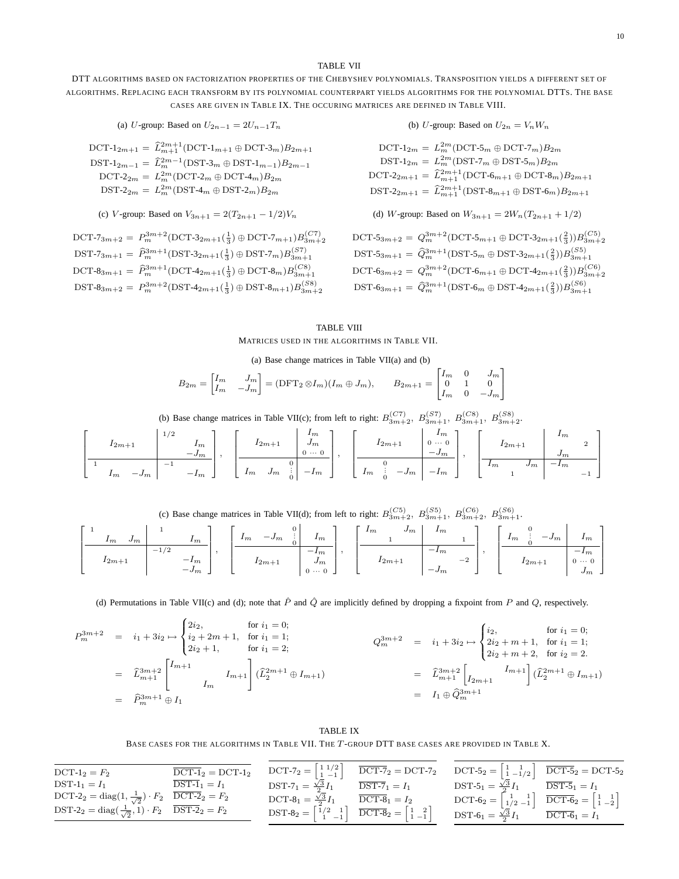TABLE VII

DTT ALGORITHMS BASED ON FACTORIZATION PROPERTIES OF THE CHEBYSHEV POLYNOMIALS. TRANSPOSITION YIELDS A DIFFERENT SET OF ALGORITHMS. REPLACING EACH TRANSFORM BY ITS POLYNOMIAL COUNTERPART YIELDS ALGORITHMS FOR THE POLYNOMIAL DTTS. THE BASE CASES ARE GIVEN IN TABLE IX. THE OCCURING MATRICES ARE DEFINED IN TABLE VIII.

(a) $U$-group: Based on $U_{2n-1} = 2U_{n-1}T_n$

$$
\begin{aligned}
\text{DCT-1}_{2m+1} &= \widehat{L}^{2m+1}_{m+1}(\text{DCT-1}_{m+1} \oplus \text{DCT-3}_m)B_{2m+1} \\
\text{DST-1}_{2m-1} &= \widehat{L}^{2m-1}_{m}(\text{DST-3}_{m} \oplus \text{DST-1}_{m-1})B_{2m-1} \\
\text{DCT-2}_{2m} &= L^{2m}_{m}(\text{DCT-2}_{m} \oplus \text{DCT-4}_m)B_{2m} \\
\text{DST-2}_{2m} &= L^{2m}_{m}(\text{DST-4}_{m} \oplus \text{DST-2}_m)B_{2m}
\end{aligned}
$$

(b) $U$-group: Based on $U_{2n} = V_n W_n$

$$
\begin{aligned}
\text{DCT-1}_{2m} &= L^{2m}_{m}(\text{DCT-5}_{m} \oplus \text{DCT-7}_m)B_{2m} \\
\text{DST-1}_{2m} &= L^{2m}_{m}(\text{DST-7}_{m} \oplus \text{DST-5}_m)B_{2m} \\
\text{DCT-2}_{2m+1} &= \widehat{L}^{2m+1}_{m+1}(\text{DCT-6}_{m+1} \oplus \text{DCT-8}_m)B_{2m+1} \\
\text{DST-2}_{2m+1} &= \widehat{L}^{2m+1}_{m+1}(\text{DST-8}_{m+1} \oplus \text{DST-6}_m)B_{2m+1}
\end{aligned}
$$

(c) $V$-group: Based on $V_{3n+1} = 2(T_{2n+1} - 1/2)V_n$

$$
\begin{aligned}
\text{DCT-7}_{3m+2} &= P^{3m+2}_{m}(\text{DCT-3}_{2m+1}(\tfrac{1}{3}) \oplus \text{DCT-7}_{m+1})B^{(C7)}_{3m+2} \\
\text{DST-7}_{3m+1} &= \widehat{P}^{3m+1}_{m}(\text{DST-3}_{2m+1}(\tfrac{1}{3}) \oplus \text{DST-7}_{m})B^{(S7)}_{3m+1} \\
\text{DCT-8}_{3m+1} &= \widehat{P}^{3m+1}_{m}(\text{DCT-4}_{2m+1}(\tfrac{1}{3}) \oplus \text{DCT-8}_{m})B^{(C8)}_{3m+1} \\
\text{DST-8}_{3m+2} &= P^{3m+2}_{m}(\text{DST-4}_{2m+1}(\tfrac{1}{3}) \oplus \text{DST-8}_{m+1})B^{(S8)}_{3m+2}
\end{aligned}
$$

(d) $W$-group: Based on $W_{3n+1} = 2W_n(T_{2n+1} + 1/2)$

$$
\begin{aligned}
\text{DCT-5}_{3m+2} &= Q^{3m+2}_{m}(\text{DCT-5}_{m+1} \oplus \text{DCT-3}_{2m+1}(\tfrac{2}{3}))B^{(C5)}_{3m+2} \\
\text{DST-5}_{3m+1} &= \widehat{Q}^{3m+1}_{m}(\text{DST-5}_{m} \oplus \text{DST-3}_{2m+1}(\tfrac{2}{3}))B^{(S5)}_{3m+1} \\
\text{DCT-6}_{3m+2} &= Q^{3m+2}_{m}(\text{DCT-6}_{m+1} \oplus \text{DCT-4}_{2m+1}(\tfrac{2}{3}))B^{(C6)}_{3m+2} \\
\text{DST-6}_{3m+1} &= \widehat{Q}^{3m+1}_{m}(\text{DST-6}_{m} \oplus \text{DST-4}_{2m+1}(\tfrac{2}{3}))B^{(S6)}_{3m+1}
\end{aligned}
$$

TABLE VIII

MATRICES USED IN THE ALGORITHMS IN TABLE VII.

(a) Base change matrices in Table VII(a) and (b)

$$
B_{2m} = \begin{bmatrix} I_m & J_m \\ I_m & -J_m \end{bmatrix} = (\text{DFT}_2 \otimes I_m)(I_m \oplus J_m), \qquad B_{2m+1} = \begin{bmatrix} I_m & 0 & J_m \\ 0 & 1 & 0 \\ I_m & 0 & -J_m \end{bmatrix}
$$

(b) Base change matrices in Table VII(c); from left to right: $B^{(C7)}_{3m+2}$, $B^{(S7)}_{3m+1}$, $B^{(C8)}_{3m+1}$, $B^{(S8)}_{3m+2}$.

$$
\left[\begin{array}{c|c} I_{2m+1} & \begin{matrix} 1/2 & \\ & I_m \\ & -J_m \end{matrix} \\ \hline \begin{matrix} 1 & & \\ & I_m & -J_m \end{matrix} & \begin{matrix} -1 & \\ & -I_m \end{matrix} \end{array}\right],\quad
\left[\begin{array}{c|c} I_{2m+1} & \begin{matrix} I_m \\ J_m \\ 0 \cdots 0 \end{matrix} \\ \hline \begin{matrix} I_m & J_m & \begin{smallmatrix} 0 \\ \vdots \\ 0 \end{smallmatrix} \end{matrix} & -I_m \end{array}\right],\quad
\left[\begin{array}{c|c} I_{2m+1} & \begin{matrix} I_m \\ 0 \cdots 0 \\ -J_m \end{matrix} \\ \hline \begin{matrix} I_m & \begin{smallmatrix} 0 \\ \vdots \\ 0 \end{smallmatrix} & -J_m \end{matrix} & -I_m \end{array}\right],\quad
\left[\begin{array}{c|c} I_{2m+1} & \begin{matrix} I_m & \\ & 2 \\ J_m & \end{matrix} \\ \hline \begin{matrix} I_m & & J_m \\ & 1 & \end{matrix} & \begin{matrix} -I_m & \\ & -1 \end{matrix} \end{array}\right]
$$

(c) Base change matrices in Table VII(d); from left to right: $B^{(C5)}_{3m+2}$, $B^{(S5)}_{3m+1}$, $B^{(C6)}_{3m+2}$, $B^{(S6)}_{3m+1}$.

$$
\left[\begin{array}{c|c} \begin{matrix} 1 & & \\ & I_m & J_m \end{matrix} & \begin{matrix} 1 & \\ & I_m \end{matrix} \\ \hline I_{2m+1} & \begin{matrix} -1/2 & \\ & -I_m \\ & -J_m \end{matrix} \end{array}\right],\quad
\left[\begin{array}{c|c} \begin{matrix} I_m & -J_m & \begin{smallmatrix} 0 \\ \vdots \\ 0 \end{smallmatrix} \end{matrix} & I_m \\ \hline I_{2m+1} & \begin{matrix} -I_m \\ J_m \\ 0 \cdots 0 \end{matrix} \end{array}\right],\quad
\left[\begin{array}{c|c} \begin{matrix} I_m & & J_m \\ & 1 & \end{matrix} & \begin{matrix} I_m & \\ & 1 \end{matrix} \\ \hline I_{2m+1} & \begin{matrix} -I_m & \\ & -2 \\ -J_m & \end{matrix} \end{array}\right],\quad
\left[\begin{array}{c|c} \begin{matrix} I_m & \begin{smallmatrix} 0 \\ \vdots \\ 0 \end{smallmatrix} & -J_m \end{matrix} & I_m \\ \hline I_{2m+1} & \begin{matrix} -I_m \\ 0 \cdots 0 \\ J_m \end{matrix} \end{array}\right]
$$

(d) Permutations in Table VII(c) and (d); note that $\hat{P}$ and $\hat{Q}$ are implicitly defined by dropping a fixpoint from $P$ and $Q$, respectively.

$$
\begin{aligned}
P^{3m+2}_{m} &= i_1 + 3i_2 \mapsto \begin{cases} 2i_2, & \text{for } i_1 = 0; \\ i_2 + 2m + 1, & \text{for } i_1 = 1; \\ 2i_2 + 1, & \text{for } i_1 = 2; \end{cases} \\
&= \widehat{L}^{3m+2}_{m+1} \begin{bmatrix} I_{m+1} & & \\ & & I_{m+1} \\ & I_m & \end{bmatrix} (\widehat{L}^{2m+1}_{2} \oplus I_{m+1}) \\
&= \widehat{P}^{3m+1}_{m} \oplus I_1
\end{aligned}
$$

$$
\begin{aligned}
Q^{3m+2}_{m} &= i_1 + 3i_2 \mapsto \begin{cases} i_2, & \text{for } i_1 = 0; \\ 2i_2 + m + 1, & \text{for } i_1 = 1; \\ 2i_2 + m + 2, & \text{for } i_2 = 2. \end{cases} \\
&= \widehat{L}^{3m+2}_{m+1} \begin{bmatrix} & I_{m+1} \\ I_{2m+1} & \end{bmatrix} (\widehat{L}^{2m+1}_{2} \oplus I_{m+1}) \\
&= I_1 \oplus \widehat{Q}^{3m+1}_{m}
\end{aligned}
$$

TABLE IX

BASE CASES FOR THE ALGORITHMS IN TABLE VII. THE $T$-GROUP DTT BASE CASES ARE PROVIDED IN TABLE X.

| | |
|---|---|
| $\text{DCT-1}_2 = F_2$ | $\overline{\text{DCT-1}}_2 = \text{DCT-1}_2$ |
| $\text{DST-1}_1 = I_1$ | $\overline{\text{DST-1}}_1 = I_1$ |
| $\text{DCT-2}_2 = \text{diag}(1, \frac{1}{\sqrt{2}}) \cdot F_2$ | $\overline{\text{DCT-2}}_2 = F_2$ |
| $\text{DST-2}_2 = \text{diag}(\frac{1}{\sqrt{2}}, 1) \cdot F_2$ | $\overline{\text{DST-2}}_2 = F_2$ |

| | |
|---|---|
| $\text{DCT-7}_2 = \begin{bmatrix} 1 & 1/2 \\ 1 & -1 \end{bmatrix}$ | $\overline{\text{DCT-7}}_2 = \text{DCT-7}_2$ |
| $\text{DST-7}_1 = \frac{\sqrt{3}}{2} I_1$ | $\overline{\text{DST-7}}_1 = I_1$ |
| $\text{DCT-8}_1 = \frac{\sqrt{3}}{2} I_1$ | $\overline{\text{DCT-8}}_1 = I_2$ |
| $\text{DST-8}_2 = \begin{bmatrix} 1/2 & 1 \\ 1 & -1 \end{bmatrix}$ | $\overline{\text{DCT-8}}_2 = \begin{bmatrix} 1 & 2 \\ 1 & -1 \end{bmatrix}$ |

| | |
|---|---|
| $\text{DCT-5}_2 = \begin{bmatrix} 1 & 1 \\ 1 & -1/2 \end{bmatrix}$ | $\overline{\text{DCT-5}}_2 = \text{DCT-5}_2$ |
| $\text{DST-5}_1 = \frac{\sqrt{3}}{2} I_1$ | $\overline{\text{DST-5}}_1 = I_1$ |
| $\text{DCT-6}_2 = \begin{bmatrix} 1 & 1 \\ 1/2 & -1 \end{bmatrix}$ | $\overline{\text{DCT-6}}_2 = \begin{bmatrix} 1 & 1 \\ 1 & -2 \end{bmatrix}$ |
| $\text{DST-6}_1 = \frac{\sqrt{3}}{2} I_1$ | $\overline{\text{DCT-6}}_1 = I_1$ |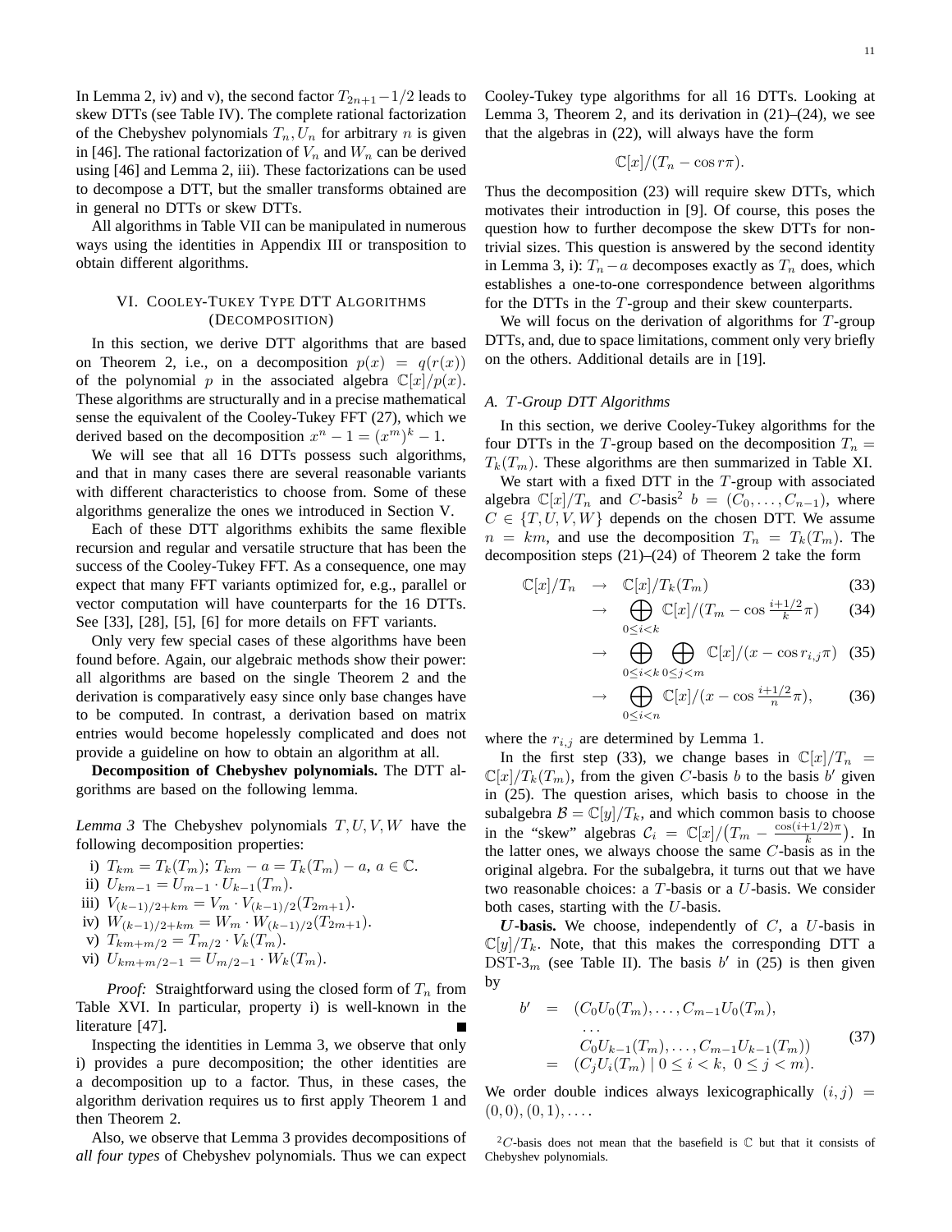In Lemma 2, iv) and v), the second factor $T_{2n+1} - 1/2$ leads to skew DTTs (see Table IV). The complete rational factorization of the Chebyshev polynomials $T_n, U_n$ for arbitrary $n$ is given in [46]. The rational factorization of $V_n$ and $W_n$ can be derived using [46] and Lemma 2, iii). These factorizations can be used to decompose a DTT, but the smaller transforms obtained are in general no DTTs or skew DTTs.

All algorithms in Table VII can be manipulated in numerous ways using the identities in Appendix III or transposition to obtain different algorithms.

## VI. Cooley-Tukey Type DTT Algorithms (Decomposition)

In this section, we derive DTT algorithms that are based on Theorem 2, i.e., on a decomposition $p(x) = q(r(x))$ of the polynomial $p$ in the associated algebra $\mathbb{C}[x]/p(x)$. These algorithms are structurally and in a precise mathematical sense the equivalent of the Cooley-Tukey FFT (27), which we derived based on the decomposition $x^n - 1 = (x^m)^k - 1$.

We will see that all 16 DTTs possess such algorithms, and that in many cases there are several reasonable variants with different characteristics to choose from. Some of these algorithms generalize the ones we introduced in Section V.

Each of these DTT algorithms exhibits the same flexible recursion and regular and versatile structure that has been the success of the Cooley-Tukey FFT. As a consequence, one may expect that many FFT variants optimized for, e.g., parallel or vector computation will have counterparts for the 16 DTTs. See [33], [28], [5], [6] for more details on FFT variants.

Only very few special cases of these algorithms have been found before. Again, our algebraic methods show their power: all algorithms are based on the single Theorem 2 and the derivation is comparatively easy since only base changes have to be computed. In contrast, a derivation based on matrix entries would become hopelessly complicated and does not provide a guideline on how to obtain an algorithm at all.

**Decomposition of Chebyshev polynomials.** The DTT algorithms are based on the following lemma.

*Lemma 3* The Chebyshev polynomials $T, U, V, W$ have the following decomposition properties:

i) $T_{km} = T_k(T_m)$; $T_{km} - a = T_k(T_m) - a$, $a \in \mathbb{C}$.
ii) $U_{km-1} = U_{m-1} \cdot U_{k-1}(T_m)$.
iii) $V_{(k-1)/2+km} = V_m \cdot V_{(k-1)/2}(T_{2m+1})$.
iv) $W_{(k-1)/2+km} = W_m \cdot W_{(k-1)/2}(T_{2m+1})$.
v) $T_{km+m/2} = T_{m/2} \cdot V_k(T_m)$.
vi) $U_{km+m/2-1} = U_{m/2-1} \cdot W_k(T_m)$.

*Proof:* Straightforward using the closed form of $T_n$ from Table XVI. In particular, property i) is well-known in the literature [47]. ∎

Inspecting the identities in Lemma 3, we observe that only i) provides a pure decomposition; the other identities are a decomposition up to a factor. Thus, in these cases, the algorithm derivation requires us to first apply Theorem 1 and then Theorem 2.

Also, we observe that Lemma 3 provides decompositions of *all four types* of Chebyshev polynomials. Thus we can expect Cooley-Tukey type algorithms for all 16 DTTs. Looking at Lemma 3, Theorem 2, and its derivation in (21)–(24), we see that the algebras in (22), will always have the form

$$\mathbb{C}[x]/(T_n - \cos r\pi).$$

Thus the decomposition (23) will require skew DTTs, which motivates their introduction in [9]. Of course, this poses the question how to further decompose the skew DTTs for nontrivial sizes. This question is answered by the second identity in Lemma 3, i): $T_n - a$ decomposes exactly as $T_n$ does, which establishes a one-to-one correspondence between algorithms for the DTTs in the $T$-group and their skew counterparts.

We will focus on the derivation of algorithms for $T$-group DTTs, and, due to space limitations, comment only very briefly on the others. Additional details are in [19].

### A. $T$-Group DTT Algorithms

In this section, we derive Cooley-Tukey algorithms for the four DTTs in the $T$-group based on the decomposition $T_n = T_k(T_m)$. These algorithms are then summarized in Table XI.

We start with a fixed DTT in the $T$-group with associated algebra $\mathbb{C}[x]/T_n$ and $C$-basis[2] $b = (C_0, \dots, C_{n-1})$, where $C \in \{T, U, V, W\}$ depends on the chosen DTT. We assume $n = km$, and use the decomposition $T_n = T_k(T_m)$. The decomposition steps (21)–(24) of Theorem 2 take the form

$$\begin{aligned}
\mathbb{C}[x]/T_n &\rightarrow \mathbb{C}[x]/T_k(T_m) && (33)\\
&\rightarrow \bigoplus_{0 \le i < k} \mathbb{C}[x]/(T_m - \cos \tfrac{i+1/2}{k}\pi) && (34)\\
&\rightarrow \bigoplus_{0 \le i < k} \bigoplus_{0 \le j < m} \mathbb{C}[x]/(x - \cos r_{i,j}\pi) && (35)\\
&\rightarrow \bigoplus_{0 \le i < n} \mathbb{C}[x]/(x - \cos \tfrac{i+1/2}{n}\pi), && (36)
\end{aligned}$$

where the $r_{i,j}$ are determined by Lemma 1.

In the first step (33), we change bases in $\mathbb{C}[x]/T_n = \mathbb{C}[x]/T_k(T_m)$, from the given $C$-basis $b$ to the basis $b'$ given in (25). The question arises, which basis to choose in the subalgebra $\mathcal{B} = \mathbb{C}[y]/T_k$, and which common basis to choose in the "skew" algebras $\mathcal{C}_i = \mathbb{C}[x]/\big(T_m - \frac{\cos(i+1/2)\pi}{k}\big)$. In the latter ones, we always choose the same $C$-basis as in the original algebra. For the subalgebra, it turns out that we have two reasonable choices: a $T$-basis or a $U$-basis. We consider both cases, starting with the $U$-basis.

***U*-basis.** We choose, independently of $C$, a $U$-basis in $\mathbb{C}[y]/T_k$. Note, that this makes the corresponding DTT a DST-3$_m$ (see Table II). The basis $b'$ in (25) is then given by

$$\begin{aligned}
b' &= (C_0 U_0(T_m), \dots, C_{m-1} U_0(T_m),\\
&\qquad \dots\\
&\qquad C_0 U_{k-1}(T_m), \dots, C_{m-1} U_{k-1}(T_m))\\
&= (C_j U_i(T_m) \mid 0 \le i < k,\ 0 \le j < m).
\end{aligned} \qquad (37)$$

We order double indices always lexicographically $(i, j) = (0, 0), (0, 1), \dots$.

[2] $C$-basis does not mean that the basefield is $\mathbb{C}$ but that it consists of Chebyshev polynomials.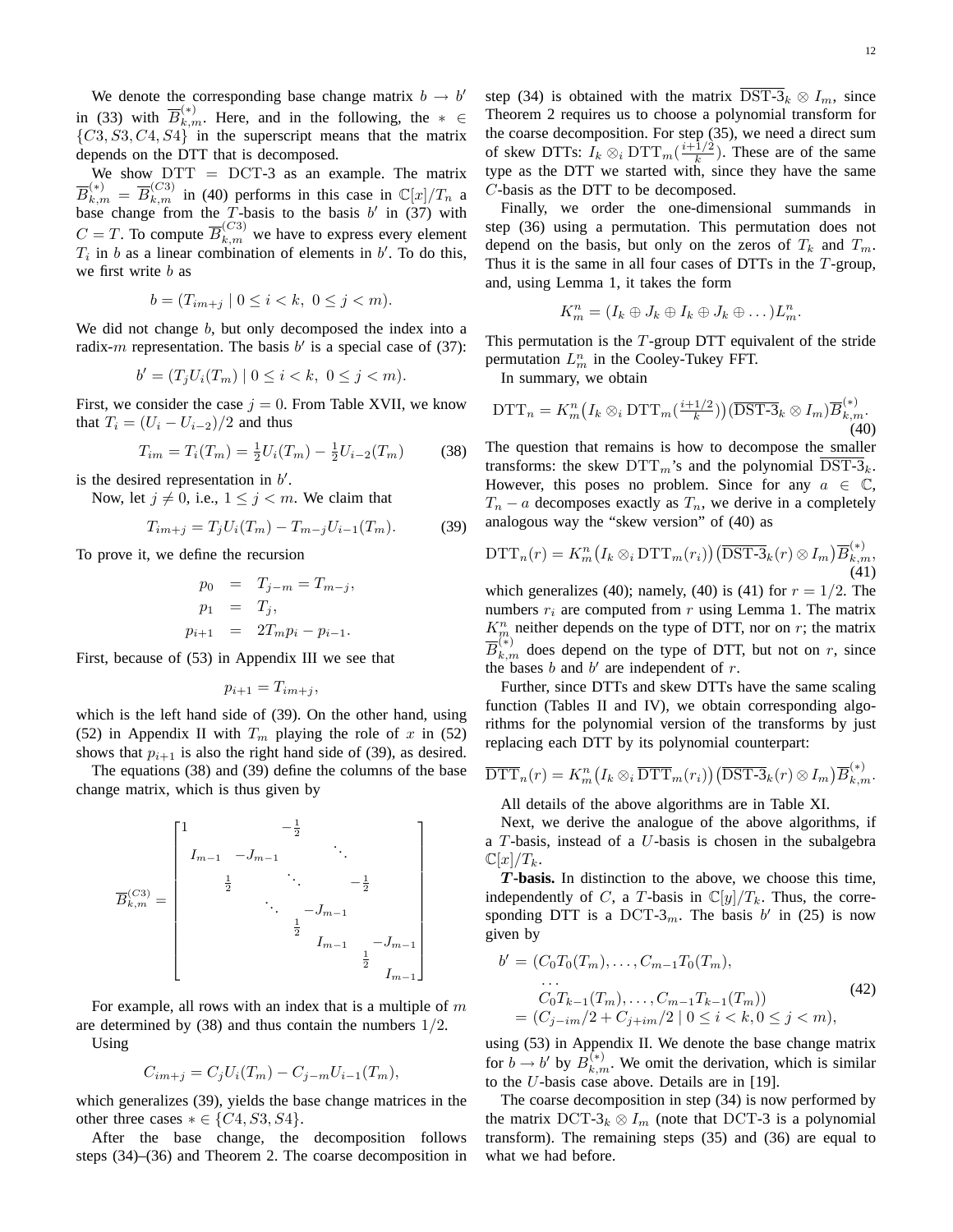We denote the corresponding base change matrix $b \to b'$ in (33) with $\overline{B}_{k,m}^{(*)}$. Here, and in the following, the $* \in \{C3, S3, C4, S4\}$ in the superscript means that the matrix depends on the DTT that is decomposed.

We show $\mathrm{DTT} = \mathrm{DCT}\text{-}3$ as an example. The matrix $\overline{B}_{k,m}^{(*)} = \overline{B}_{k,m}^{(C3)}$ in (40) performs in this case in $\mathbb{C}[x]/T_n$ a base change from the $T$-basis to the basis $b'$ in (37) with $C = T$. To compute $\overline{B}_{k,m}^{(C3)}$ we have to express every element $T_i$ in $b$ as a linear combination of elements in $b'$. To do this, we first write $b$ as

$$b = (T_{im+j} \mid 0 \le i < k,\ 0 \le j < m).$$

We did not change $b$, but only decomposed the index into a radix-$m$ representation. The basis $b'$ is a special case of (37):

$$b' = (T_j U_i(T_m) \mid 0 \le i < k,\ 0 \le j < m).$$

First, we consider the case $j = 0$. From Table XVII, we know that $T_i = (U_i - U_{i-2})/2$ and thus

$$T_{im} = T_i(T_m) = \tfrac{1}{2} U_i(T_m) - \tfrac{1}{2} U_{i-2}(T_m) \qquad (38)$$

is the desired representation in $b'$.

Now, let $j \neq 0$, i.e., $1 \le j < m$. We claim that

$$T_{im+j} = T_j U_i(T_m) - T_{m-j} U_{i-1}(T_m). \qquad (39)$$

To prove it, we define the recursion

$$\begin{aligned} p_0 &= T_{j-m} = T_{m-j}, \\ p_1 &= T_j, \\ p_{i+1} &= 2T_m p_i - p_{i-1}. \end{aligned}$$

First, because of (53) in Appendix III we see that

$$p_{i+1} = T_{im+j},$$

which is the left hand side of (39). On the other hand, using (52) in Appendix II with $T_m$ playing the role of $x$ in (52) shows that $p_{i+1}$ is also the right hand side of (39), as desired.

The equations (38) and (39) define the columns of the base change matrix, which is thus given by

$$\overline{B}_{k,m}^{(C3)} = \begin{bmatrix} 1 & & & -\frac{1}{2} & & & & \\ & I_{m-1} & -J_{m-1} & & \ddots & & & \\ & \frac{1}{2} & & \ddots & & -\frac{1}{2} & & \\ & & \ddots & & -J_{m-1} & & & \\ & & & \frac{1}{2} & & & & \\ & & & & I_{m-1} & & -J_{m-1} & \\ & & & & & \frac{1}{2} & & \\ & & & & & & I_{m-1} & \end{bmatrix}$$

For example, all rows with an index that is a multiple of $m$ are determined by (38) and thus contain the numbers $1/2$.

Using

$$C_{im+j} = C_j U_i(T_m) - C_{j-m} U_{i-1}(T_m),$$

which generalizes (39), yields the base change matrices in the other three cases $* \in \{C4, S3, S4\}$.

After the base change, the decomposition follows steps (34)–(36) and Theorem 2. The coarse decomposition in step (34) is obtained with the matrix $\overline{\mathrm{DST}\text{-}3}_k \otimes I_m$, since Theorem 2 requires us to choose a polynomial transform for the coarse decomposition. For step (35), we need a direct sum of skew DTTs: $I_k \otimes_i \mathrm{DTT}_m(\frac{i+1/2}{k})$. These are of the same type as the DTT we started with, since they have the same $C$-basis as the DTT to be decomposed.

Finally, we order the one-dimensional summands in step (36) using a permutation. This permutation does not depend on the basis, but only on the zeros of $T_k$ and $T_m$. Thus it is the same in all four cases of DTTs in the $T$-group, and, using Lemma 1, it takes the form

$$K_m^n = (I_k \oplus J_k \oplus I_k \oplus J_k \oplus \dots) L_m^n.$$

This permutation is the $T$-group DTT equivalent of the stride permutation $L_m^n$ in the Cooley-Tukey FFT.

In summary, we obtain

$$\mathrm{DTT}_n = K_m^n \big(I_k \otimes_i \mathrm{DTT}_m(\tfrac{i+1/2}{k})\big)\big(\overline{\mathrm{DST}\text{-}3}_k \otimes I_m\big)\overline{B}_{k,m}^{(*)}. \qquad (40)$$

The question that remains is how to decompose the smaller transforms: the skew $\mathrm{DTT}_m$'s and the polynomial $\overline{\mathrm{DST}\text{-}3}_k$. However, this poses no problem. Since for any $a \in \mathbb{C}$, $T_n - a$ decomposes exactly as $T_n$, we derive in a completely analogous way the "skew version" of (40) as

$$\mathrm{DTT}_n(r) = K_m^n \big(I_k \otimes_i \mathrm{DTT}_m(r_i)\big)\big(\overline{\mathrm{DST}\text{-}3}_k(r) \otimes I_m\big)\overline{B}_{k,m}^{(*)}, \qquad (41)$$

which generalizes (40); namely, (40) is (41) for $r = 1/2$. The numbers $r_i$ are computed from $r$ using Lemma 1. The matrix $K_m^n$ neither depends on the type of DTT, nor on $r$; the matrix $\overline{B}_{k,m}^{(*)}$ does depend on the type of DTT, but not on $r$, since the bases $b$ and $b'$ are independent of $r$.

Further, since DTTs and skew DTTs have the same scaling function (Tables II and IV), we obtain corresponding algorithms for the polynomial version of the transforms by just replacing each DTT by its polynomial counterpart:

$$\overline{\mathrm{DTT}}_n(r) = K_m^n \big(I_k \otimes_i \overline{\mathrm{DTT}}_m(r_i)\big)\big(\overline{\mathrm{DST}\text{-}3}_k(r) \otimes I_m\big)\overline{B}_{k,m}^{(*)}.$$

All details of the above algorithms are in Table XI.

Next, we derive the analogue of the above algorithms, if a $T$-basis, instead of a $U$-basis is chosen in the subalgebra $\mathbb{C}[x]/T_k$.

***T*-basis.** In distinction to the above, we choose this time, independently of $C$, a $T$-basis in $\mathbb{C}[y]/T_k$. Thus, the corresponding DTT is a $\mathrm{DCT}\text{-}3_m$. The basis $b'$ in (25) is now given by

$$\begin{aligned} b' &= (C_0 T_0(T_m), \dots, C_{m-1} T_0(T_m), \\ &\quad \dots \\ &\quad C_0 T_{k-1}(T_m), \dots, C_{m-1} T_{k-1}(T_m)) \\ &= (C_{j-im}/2 + C_{j+im}/2 \mid 0 \le i < k, 0 \le j < m), \end{aligned} \qquad (42)$$

using (53) in Appendix II. We denote the base change matrix for $b \to b'$ by $B_{k,m}^{(*)}$. We omit the derivation, which is similar to the $U$-basis case above. Details are in [19].

The coarse decomposition in step (34) is now performed by the matrix $\mathrm{DCT}\text{-}3_k \otimes I_m$ (note that DCT-3 is a polynomial transform). The remaining steps (35) and (36) are equal to what we had before.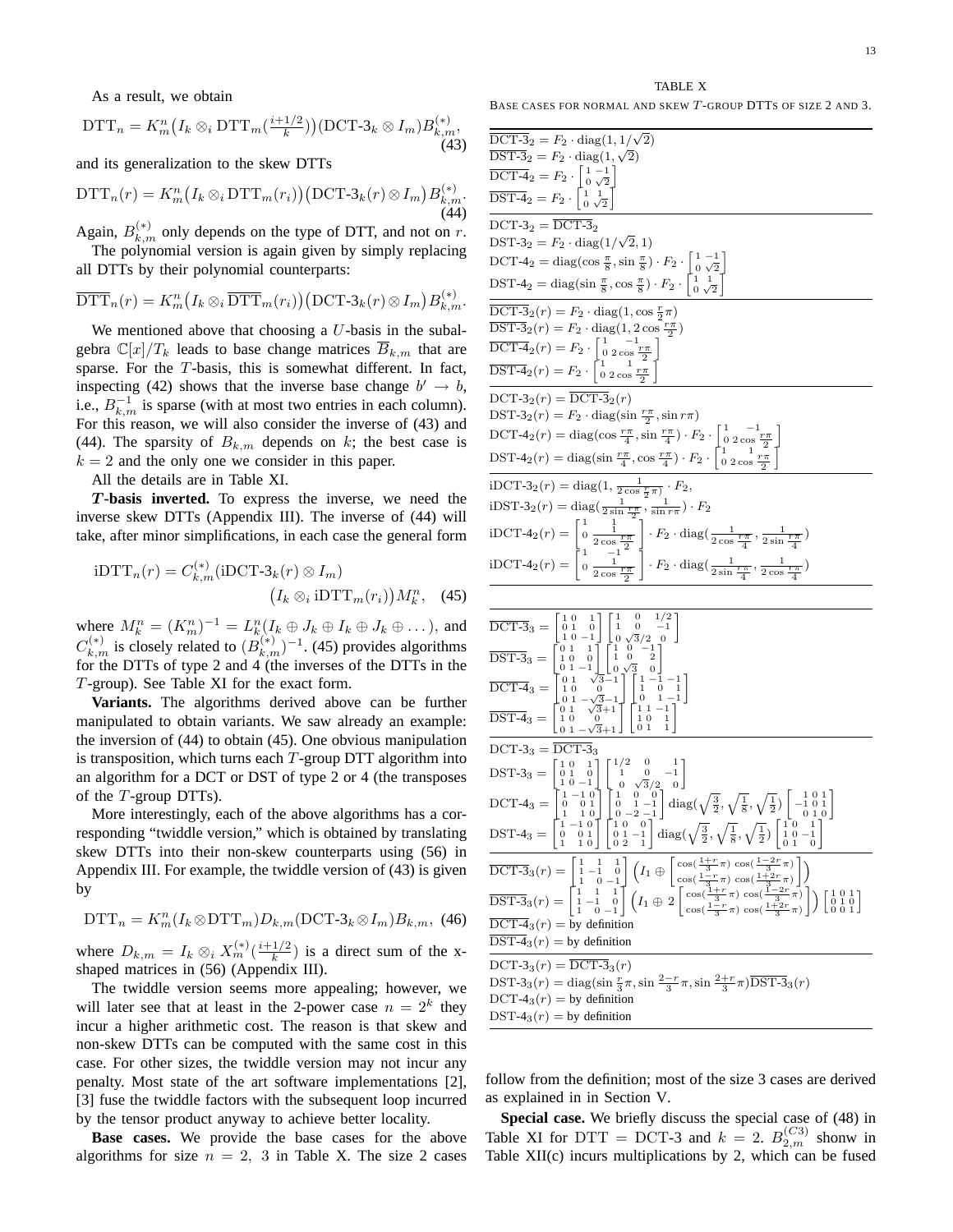As a result, we obtain

$$\mathrm{DTT}_n = K_m^n\big(I_k \otimes_i \mathrm{DTT}_m(\tfrac{i+1/2}{k})\big)(\text{DCT-3}_k \otimes I_m)B_{k,m}^{(*)}, \quad (43)$$

and its generalization to the skew DTTs

$$\mathrm{DTT}_n(r) = K_m^n\big(I_k \otimes_i \mathrm{DTT}_m(r_i)\big)\big(\text{DCT-3}_k(r) \otimes I_m\big)B_{k,m}^{(*)}. \quad (44)$$

Again, $B_{k,m}^{(*)}$ only depends on the type of DTT, and not on $r$.

The polynomial version is again given by simply replacing all DTTs by their polynomial counterparts:

$$\overline{\mathrm{DTT}}_n(r) = K_m^n\big(I_k \otimes_i \overline{\mathrm{DTT}}_m(r_i)\big)\big(\text{DCT-3}_k(r) \otimes I_m\big)B_{k,m}^{(*)}.$$

We mentioned above that choosing a $U$-basis in the subalgebra $\mathbb{C}[x]/T_k$ leads to base change matrices $\overline{B}_{k,m}$ that are sparse. For the $T$-basis, this is somewhat different. In fact, inspecting (42) shows that the inverse base change $b' \to b$, i.e., $B_{k,m}^{-1}$ is sparse (with at most two entries in each column). For this reason, we will also consider the inverse of (43) and (44). The sparsity of $B_{k,m}$ depends on $k$; the best case is $k = 2$ and the only one we consider in this paper.

All the details are in Table XI.

***T*-basis inverted.** To express the inverse, we need the inverse skew DTTs (Appendix III). The inverse of (44) will take, after minor simplifications, in each case the general form

$$\begin{aligned}\mathrm{iDTT}_n(r) = C_{k,m}^{(*)}&(\text{iDCT-3}_k(r) \otimes I_m)\\ &\big(I_k \otimes_i \mathrm{iDTT}_m(r_i)\big)M_k^n, \quad (45)\end{aligned}$$

where $M_k^n = (K_m^n)^{-1} = L_k^n(I_k \oplus J_k \oplus I_k \oplus J_k \oplus \dots)$, and $C_{k,m}^{(*)}$ is closely related to $(B_{k,m}^{(*)})^{-1}$. (45) provides algorithms for the DTTs of type 2 and 4 (the inverses of the DTTs in the $T$-group). See Table XI for the exact form.

**Variants.** The algorithms derived above can be further manipulated to obtain variants. We saw already an example: the inversion of (44) to obtain (45). One obvious manipulation is transposition, which turns each $T$-group DTT algorithm into an algorithm for a DCT or DST of type 2 or 4 (the transposes of the $T$-group DTTs).

More interestingly, each of the above algorithms has a corresponding "twiddle version," which is obtained by translating skew DTTs into their non-skew counterparts using (56) in Appendix III. For example, the twiddle version of (43) is given by

$$\mathrm{DTT}_n = K_m^n(I_k \otimes \mathrm{DTT}_m)D_{k,m}(\text{DCT-3}_k \otimes I_m)B_{k,m}, \quad (46)$$

where $D_{k,m} = I_k \otimes_i X_m^{(*)}(\frac{i+1/2}{k})$ is a direct sum of the x-shaped matrices in (56) (Appendix III).

The twiddle version seems more appealing; however, we will later see that at least in the 2-power case $n = 2^k$ they incur a higher arithmetic cost. The reason is that skew and non-skew DTTs can be computed with the same cost in this case. For other sizes, the twiddle version may not incur any penalty. Most state of the art software implementations [2], [3] fuse the twiddle factors with the subsequent loop incurred by the tensor product anyway to achieve better locality.

**Base cases.** We provide the base cases for the above algorithms for size $n = 2,\ 3$ in Table X. The size 2 cases follow from the definition; most of the size 3 cases are derived as explained in in Section V.

TABLE X

BASE CASES FOR NORMAL AND SKEW $T$-GROUP DTTS OF SIZE 2 AND 3.

$\overline{\text{DCT-3}}_2 = F_2 \cdot \mathrm{diag}(1, 1/\sqrt{2})$

$\overline{\text{DST-3}}_2 = F_2 \cdot \mathrm{diag}(1, \sqrt{2})$

$\overline{\text{DCT-4}}_2 = F_2 \cdot \begin{bmatrix} 1 & -1 \\ 0 & \sqrt{2} \end{bmatrix}$

$\overline{\text{DST-4}}_2 = F_2 \cdot \begin{bmatrix} 1 & 1 \\ 0 & \sqrt{2} \end{bmatrix}$

---

$\text{DCT-3}_2 = \overline{\text{DCT-3}}_2$

$\text{DST-3}_2 = F_2 \cdot \mathrm{diag}(1/\sqrt{2}, 1)$

$\text{DCT-4}_2 = \mathrm{diag}(\cos\frac{\pi}{8}, \sin\frac{\pi}{8}) \cdot F_2 \cdot \begin{bmatrix} 1 & -1 \\ 0 & \sqrt{2} \end{bmatrix}$

$\text{DST-4}_2 = \mathrm{diag}(\sin\frac{\pi}{8}, \cos\frac{\pi}{8}) \cdot F_2 \cdot \begin{bmatrix} 1 & 1 \\ 0 & \sqrt{2} \end{bmatrix}$

---

$\overline{\text{DCT-3}}_2(r) = F_2 \cdot \mathrm{diag}(1, \cos\frac{r}{2}\pi)$

$\overline{\text{DST-3}}_2(r) = F_2 \cdot \mathrm{diag}(1, 2\cos\frac{r\pi}{2})$

$\overline{\text{DCT-4}}_2(r) = F_2 \cdot \begin{bmatrix} 1 & -1 \\ 0 & 2\cos\frac{r\pi}{2} \end{bmatrix}$

$\overline{\text{DST-4}}_2(r) = F_2 \cdot \begin{bmatrix} 1 & 1 \\ 0 & 2\cos\frac{r\pi}{2} \end{bmatrix}$

---

$\text{DCT-3}_2(r) = \overline{\text{DCT-3}}_2(r)$

$\text{DST-3}_2(r) = F_2 \cdot \mathrm{diag}(\sin\frac{r\pi}{2}, \sin r\pi)$

$\text{DCT-4}_2(r) = \mathrm{diag}(\cos\frac{r\pi}{4}, \sin\frac{r\pi}{4}) \cdot F_2 \cdot \begin{bmatrix} 1 & -1 \\ 0 & 2\cos\frac{r\pi}{2} \end{bmatrix}$

$\text{DST-4}_2(r) = \mathrm{diag}(\sin\frac{r\pi}{4}, \cos\frac{r\pi}{4}) \cdot F_2 \cdot \begin{bmatrix} 1 & 1 \\ 0 & 2\cos\frac{r\pi}{2} \end{bmatrix}$

---

$\text{iDCT-3}_2(r) = \mathrm{diag}(1, \frac{1}{2\cos\frac{r}{2}\pi}) \cdot F_2,$

$\text{iDST-3}_2(r) = \mathrm{diag}(\frac{1}{2\sin\frac{r\pi}{2}}, \frac{1}{\sin r\pi}) \cdot F_2$

$\text{iDCT-4}_2(r) = \begin{bmatrix} 1 & 1 \\ 0 & \frac{1}{2\cos\frac{r\pi}{2}} \end{bmatrix} \cdot F_2 \cdot \mathrm{diag}(\frac{1}{2\cos\frac{r\pi}{4}}, \frac{1}{2\sin\frac{r\pi}{4}})$

$\text{iDCT-4}_2(r) = \begin{bmatrix} 1 & -1 \\ 0 & \frac{1}{2\cos\frac{r\pi}{2}} \end{bmatrix} \cdot F_2 \cdot \mathrm{diag}(\frac{1}{2\sin\frac{r\pi}{4}}, \frac{1}{2\cos\frac{r\pi}{4}})$

---

$\overline{\text{DCT-3}}_3 = \begin{bmatrix} 1 & 0 & 1 \\ 0 & 1 & 0 \\ 1 & 0 & -1 \end{bmatrix} \begin{bmatrix} 1 & 0 & 1/2 \\ 1 & 0 & -1 \\ 0 & \sqrt{3}/2 & 0 \end{bmatrix}$

$\overline{\text{DST-3}}_3 = \begin{bmatrix} 0 & 1 & 1 \\ 1 & 0 & 0 \\ 0 & 1 & -1 \end{bmatrix} \begin{bmatrix} 1 & 0 & -1 \\ 1 & 0 & 2 \\ 0 & \sqrt{3} & 0 \end{bmatrix}$

$\overline{\text{DCT-4}}_3 = \begin{bmatrix} 0 & 1 & \sqrt{3}-1 \\ 1 & 0 & 0 \\ 0 & 1 & -\sqrt{3}-1 \end{bmatrix} \begin{bmatrix} 1 & -1 & -1 \\ 1 & 0 & 1 \\ 0 & 1 & -1 \end{bmatrix}$

$\overline{\text{DST-4}}_3 = \begin{bmatrix} 0 & 1 & \sqrt{3}+1 \\ 1 & 0 & 0 \\ 0 & 1 & -\sqrt{3}+1 \end{bmatrix} \begin{bmatrix} 1 & 1 & -1 \\ 1 & 0 & 1 \\ 0 & 1 & 1 \end{bmatrix}$

---

$\text{DCT-3}_3 = \overline{\text{DCT-3}}_3$

$\text{DST-3}_3 = \begin{bmatrix} 1 & 0 & 1 \\ 0 & 1 & 0 \\ 1 & 0 & -1 \end{bmatrix} \begin{bmatrix} 1/2 & 0 & 1 \\ 1 & 0 & -1 \\ 0 & \sqrt{3}/2 & 0 \end{bmatrix}$

$\text{DCT-4}_3 = \begin{bmatrix} 1 & -1 & 0 \\ 0 & 0 & 1 \\ 1 & 1 & 0 \end{bmatrix} \begin{bmatrix} 1 & 0 & 0 \\ 0 & 1 & -1 \\ 0 & -2 & -1 \end{bmatrix} \mathrm{diag}(\sqrt{\tfrac{3}{2}}, \sqrt{\tfrac{1}{8}}, \sqrt{\tfrac{1}{2}}) \begin{bmatrix} 1 & 0 & 1 \\ -1 & 0 & 1 \\ 0 & 1 & 0 \end{bmatrix}$

$\text{DST-4}_3 = \begin{bmatrix} 1 & -1 & 0 \\ 0 & 0 & 1 \\ 1 & 1 & 0 \end{bmatrix} \begin{bmatrix} 1 & 0 & 0 \\ 0 & 1 & -1 \\ 0 & 2 & 1 \end{bmatrix} \mathrm{diag}(\sqrt{\tfrac{3}{2}}, \sqrt{\tfrac{1}{8}}, \sqrt{\tfrac{1}{2}}) \begin{bmatrix} 1 & 0 & 1 \\ 1 & 0 & -1 \\ 0 & 1 & 0 \end{bmatrix}$

---

$\overline{\text{DCT-3}}_3(r) = \begin{bmatrix} 1 & 1 & 1 \\ 1 & -1 & 0 \\ 1 & 0 & -1 \end{bmatrix} \left(I_1 \oplus \begin{bmatrix} \cos(\frac{1+r}{3}\pi) & \cos(\frac{1-2r}{3}\pi) \\ \cos(\frac{1-r}{3}\pi) & \cos(\frac{1+2r}{3}\pi) \end{bmatrix}\right)$

$\overline{\text{DST-3}}_3(r) = \begin{bmatrix} 1 & 1 & 1 \\ 1 & -1 & 0 \\ 1 & 0 & -1 \end{bmatrix} \left(I_1 \oplus 2\begin{bmatrix} \cos(\frac{1+r}{3}\pi) & \cos(\frac{1-2r}{3}\pi) \\ \cos(\frac{1-r}{3}\pi) & \cos(\frac{1+2r}{3}\pi) \end{bmatrix}\right) \begin{bmatrix} 1 & 0 & 1 \\ 0 & 1 & 0 \\ 0 & 0 & 1 \end{bmatrix}$

$\overline{\text{DCT-4}}_3(r) =$ by definition

$\overline{\text{DST-4}}_3(r) =$ by definition

---

$\text{DCT-3}_3(r) = \overline{\text{DCT-3}}_3(r)$

$\text{DST-3}_3(r) = \mathrm{diag}(\sin\frac{r}{3}\pi, \sin\frac{2-r}{3}\pi, \sin\frac{2+r}{3}\pi)\overline{\text{DST-3}}_3(r)$

$\text{DCT-4}_3(r) =$ by definition

$\text{DST-4}_3(r) =$ by definition

**Special case.** We briefly discuss the special case of (48) in Table XI for $\mathrm{DTT} = \text{DCT-3}$ and $k = 2$. $B_{2,m}^{(C3)}$ shonw in Table XII(c) incurs multiplications by 2, which can be fused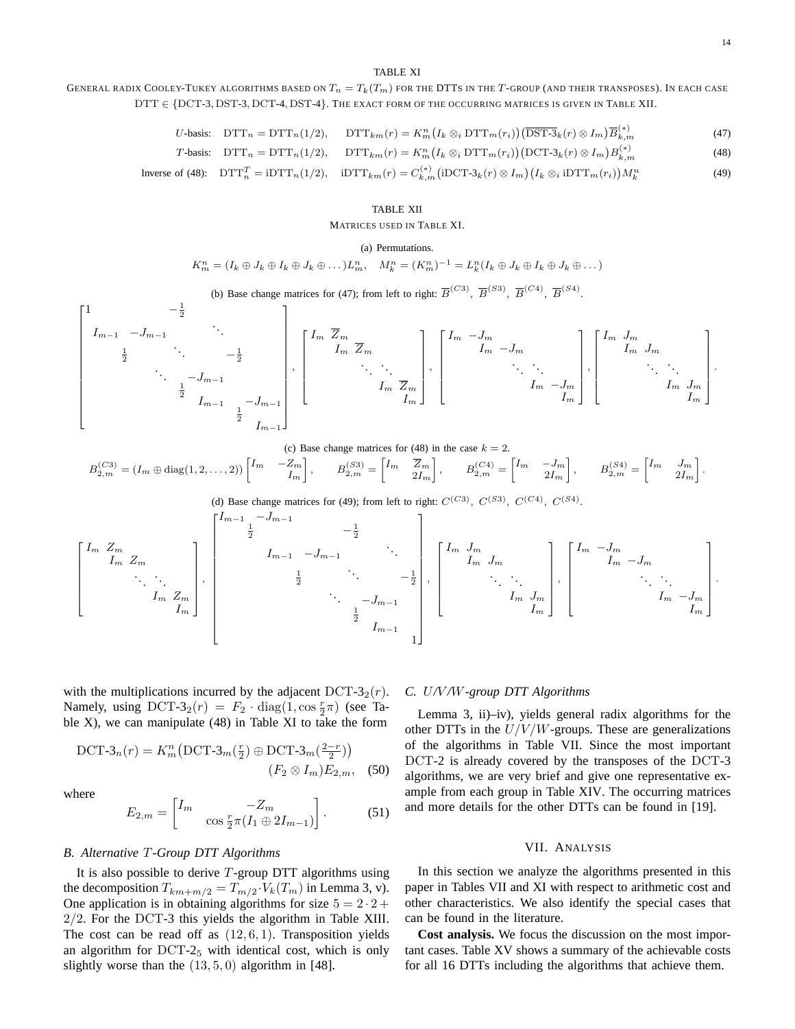TABLE XI

GENERAL RADIX COOLEY-TUKEY ALGORITHMS BASED ON $T_n = T_k(T_m)$ FOR THE DTTS IN THE $T$-GROUP (AND THEIR TRANSPOSES). IN EACH CASE $\mathrm{DTT} \in \{\mathrm{DCT\text{-}3}, \mathrm{DST\text{-}3}, \mathrm{DCT\text{-}4}, \mathrm{DST\text{-}4}\}$. THE EXACT FORM OF THE OCCURRING MATRICES IS GIVEN IN TABLE XII.

$$U\text{-basis:}\quad \mathrm{DTT}_n = \mathrm{DTT}_n(1/2), \quad \mathrm{DTT}_{km}(r) = K^n_m\big(I_k \otimes_i \mathrm{DTT}_m(r_i)\big)\big(\overline{\mathrm{DST\text{-}3}}_k(r) \otimes I_m\big)\overline{B}^{(*)}_{k,m} \tag{47}$$

$$T\text{-basis:}\quad \mathrm{DTT}_n = \mathrm{DTT}_n(1/2), \quad \mathrm{DTT}_{km}(r) = K^n_m\big(I_k \otimes_i \mathrm{DTT}_m(r_i)\big)\big(\mathrm{DCT\text{-}3}_k(r) \otimes I_m\big)B^{(*)}_{k,m} \tag{48}$$

$$\text{Inverse of (48):}\quad \mathrm{DTT}^T_n = \mathrm{iDTT}_n(1/2), \quad \mathrm{iDTT}_{km}(r) = C^{(*)}_{k,m}\big(\mathrm{iDCT\text{-}3}_k(r) \otimes I_m\big)\big(I_k \otimes_i \mathrm{iDTT}_m(r_i)\big)M^n_k \tag{49}$$

TABLE XII

MATRICES USED IN TABLE XI.

(a) Permutations.

$$K^n_m = (I_k \oplus J_k \oplus I_k \oplus J_k \oplus \dots)L^n_m, \quad M^n_k = (K^n_m)^{-1} = L^n_k(I_k \oplus J_k \oplus I_k \oplus J_k \oplus \dots)$$

(b) Base change matrices for (47); from left to right: $\overline{B}^{(C3)},\ \overline{B}^{(S3)},\ \overline{B}^{(C4)},\ \overline{B}^{(S4)}$.

$$\begin{bmatrix} 1 & & & & -\frac{1}{2} & & \\ I_{m-1} & -J_{m-1} & & & & \ddots & \\ & \frac{1}{2} & & \ddots & & & -\frac{1}{2} \\ & & \ddots & & -J_{m-1} & & \\ & & & \frac{1}{2} & & & \\ & & & & I_{m-1} & & -J_{m-1} \\ & & & & & \frac{1}{2} & \\ & & & & & & I_{m-1} \end{bmatrix}, \begin{bmatrix} I_m & \overline{Z}_m & & & \\ & I_m & \overline{Z}_m & & \\ & & \ddots & \ddots & \\ & & & I_m & \overline{Z}_m \\ & & & & I_m \end{bmatrix}, \begin{bmatrix} I_m & -J_m & & & \\ & I_m & -J_m & & \\ & & \ddots & \ddots & \\ & & & I_m & -J_m \\ & & & & I_m \end{bmatrix}, \begin{bmatrix} I_m & J_m & & & \\ & I_m & J_m & & \\ & & \ddots & \ddots & \\ & & & I_m & J_m \\ & & & & I_m \end{bmatrix}.$$

(c) Base change matrices for (48) in the case $k = 2$.

$$B^{(C3)}_{2,m} = (I_m \oplus \mathrm{diag}(1, 2, \dots, 2))\begin{bmatrix} I_m & -Z_m \\ & I_m \end{bmatrix}, \quad B^{(S3)}_{2,m} = \begin{bmatrix} I_m & \overline{Z}_m \\ & 2I_m \end{bmatrix}, \quad B^{(C4)}_{2,m} = \begin{bmatrix} I_m & -J_m \\ & 2I_m \end{bmatrix}, \quad B^{(S4)}_{2,m} = \begin{bmatrix} I_m & J_m \\ & 2I_m \end{bmatrix}.$$

(d) Base change matrices for (49); from left to right: $C^{(C3)},\ C^{(S3)},\ C^{(C4)},\ C^{(S4)}$.

$$\begin{bmatrix} I_m & Z_m & & & \\ & I_m & Z_m & & \\ & & \ddots & \ddots & \\ & & & I_m & Z_m \\ & & & & I_m \end{bmatrix}, \begin{bmatrix} I_{m-1} & -J_{m-1} & & & & & \\ & \frac{1}{2} & & & -\frac{1}{2} & & \\ & & I_{m-1} & -J_{m-1} & & \ddots & \\ & & & \frac{1}{2} & \ddots & & -\frac{1}{2} \\ & & & & \ddots & -J_{m-1} & \\ & & & & & \frac{1}{2} & \\ & & & & & I_{m-1} & \\ & & & & & & 1 \end{bmatrix}, \begin{bmatrix} I_m & J_m & & & \\ & I_m & J_m & & \\ & & \ddots & \ddots & \\ & & & I_m & J_m \\ & & & & I_m \end{bmatrix}, \begin{bmatrix} I_m & -J_m & & & \\ & I_m & -J_m & & \\ & & \ddots & \ddots & \\ & & & I_m & -J_m \\ & & & & I_m \end{bmatrix}.$$

with the multiplications incurred by the adjacent $\mathrm{DCT\text{-}3}_2(r)$. Namely, using $\mathrm{DCT\text{-}3}_2(r) = F_2 \cdot \mathrm{diag}(1, \cos\frac{r}{2}\pi)$ (see Table X), we can manipulate (48) in Table XI to take the form

$$\mathrm{DCT\text{-}3}_n(r) = K^n_m\big(\mathrm{DCT\text{-}3}_m(\tfrac{r}{2}) \oplus \mathrm{DCT\text{-}3}_m(\tfrac{2-r}{2})\big)(F_2 \otimes I_m)E_{2,m}, \tag{50}$$

where

$$E_{2,m} = \begin{bmatrix} I_m & -Z_m \\ & \cos\frac{r}{2}\pi(I_1 \oplus 2I_{m-1}) \end{bmatrix}. \tag{51}$$

### B. Alternative $T$-Group DTT Algorithms

It is also possible to derive $T$-group DTT algorithms using the decomposition $T_{km+m/2} = T_{m/2} \cdot V_k(T_m)$ in Lemma 3, v). One application is in obtaining algorithms for size $5 = 2 \cdot 2 + 2/2$. For the DCT-3 this yields the algorithm in Table XIII. The cost can be read off as $(12, 6, 1)$. Transposition yields an algorithm for $\mathrm{DCT\text{-}2}_5$ with identical cost, which is only slightly worse than the $(13, 5, 0)$ algorithm in [48].

### C. $U$/$V$/$W$-group DTT Algorithms

Lemma 3, ii)–iv), yields general radix algorithms for the other DTTs in the $U/V/W$-groups. These are generalizations of the algorithms in Table VII. Since the most important DCT-2 is already covered by the transposes of the DCT-3 algorithms, we are very brief and give one representative example from each group in Table XIV. The occurring matrices and more details for the other DTTs can be found in [19].

## VII. ANALYSIS

In this section we analyze the algorithms presented in this paper in Tables VII and XI with respect to arithmetic cost and other characteristics. We also identify the special cases that can be found in the literature.

**Cost analysis.** We focus the discussion on the most important cases. Table XV shows a summary of the achievable costs for all 16 DTTs including the algorithms that achieve them.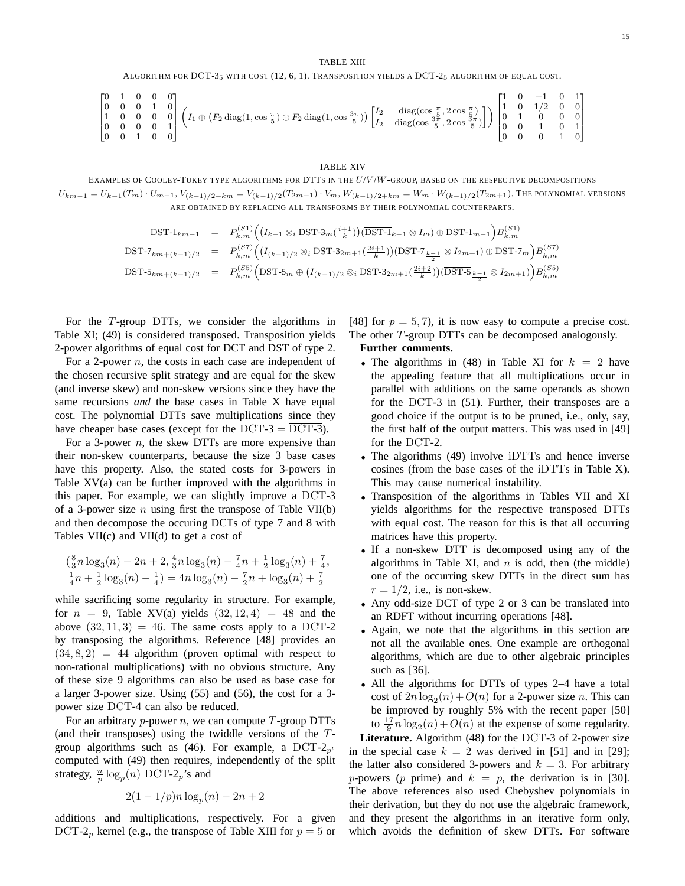TABLE XIII

ALGORITHM FOR DCT-3$_5$ WITH COST (12, 6, 1). TRANSPOSITION YIELDS A DCT-2$_5$ ALGORITHM OF EQUAL COST.

$$\begin{bmatrix} 0 & 1 & 0 & 0 & 0 \\ 0 & 0 & 0 & 1 & 0 \\ 1 & 0 & 0 & 0 & 0 \\ 0 & 0 & 0 & 0 & 1 \\ 0 & 0 & 1 & 0 & 0 \end{bmatrix} \Big( I_1 \oplus \big(F_2 \operatorname{diag}(1, \cos\tfrac{\pi}{5}) \oplus F_2 \operatorname{diag}(1, \cos\tfrac{3\pi}{5})\big) \begin{bmatrix} I_2 & \operatorname{diag}(\cos\frac{\pi}{5}, 2\cos\frac{\pi}{5}) \\ I_2 & \operatorname{diag}(\cos\frac{3\pi}{5}, 2\cos\frac{3\pi}{5}) \end{bmatrix} \Big) \begin{bmatrix} 1 & 0 & -1 & 0 & 1 \\ 1 & 0 & 1/2 & 0 & 0 \\ 0 & 1 & 0 & 0 & 0 \\ 0 & 0 & 1 & 0 & 1 \\ 0 & 0 & 0 & 1 & 0 \end{bmatrix}$$

TABLE XIV

EXAMPLES OF COOLEY-TUKEY TYPE ALGORITHMS FOR DTTS IN THE $U/V/W$-GROUP, BASED ON THE RESPECTIVE DECOMPOSITIONS $U_{km-1} = U_{k-1}(T_m) \cdot U_{m-1}$, $V_{(k-1)/2+km} = V_{(k-1)/2}(T_{2m+1}) \cdot V_m$, $W_{(k-1)/2+km} = W_m \cdot W_{(k-1)/2}(T_{2m+1})$. THE POLYNOMIAL VERSIONS ARE OBTAINED BY REPLACING ALL TRANSFORMS BY THEIR POLYNOMIAL COUNTERPARTS.

$$\begin{aligned}
\text{DST-1}_{km-1} &= P^{(S1)}_{k,m}\Big(\big(I_{k-1} \otimes_i \text{DST-3}_m(\tfrac{i+1}{k})\big)(\overline{\text{DST-1}}_{k-1} \otimes I_m) \oplus \text{DST-1}_{m-1}\Big) B^{(S1)}_{k,m} \\
\text{DST-7}_{km+(k-1)/2} &= P^{(S7)}_{k,m}\Big(\big(I_{(k-1)/2} \otimes_i \text{DST-3}_{2m+1}(\tfrac{2i+1}{k})\big)(\overline{\text{DST-7}}_{\frac{k-1}{2}} \otimes I_{2m+1}) \oplus \text{DST-7}_m\Big) B^{(S7)}_{k,m} \\
\text{DST-5}_{km+(k-1)/2} &= P^{(S5)}_{k,m}\Big(\text{DST-5}_m \oplus \big(I_{(k-1)/2} \otimes_i \text{DST-3}_{2m+1}(\tfrac{2i+2}{k})\big)(\overline{\text{DST-5}}_{\frac{k-1}{2}} \otimes I_{2m+1})\Big) B^{(S5)}_{k,m}
\end{aligned}$$

For the $T$-group DTTs, we consider the algorithms in Table XI; (49) is considered transposed. Transposition yields 2-power algorithms of equal cost for DCT and DST of type 2.

For a 2-power $n$, the costs in each case are independent of the chosen recursive split strategy and are equal for the skew (and inverse skew) and non-skew versions since they have the same recursions *and* the base cases in Table X have equal cost. The polynomial DTTs save multiplications since they have cheaper base cases (except for the DCT-3 $= \overline{\text{DCT-3}}$).

For a 3-power $n$, the skew DTTs are more expensive than their non-skew counterparts, because the size 3 base cases have this property. Also, the stated costs for 3-powers in Table XV(a) can be further improved with the algorithms in this paper. For example, we can slightly improve a DCT-3 of a 3-power size $n$ using first the transpose of Table VII(b) and then decompose the occuring DCTs of type 7 and 8 with Tables VII(c) and VII(d) to get a cost of

$$\begin{aligned}
&(\tfrac{8}{3}n\log_3(n) - 2n + 2, \tfrac{4}{3}n\log_3(n) - \tfrac{7}{4}n + \tfrac{1}{2}\log_3(n) + \tfrac{7}{4}, \\
&\tfrac{1}{4}n + \tfrac{1}{2}\log_3(n) - \tfrac{1}{4}) = 4n\log_3(n) - \tfrac{7}{2}n + \log_3(n) + \tfrac{7}{2}
\end{aligned}$$

while sacrificing some regularity in structure. For example, for $n = 9$, Table XV(a) yields $(32, 12, 4) = 48$ and the above $(32, 11, 3) = 46$. The same costs apply to a DCT-2 by transposing the algorithms. Reference [48] provides an $(34, 8, 2) = 44$ algorithm (proven optimal with respect to non-rational multiplications) with no obvious structure. Any of these size 9 algorithms can also be used as base case for a larger 3-power size. Using (55) and (56), the cost for a 3-power size DCT-4 can also be reduced.

For an arbitrary $p$-power $n$, we can compute $T$-group DTTs (and their transposes) using the twiddle versions of the $T$-group algorithms such as (46). For example, a DCT-2$_{p^t}$ computed with (49) then requires, independently of the split strategy, $\frac{n}{p}\log_p(n)$ DCT-2$_p$'s and

$$2(1 - 1/p)n\log_p(n) - 2n + 2$$

additions and multiplications, respectively. For a given DCT-2$_p$ kernel (e.g., the transpose of Table XIII for $p = 5$ or [48] for $p = 5, 7$), it is now easy to compute a precise cost. The other $T$-group DTTs can be decomposed analogously.

**Further comments.**

- The algorithms in (48) in Table XI for $k = 2$ have the appealing feature that all multiplications occur in parallel with additions on the same operands as shown for the DCT-3 in (51). Further, their transposes are a good choice if the output is to be pruned, i.e., only, say, the first half of the output matters. This was used in [49] for the DCT-2.
- The algorithms (49) involve iDTTs and hence inverse cosines (from the base cases of the iDTTs in Table X). This may cause numerical instability.
- Transposition of the algorithms in Tables VII and XI yields algorithms for the respective transposed DTTs with equal cost. The reason for this is that all occurring matrices have this property.
- If a non-skew DTT is decomposed using any of the algorithms in Table XI, and $n$ is odd, then (the middle) one of the occurring skew DTTs in the direct sum has $r = 1/2$, i.e., is non-skew.
- Any odd-size DCT of type 2 or 3 can be translated into an RDFT without incurring operations [48].
- Again, we note that the algorithms in this section are not all the available ones. One example are orthogonal algorithms, which are due to other algebraic principles such as [36].
- All the algorithms for DTTs of types 2–4 have a total cost of $2n\log_2(n) + O(n)$ for a 2-power size $n$. This can be improved by roughly 5% with the recent paper [50] to $\frac{17}{9}n\log_2(n) + O(n)$ at the expense of some regularity.

**Literature.** Algorithm (48) for the DCT-3 of 2-power size in the special case $k = 2$ was derived in [51] and in [29]; the latter also considered 3-powers and $k = 3$. For arbitrary $p$-powers ($p$ prime) and $k = p$, the derivation is in [30]. The above references also used Chebyshev polynomials in their derivation, but they do not use the algebraic framework, and they present the algorithms in an iterative form only, which avoids the definition of skew DTTs. For software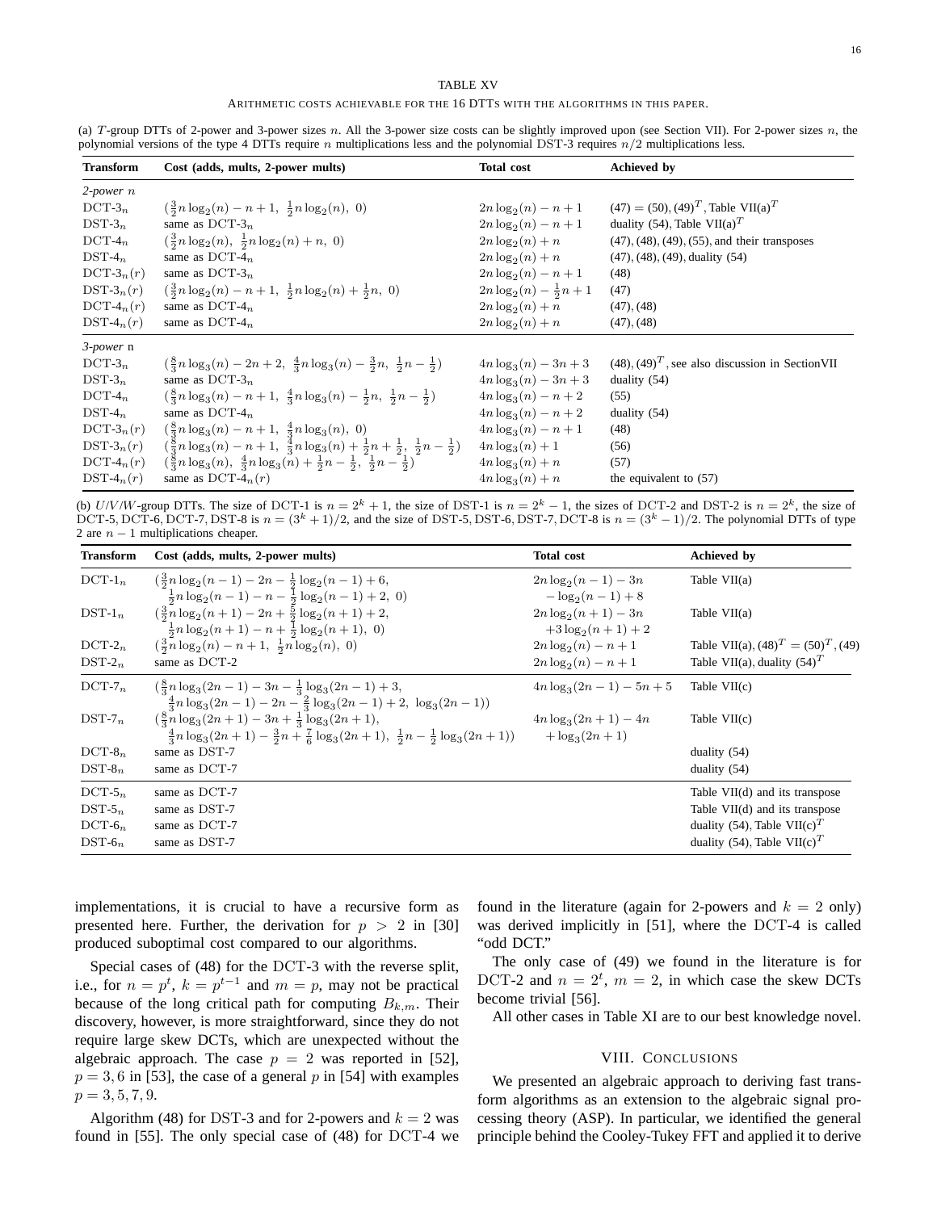TABLE XV

ARITHMETIC COSTS ACHIEVABLE FOR THE 16 DTTS WITH THE ALGORITHMS IN THIS PAPER.

(a) $T$-group DTTs of 2-power and 3-power sizes $n$. All the 3-power size costs can be slightly improved upon (see Section VII). For 2-power sizes $n$, the polynomial versions of the type 4 DTTs require $n$ multiplications less and the polynomial DST-3 requires $n/2$ multiplications less.

| Transform | Cost (adds, mults, 2-power mults) | Total cost | Achieved by |
|---|---|---|---|
| *2-power* $n$ | | | |
| DCT-$3_n$ | $(\frac{3}{2}n\log_2(n) - n + 1,\ \frac{1}{2}n\log_2(n),\ 0)$ | $2n\log_2(n) - n + 1$ | (47) = (50), $(49)^T$, Table VII(a)$^T$ |
| DST-$3_n$ | same as DCT-$3_n$ | $2n\log_2(n) - n + 1$ | duality (54), Table VII(a)$^T$ |
| DCT-$4_n$ | $(\frac{3}{2}n\log_2(n),\ \frac{1}{2}n\log_2(n) + n,\ 0)$ | $2n\log_2(n) + n$ | (47), (48), (49), (55), and their transposes |
| DST-$4_n$ | same as DCT-$4_n$ | $2n\log_2(n) + n$ | (47), (48), (49), duality (54) |
| DCT-$3_n(r)$ | same as DCT-$3_n$ | $2n\log_2(n) - n + 1$ | (48) |
| DST-$3_n(r)$ | $(\frac{3}{2}n\log_2(n) - n + 1,\ \frac{1}{2}n\log_2(n) + \frac{1}{2}n,\ 0)$ | $2n\log_2(n) - \frac{1}{2}n + 1$ | (47) |
| DCT-$4_n(r)$ | same as DCT-$4_n$ | $2n\log_2(n) + n$ | (47), (48) |
| DST-$4_n(r)$ | same as DCT-$4_n$ | $2n\log_2(n) + n$ | (47), (48) |
| *3-power* n | | | |
| DCT-$3_n$ | $(\frac{8}{3}n\log_3(n) - 2n + 2,\ \frac{4}{3}n\log_3(n) - \frac{3}{2}n,\ \frac{1}{2}n - \frac{1}{2})$ | $4n\log_3(n) - 3n + 3$ | (48), $(49)^T$, see also discussion in Section VII |
| DST-$3_n$ | same as DCT-$3_n$ | $4n\log_3(n) - 3n + 3$ | duality (54) |
| DCT-$4_n$ | $(\frac{8}{3}n\log_3(n) - n + 1,\ \frac{4}{3}n\log_3(n) - \frac{1}{2}n,\ \frac{1}{2}n - \frac{1}{2})$ | $4n\log_3(n) - n + 2$ | (55) |
| DST-$4_n$ | same as DCT-$4_n$ | $4n\log_3(n) - n + 2$ | duality (54) |
| DCT-$3_n(r)$ | $(\frac{8}{3}n\log_3(n) - n + 1,\ \frac{4}{3}n\log_3(n),\ 0)$ | $4n\log_3(n) - n + 1$ | (48) |
| DST-$3_n(r)$ | $(\frac{8}{3}n\log_3(n) - n + 1,\ \frac{4}{3}n\log_3(n) + \frac{1}{2}n + \frac{1}{2},\ \frac{1}{2}n - \frac{1}{2})$ | $4n\log_3(n) + 1$ | (56) |
| DCT-$4_n(r)$ | $(\frac{8}{3}n\log_3(n),\ \frac{4}{3}n\log_3(n) + \frac{1}{2}n - \frac{1}{2},\ \frac{1}{2}n - \frac{1}{2})$ | $4n\log_3(n) + n$ | (57) |
| DST-$4_n(r)$ | same as DCT-$4_n(r)$ | $4n\log_3(n) + n$ | the equivalent to (57) |

(b) $U/V/W$-group DTTs. The size of DCT-1 is $n = 2^k + 1$, the size of DST-1 is $n = 2^k - 1$, the sizes of DCT-2 and DST-2 is $n = 2^k$, the size of DCT-5, DCT-6, DCT-7, DST-8 is $n = (3^k + 1)/2$, and the size of DST-5, DST-6, DST-7, DCT-8 is $n = (3^k - 1)/2$. The polynomial DTTs of type 2 are $n - 1$ multiplications cheaper.

| Transform | Cost (adds, mults, 2-power mults) | Total cost | Achieved by |
|---|---|---|---|
| DCT-$1_n$ | $(\frac{3}{2}n\log_2(n-1) - 2n - \frac{1}{2}\log_2(n-1) + 6,$ $\frac{1}{2}n\log_2(n-1) - n - \frac{1}{2}\log_2(n-1) + 2,\ 0)$ | $2n\log_2(n-1) - 3n$ $- \log_2(n-1) + 8$ | Table VII(a) |
| DST-$1_n$ | $(\frac{3}{2}n\log_2(n+1) - 2n + \frac{5}{2}\log_2(n+1) + 2,$ $\frac{1}{2}n\log_2(n+1) - n + \frac{1}{2}\log_2(n+1),\ 0)$ | $2n\log_2(n+1) - 3n$ $+3\log_2(n+1) + 2$ | Table VII(a) |
| DCT-$2_n$ | $(\frac{3}{2}n\log_2(n) - n + 1,\ \frac{1}{2}n\log_2(n),\ 0)$ | $2n\log_2(n) - n + 1$ | Table VII(a), $(48)^T = (50)^T$, (49) |
| DST-$2_n$ | same as DCT-2 | $2n\log_2(n) - n + 1$ | Table VII(a), duality $(54)^T$ |
| DCT-$7_n$ | $(\frac{8}{3}n\log_3(2n-1) - 3n - \frac{1}{3}\log_3(2n-1) + 3,$ $\frac{4}{3}n\log_3(2n-1) - 2n - \frac{2}{3}\log_3(2n-1) + 2,\ \log_3(2n-1))$ | $4n\log_3(2n-1) - 5n + 5$ | Table VII(c) |
| DST-$7_n$ | $(\frac{8}{3}n\log_3(2n+1) - 3n + \frac{1}{3}\log_3(2n+1),$ $\frac{4}{3}n\log_3(2n+1) - \frac{3}{2}n + \frac{7}{6}\log_3(2n+1),\ \frac{1}{2}n - \frac{1}{2}\log_3(2n+1))$ | $4n\log_3(2n+1) - 4n$ $+ \log_3(2n+1)$ | Table VII(c) |
| DCT-$8_n$ | same as DST-7 | | duality (54) |
| DST-$8_n$ | same as DCT-7 | | duality (54) |
| DCT-$5_n$ | same as DCT-7 | | Table VII(d) and its transpose |
| DST-$5_n$ | same as DST-7 | | Table VII(d) and its transpose |
| DCT-$6_n$ | same as DCT-7 | | duality (54), Table VII(c)$^T$ |
| DST-$6_n$ | same as DST-7 | | duality (54), Table VII(c)$^T$ |

implementations, it is crucial to have a recursive form as presented here. Further, the derivation for $p > 2$ in [30] produced suboptimal cost compared to our algorithms.

Special cases of (48) for the DCT-3 with the reverse split, i.e., for $n = p^t$, $k = p^{t-1}$ and $m = p$, may not be practical because of the long critical path for computing $B_{k,m}$. Their discovery, however, is more straightforward, since they do not require large skew DCTs, which are unexpected without the algebraic approach. The case $p = 2$ was reported in [52], $p = 3, 6$ in [53], the case of a general $p$ in [54] with examples $p = 3, 5, 7, 9$.

Algorithm (48) for DST-3 and for 2-powers and $k = 2$ was found in [55]. The only special case of (48) for DCT-4 we found in the literature (again for 2-powers and $k = 2$ only) was derived implicitly in [51], where the DCT-4 is called "odd DCT."

The only case of (49) we found in the literature is for DCT-2 and $n = 2^t$, $m = 2$, in which case the skew DCTs become trivial [56].

All other cases in Table XI are to our best knowledge novel.

## VIII. CONCLUSIONS

We presented an algebraic approach to deriving fast transform algorithms as an extension to the algebraic signal processing theory (ASP). In particular, we identified the general principle behind the Cooley-Tukey FFT and applied it to derive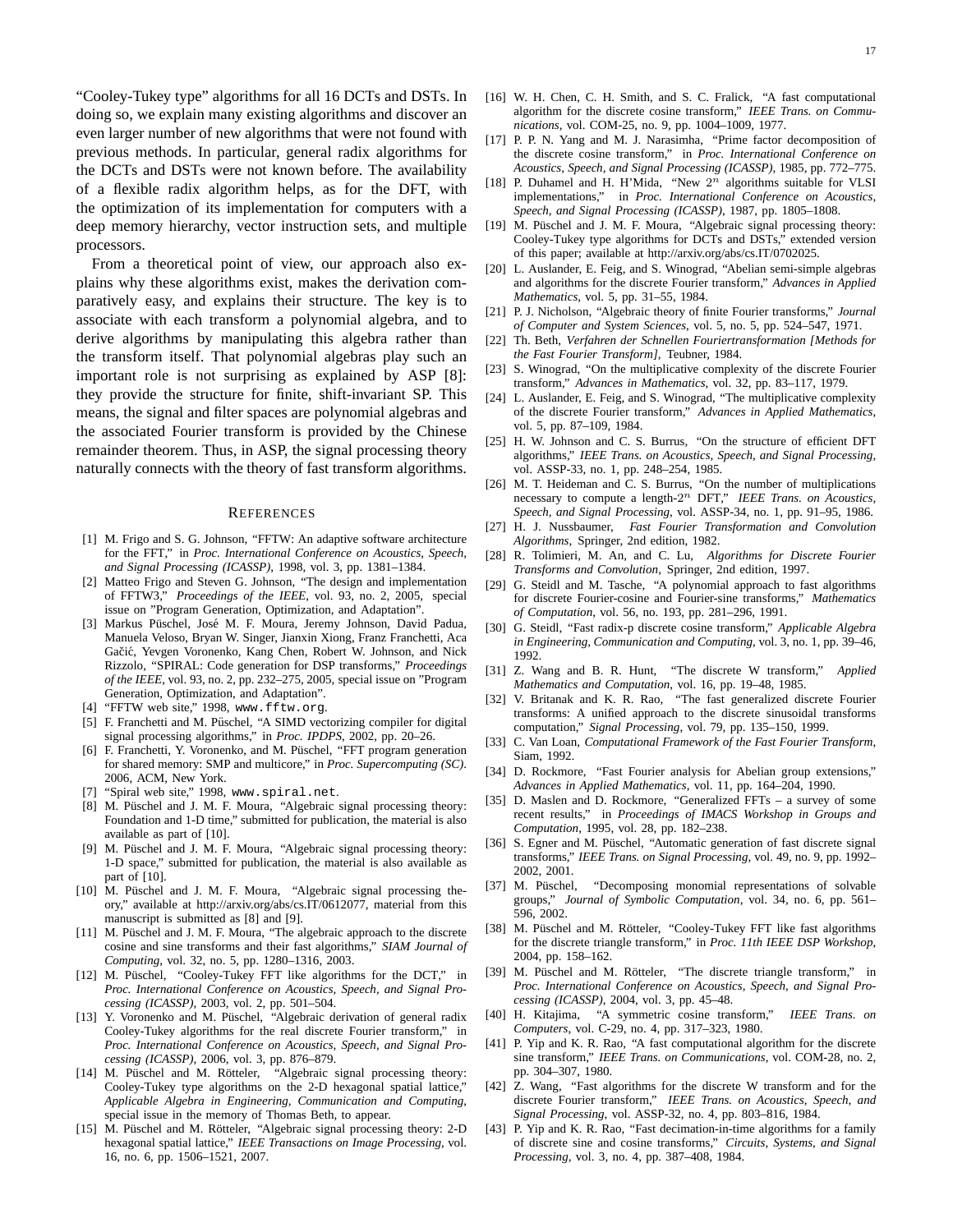"Cooley-Tukey type" algorithms for all 16 DCTs and DSTs. In doing so, we explain many existing algorithms and discover an even larger number of new algorithms that were not found with previous methods. In particular, general radix algorithms for the DCTs and DSTs were not known before. The availability of a flexible radix algorithm helps, as for the DFT, with the optimization of its implementation for computers with a deep memory hierarchy, vector instruction sets, and multiple processors.

From a theoretical point of view, our approach also explains why these algorithms exist, makes the derivation comparatively easy, and explains their structure. The key is to associate with each transform a polynomial algebra, and to derive algorithms by manipulating this algebra rather than the transform itself. That polynomial algebras play such an important role is not surprising as explained by ASP [8]: they provide the structure for finite, shift-invariant SP. This means, the signal and filter spaces are polynomial algebras and the associated Fourier transform is provided by the Chinese remainder theorem. Thus, in ASP, the signal processing theory naturally connects with the theory of fast transform algorithms.

## REFERENCES

[1] M. Frigo and S. G. Johnson, "FFTW: An adaptive software architecture for the FFT," in *Proc. International Conference on Acoustics, Speech, and Signal Processing (ICASSP)*, 1998, vol. 3, pp. 1381–1384.

[2] Matteo Frigo and Steven G. Johnson, "The design and implementation of FFTW3," *Proceedings of the IEEE*, vol. 93, no. 2, 2005, special issue on "Program Generation, Optimization, and Adaptation".

[3] Markus Püschel, José M. F. Moura, Jeremy Johnson, David Padua, Manuela Veloso, Bryan W. Singer, Jianxin Xiong, Franz Franchetti, Aca Gačić, Yevgen Voronenko, Kang Chen, Robert W. Johnson, and Nick Rizzolo, "SPIRAL: Code generation for DSP transforms," *Proceedings of the IEEE*, vol. 93, no. 2, pp. 232–275, 2005, special issue on "Program Generation, Optimization, and Adaptation".

[4] "FFTW web site," 1998, www.fftw.org.

[5] F. Franchetti and M. Püschel, "A SIMD vectorizing compiler for digital signal processing algorithms," in *Proc. IPDPS*, 2002, pp. 20–26.

[6] F. Franchetti, Y. Voronenko, and M. Püschel, "FFT program generation for shared memory: SMP and multicore," in *Proc. Supercomputing (SC)*. 2006, ACM, New York.

[7] "Spiral web site," 1998, www.spiral.net.

[8] M. Püschel and J. M. F. Moura, "Algebraic signal processing theory: Foundation and 1-D time," submitted for publication, the material is also available as part of [10].

[9] M. Püschel and J. M. F. Moura, "Algebraic signal processing theory: 1-D space," submitted for publication, the material is also available as part of [10].

[10] M. Püschel and J. M. F. Moura, "Algebraic signal processing theory," available at http://arxiv.org/abs/cs.IT/0612077, material from this manuscript is submitted as [8] and [9].

[11] M. Püschel and J. M. F. Moura, "The algebraic approach to the discrete cosine and sine transforms and their fast algorithms," *SIAM Journal of Computing*, vol. 32, no. 5, pp. 1280–1316, 2003.

[12] M. Püschel, "Cooley-Tukey FFT like algorithms for the DCT," in *Proc. International Conference on Acoustics, Speech, and Signal Processing (ICASSP)*, 2003, vol. 2, pp. 501–504.

[13] Y. Voronenko and M. Püschel, "Algebraic derivation of general radix Cooley-Tukey algorithms for the real discrete Fourier transform," in *Proc. International Conference on Acoustics, Speech, and Signal Processing (ICASSP)*, 2006, vol. 3, pp. 876–879.

[14] M. Püschel and M. Rötteler, "Algebraic signal processing theory: Cooley-Tukey type algorithms on the 2-D hexagonal spatial lattice," *Applicable Algebra in Engineering, Communication and Computing*, special issue in the memory of Thomas Beth, to appear.

[15] M. Püschel and M. Rötteler, "Algebraic signal processing theory: 2-D hexagonal spatial lattice," *IEEE Transactions on Image Processing*, vol. 16, no. 6, pp. 1506–1521, 2007.

[16] W. H. Chen, C. H. Smith, and S. C. Fralick, "A fast computational algorithm for the discrete cosine transform," *IEEE Trans. on Communications*, vol. COM-25, no. 9, pp. 1004–1009, 1977.

[17] P. P. N. Yang and M. J. Narasimha, "Prime factor decomposition of the discrete cosine transform," in *Proc. International Conference on Acoustics, Speech, and Signal Processing (ICASSP)*, 1985, pp. 772–775.

[18] P. Duhamel and H. H'Mida, "New $2^n$ algorithms suitable for VLSI implementations," in *Proc. International Conference on Acoustics, Speech, and Signal Processing (ICASSP)*, 1987, pp. 1805–1808.

[19] M. Püschel and J. M. F. Moura, "Algebraic signal processing theory: Cooley-Tukey type algorithms for DCTs and DSTs," extended version of this paper; available at http://arxiv.org/abs/cs.IT/0702025.

[20] L. Auslander, E. Feig, and S. Winograd, "Abelian semi-simple algebras and algorithms for the discrete Fourier transform," *Advances in Applied Mathematics*, vol. 5, pp. 31–55, 1984.

[21] P. J. Nicholson, "Algebraic theory of finite Fourier transforms," *Journal of Computer and System Sciences*, vol. 5, no. 5, pp. 524–547, 1971.

[22] Th. Beth, *Verfahren der Schnellen Fouriertransformation [Methods for the Fast Fourier Transform]*, Teubner, 1984.

[23] S. Winograd, "On the multiplicative complexity of the discrete Fourier transform," *Advances in Mathematics*, vol. 32, pp. 83–117, 1979.

[24] L. Auslander, E. Feig, and S. Winograd, "The multiplicative complexity of the discrete Fourier transform," *Advances in Applied Mathematics*, vol. 5, pp. 87–109, 1984.

[25] H. W. Johnson and C. S. Burrus, "On the structure of efficient DFT algorithms," *IEEE Trans. on Acoustics, Speech, and Signal Processing*, vol. ASSP-33, no. 1, pp. 248–254, 1985.

[26] M. T. Heideman and C. S. Burrus, "On the number of multiplications necessary to compute a length-$2^n$ DFT," *IEEE Trans. on Acoustics, Speech, and Signal Processing*, vol. ASSP-34, no. 1, pp. 91–95, 1986.

[27] H. J. Nussbaumer, *Fast Fourier Transformation and Convolution Algorithms*, Springer, 2nd edition, 1982.

[28] R. Tolimieri, M. An, and C. Lu, *Algorithms for Discrete Fourier Transforms and Convolution*, Springer, 2nd edition, 1997.

[29] G. Steidl and M. Tasche, "A polynomial approach to fast algorithms for discrete Fourier-cosine and Fourier-sine transforms," *Mathematics of Computation*, vol. 56, no. 193, pp. 281–296, 1991.

[30] G. Steidl, "Fast radix-p discrete cosine transform," *Applicable Algebra in Engineering, Communication and Computing*, vol. 3, no. 1, pp. 39–46, 1992.

[31] Z. Wang and B. R. Hunt, "The discrete W transform," *Applied Mathematics and Computation*, vol. 16, pp. 19–48, 1985.

[32] V. Britanak and K. R. Rao, "The fast generalized discrete Fourier transforms: A unified approach to the discrete sinusoidal transforms computation," *Signal Processing*, vol. 79, pp. 135–150, 1999.

[33] C. Van Loan, *Computational Framework of the Fast Fourier Transform*, Siam, 1992.

[34] D. Rockmore, "Fast Fourier analysis for Abelian group extensions," *Advances in Applied Mathematics*, vol. 11, pp. 164–204, 1990.

[35] D. Maslen and D. Rockmore, "Generalized FFTs – a survey of some recent results," in *Proceedings of IMACS Workshop in Groups and Computation*, 1995, vol. 28, pp. 182–238.

[36] S. Egner and M. Püschel, "Automatic generation of fast discrete signal transforms," *IEEE Trans. on Signal Processing*, vol. 49, no. 9, pp. 1992–2002, 2001.

[37] M. Püschel, "Decomposing monomial representations of solvable groups," *Journal of Symbolic Computation*, vol. 34, no. 6, pp. 561–596, 2002.

[38] M. Püschel and M. Rötteler, "Cooley-Tukey FFT like fast algorithms for the discrete triangle transform," in *Proc. 11th IEEE DSP Workshop*, 2004, pp. 158–162.

[39] M. Püschel and M. Rötteler, "The discrete triangle transform," in *Proc. International Conference on Acoustics, Speech, and Signal Processing (ICASSP)*, 2004, vol. 3, pp. 45–48.

[40] H. Kitajima, "A symmetric cosine transform," *IEEE Trans. on Computers*, vol. C-29, no. 4, pp. 317–323, 1980.

[41] P. Yip and K. R. Rao, "A fast computational algorithm for the discrete sine transform," *IEEE Trans. on Communications*, vol. COM-28, no. 2, pp. 304–307, 1980.

[42] Z. Wang, "Fast algorithms for the discrete W transform and for the discrete Fourier transform," *IEEE Trans. on Acoustics, Speech, and Signal Processing*, vol. ASSP-32, no. 4, pp. 803–816, 1984.

[43] P. Yip and K. R. Rao, "Fast decimation-in-time algorithms for a family of discrete sine and cosine transforms," *Circuits, Systems, and Signal Processing*, vol. 3, no. 4, pp. 387–408, 1984.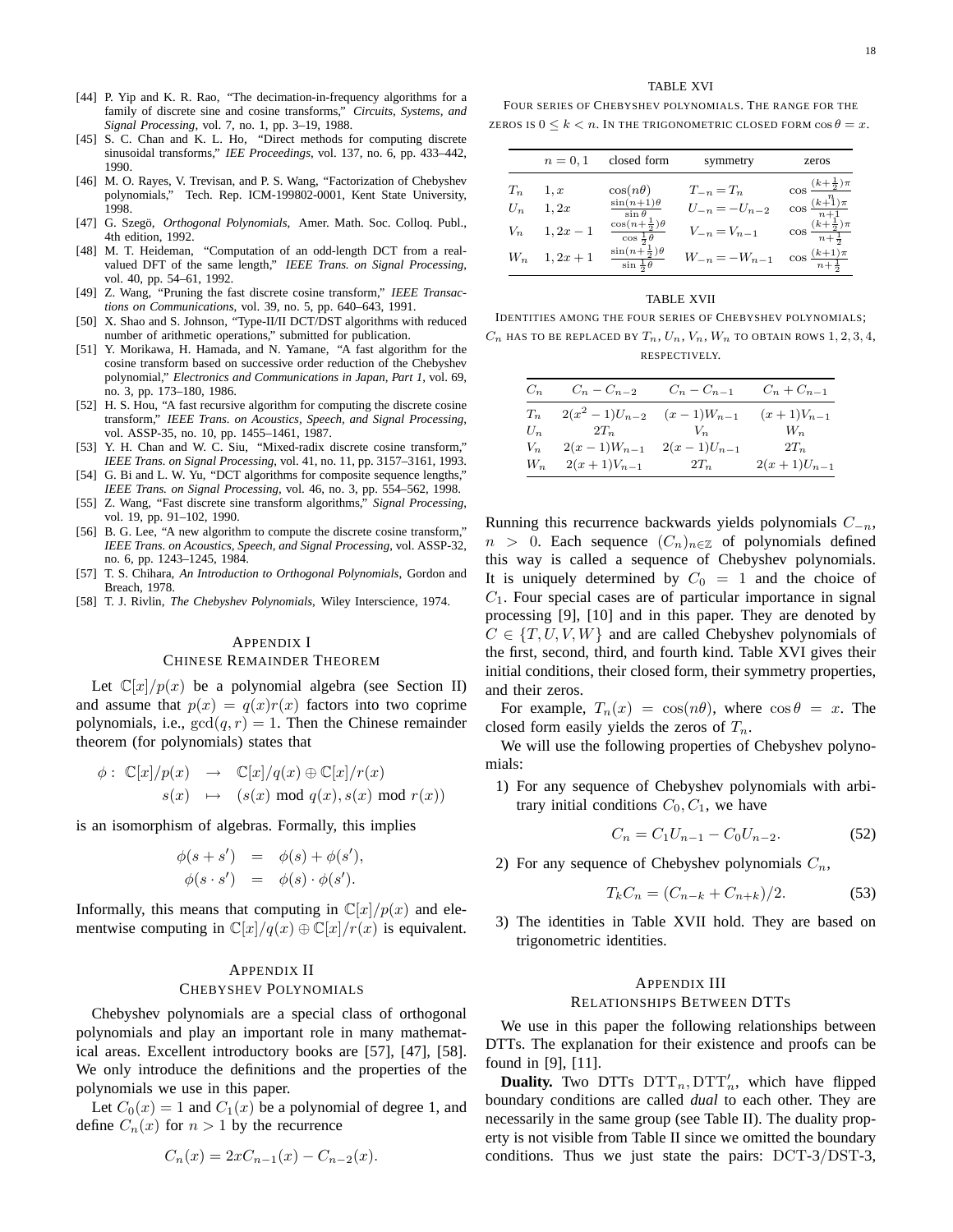[44] P. Yip and K. R. Rao, "The decimation-in-frequency algorithms for a family of discrete sine and cosine transforms," *Circuits, Systems, and Signal Processing*, vol. 7, no. 1, pp. 3–19, 1988.

[45] S. C. Chan and K. L. Ho, "Direct methods for computing discrete sinusoidal transforms," *IEE Proceedings*, vol. 137, no. 6, pp. 433–442, 1990.

[46] M. O. Rayes, V. Trevisan, and P. S. Wang, "Factorization of Chebyshev polynomials," Tech. Rep. ICM-199802-0001, Kent State University, 1998.

[47] G. Szegö, *Orthogonal Polynomials*, Amer. Math. Soc. Colloq. Publ., 4th edition, 1992.

[48] M. T. Heideman, "Computation of an odd-length DCT from a real-valued DFT of the same length," *IEEE Trans. on Signal Processing*, vol. 40, pp. 54–61, 1992.

[49] Z. Wang, "Pruning the fast discrete cosine transform," *IEEE Transactions on Communications*, vol. 39, no. 5, pp. 640–643, 1991.

[50] X. Shao and S. Johnson, "Type-II/II DCT/DST algorithms with reduced number of arithmetic operations," submitted for publication.

[51] Y. Morikawa, H. Hamada, and N. Yamane, "A fast algorithm for the cosine transform based on successive order reduction of the Chebyshev polynomial," *Electronics and Communications in Japan, Part 1*, vol. 69, no. 3, pp. 173–180, 1986.

[52] H. S. Hou, "A fast recursive algorithm for computing the discrete cosine transform," *IEEE Trans. on Acoustics, Speech, and Signal Processing*, vol. ASSP-35, no. 10, pp. 1455–1461, 1987.

[53] Y. H. Chan and W. C. Siu, "Mixed-radix discrete cosine transform," *IEEE Trans. on Signal Processing*, vol. 41, no. 11, pp. 3157–3161, 1993.

[54] G. Bi and L. W. Yu, "DCT algorithms for composite sequence lengths," *IEEE Trans. on Signal Processing*, vol. 46, no. 3, pp. 554–562, 1998.

[55] Z. Wang, "Fast discrete sine transform algorithms," *Signal Processing*, vol. 19, pp. 91–102, 1990.

[56] B. G. Lee, "A new algorithm to compute the discrete cosine transform," *IEEE Trans. on Acoustics, Speech, and Signal Processing*, vol. ASSP-32, no. 6, pp. 1243–1245, 1984.

[57] T. S. Chihara, *An Introduction to Orthogonal Polynomials*, Gordon and Breach, 1978.

[58] T. J. Rivlin, *The Chebyshev Polynomials*, Wiley Interscience, 1974.

## Appendix I
## Chinese Remainder Theorem

Let $\mathbb{C}[x]/p(x)$ be a polynomial algebra (see Section II) and assume that $p(x) = q(x)r(x)$ factors into two coprime polynomials, i.e., $\gcd(q, r) = 1$. Then the Chinese remainder theorem (for polynomials) states that

$$\begin{aligned} \phi: \ \mathbb{C}[x]/p(x) &\rightarrow \mathbb{C}[x]/q(x) \oplus \mathbb{C}[x]/r(x) \\ s(x) &\mapsto (s(x) \bmod q(x), s(x) \bmod r(x)) \end{aligned}$$

is an isomorphism of algebras. Formally, this implies

$$\begin{aligned} \phi(s + s') &= \phi(s) + \phi(s'), \\ \phi(s \cdot s') &= \phi(s) \cdot \phi(s'). \end{aligned}$$

Informally, this means that computing in $\mathbb{C}[x]/p(x)$ and elementwise computing in $\mathbb{C}[x]/q(x) \oplus \mathbb{C}[x]/r(x)$ is equivalent.

## Appendix II
## Chebyshev Polynomials

Chebyshev polynomials are a special class of orthogonal polynomials and play an important role in many mathematical areas. Excellent introductory books are [57], [47], [58]. We only introduce the definitions and the properties of the polynomials we use in this paper.

Let $C_0(x) = 1$ and $C_1(x)$ be a polynomial of degree 1, and define $C_n(x)$ for $n > 1$ by the recurrence

$$C_n(x) = 2xC_{n-1}(x) - C_{n-2}(x).$$

Running this recurrence backwards yields polynomials $C_{-n}$, $n > 0$. Each sequence $(C_n)_{n \in \mathbb{Z}}$ of polynomials defined this way is called a sequence of Chebyshev polynomials. It is uniquely determined by $C_0 = 1$ and the choice of $C_1$. Four special cases are of particular importance in signal processing [9], [10] and in this paper. They are denoted by $C \in \{T, U, V, W\}$ and are called Chebyshev polynomials of the first, second, third, and fourth kind. Table XVI gives their initial conditions, their closed form, their symmetry properties, and their zeros.

TABLE XVI

FOUR SERIES OF CHEBYSHEV POLYNOMIALS. THE RANGE FOR THE ZEROS IS $0 \leq k < n$. IN THE TRIGONOMETRIC CLOSED FORM $\cos\theta = x$.

| | $n = 0, 1$ | closed form | symmetry | zeros |
|---|---|---|---|---|
| $T_n$ | $1, x$ | $\cos(n\theta)$ | $T_{-n} = T_n$ | $\cos\frac{(k+\frac{1}{2})\pi}{n}$ |
| $U_n$ | $1, 2x$ | $\frac{\sin(n+1)\theta}{\sin\theta}$ | $U_{-n} = -U_{n-2}$ | $\cos\frac{(k+1)\pi}{n+1}$ |
| $V_n$ | $1, 2x-1$ | $\frac{\cos(n+\frac{1}{2})\theta}{\cos\frac{1}{2}\theta}$ | $V_{-n} = V_{n-1}$ | $\cos\frac{(k+\frac{1}{2})\pi}{n+\frac{1}{2}}$ |
| $W_n$ | $1, 2x+1$ | $\frac{\sin(n+\frac{1}{2})\theta}{\sin\frac{1}{2}\theta}$ | $W_{-n} = -W_{n-1}$ | $\cos\frac{(k+1)\pi}{n+\frac{1}{2}}$ |

For example, $T_n(x) = \cos(n\theta)$, where $\cos\theta = x$. The closed form easily yields the zeros of $T_n$.

We will use the following properties of Chebyshev polynomials:

1) For any sequence of Chebyshev polynomials with arbitrary initial conditions $C_0, C_1$, we have

$$C_n = C_1 U_{n-1} - C_0 U_{n-2}. \tag{52}$$

2) For any sequence of Chebyshev polynomials $C_n$,

$$T_k C_n = (C_{n-k} + C_{n+k})/2. \tag{53}$$

3) The identities in Table XVII hold. They are based on trigonometric identities.

TABLE XVII

IDENTITIES AMONG THE FOUR SERIES OF CHEBYSHEV POLYNOMIALS; $C_n$ HAS TO BE REPLACED BY $T_n, U_n, V_n, W_n$ TO OBTAIN ROWS $1, 2, 3, 4$, RESPECTIVELY.

| $C_n$ | $C_n - C_{n-2}$ | $C_n - C_{n-1}$ | $C_n + C_{n-1}$ |
|---|---|---|---|
| $T_n$ | $2(x^2-1)U_{n-2}$ | $(x-1)W_{n-1}$ | $(x+1)V_{n-1}$ |
| $U_n$ | $2T_n$ | $V_n$ | $W_n$ |
| $V_n$ | $2(x-1)W_{n-1}$ | $2(x-1)U_{n-1}$ | $2T_n$ |
| $W_n$ | $2(x+1)V_{n-1}$ | $2T_n$ | $2(x+1)U_{n-1}$ |

## Appendix III
## Relationships Between DTTs

We use in this paper the following relationships between DTTs. The explanation for their existence and proofs can be found in [9], [11].

**Duality.** Two DTTs $\mathrm{DTT}_n, \mathrm{DTT}'_n$, which have flipped boundary conditions are called *dual* to each other. They are necessarily in the same group (see Table II). The duality property is not visible from Table II since we omitted the boundary conditions. Thus we just state the pairs: DCT-3/DST-3,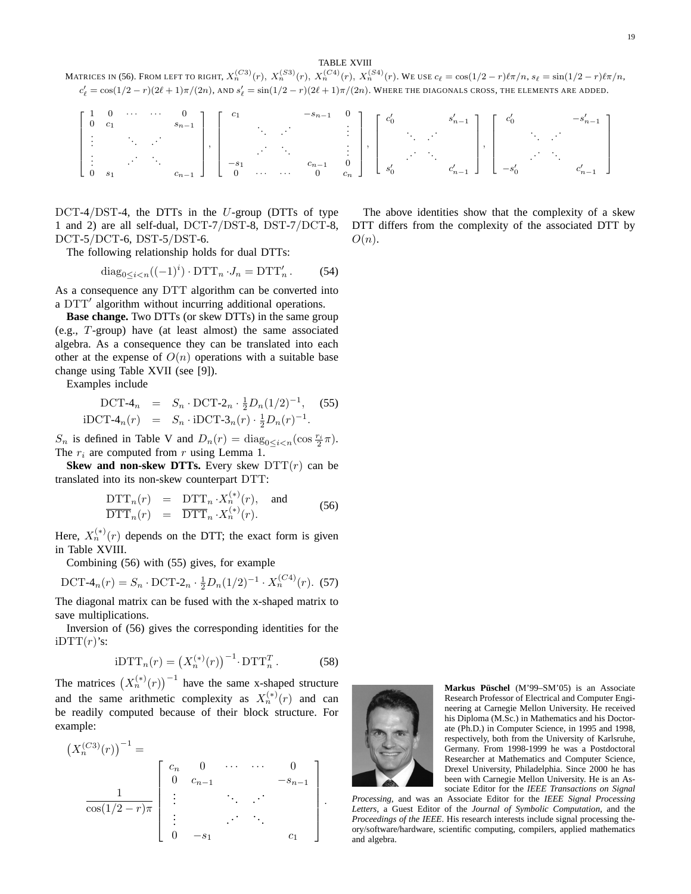TABLE XVIII

MATRICES IN (56). FROM LEFT TO RIGHT, $X_n^{(C3)}(r)$, $X_n^{(S3)}(r)$, $X_n^{(C4)}(r)$, $X_n^{(S4)}(r)$. WE USE $c_\ell = \cos(1/2-r)\ell\pi/n$, $s_\ell = \sin(1/2-r)\ell\pi/n$, $c'_\ell = \cos(1/2-r)(2\ell+1)\pi/(2n)$, AND $s'_\ell = \sin(1/2-r)(2\ell+1)\pi/(2n)$. WHERE THE DIAGONALS CROSS, THE ELEMENTS ARE ADDED.

$$
\begin{bmatrix} 1 & 0 & \cdots & \cdots & 0 \\ 0 & c_1 & & & s_{n-1} \\ \vdots & & \ddots & \iddots & \\ \vdots & & \iddots & \ddots & \\ 0 & s_1 & & & c_{n-1} \end{bmatrix},
\begin{bmatrix} c_1 & & & -s_{n-1} & 0 \\ & \ddots & \iddots & & \vdots \\ & \iddots & \ddots & & \vdots \\ -s_1 & & & c_{n-1} & 0 \\ 0 & \cdots & \cdots & 0 & c_n \end{bmatrix},
\begin{bmatrix} c'_0 & & & s'_{n-1} \\ & \ddots & \iddots & \\ & \iddots & \ddots & \\ s'_0 & & & c'_{n-1} \end{bmatrix},
\begin{bmatrix} c'_0 & & & -s'_{n-1} \\ & \ddots & \iddots & \\ & \iddots & \ddots & \\ -s'_0 & & & c'_{n-1} \end{bmatrix}
$$

DCT-4/DST-4, the DTTs in the $U$-group (DTTs of type 1 and 2) are all self-dual, DCT-7/DST-8, DST-7/DCT-8, DCT-5/DCT-6, DST-5/DST-6.

The following relationship holds for dual DTTs:

$$\operatorname{diag}_{0\le i<n}((-1)^i)\cdot \mathrm{DTT}_n \cdot J_n = \mathrm{DTT}'_n. \qquad (54)$$

As a consequence any DTT algorithm can be converted into a $\mathrm{DTT}'$ algorithm without incurring additional operations.

**Base change.** Two DTTs (or skew DTTs) in the same group (e.g., $T$-group) have (at least almost) the same associated algebra. As a consequence they can be translated into each other at the expense of $O(n)$ operations with a suitable base change using Table XVII (see [9]).

Examples include

$$
\begin{aligned}
\text{DCT-4}_n &= S_n \cdot \text{DCT-2}_n \cdot \tfrac{1}{2} D_n(1/2)^{-1}, \qquad (55)\\
\text{iDCT-4}_n(r) &= S_n \cdot \text{iDCT-3}_n(r) \cdot \tfrac{1}{2} D_n(r)^{-1}.
\end{aligned}
$$

$S_n$ is defined in Table V and $D_n(r) = \operatorname{diag}_{0\le i<n}(\cos \frac{r_i}{2}\pi)$. The $r_i$ are computed from $r$ using Lemma 1.

**Skew and non-skew DTTs.** Every skew $\mathrm{DTT}(r)$ can be translated into its non-skew counterpart DTT:

$$
\begin{aligned}
\mathrm{DTT}_n(r) &= \mathrm{DTT}_n \cdot X_n^{(*)}(r), \quad \text{and}\\
\overline{\mathrm{DTT}}_n(r) &= \overline{\mathrm{DTT}}_n \cdot X_n^{(*)}(r).
\end{aligned} \qquad (56)
$$

Here, $X_n^{(*)}(r)$ depends on the DTT; the exact form is given in Table XVIII.

Combining (56) with (55) gives, for example

$$\text{DCT-4}_n(r) = S_n \cdot \text{DCT-2}_n \cdot \tfrac{1}{2} D_n(1/2)^{-1} \cdot X_n^{(C4)}(r). \qquad (57)$$

The diagonal matrix can be fused with the x-shaped matrix to save multiplications.

Inversion of (56) gives the corresponding identities for the $\mathrm{iDTT}(r)$'s:

$$\mathrm{iDTT}_n(r) = \left(X_n^{(*)}(r)\right)^{-1} \cdot \mathrm{DTT}_n^T. \qquad (58)$$

The matrices $\left(X_n^{(*)}(r)\right)^{-1}$ have the same x-shaped structure and the same arithmetic complexity as $X_n^{(*)}(r)$ and can be readily computed because of their block structure. For example:

$$
\left(X_n^{(C3)}(r)\right)^{-1} = \frac{1}{\cos(1/2-r)\pi}
\begin{bmatrix} c_n & 0 & \cdots & \cdots & 0 \\ 0 & c_{n-1} & & & -s_{n-1} \\ \vdots & & \ddots & \iddots & \\ \vdots & & \iddots & \ddots & \\ 0 & -s_1 & & & c_1 \end{bmatrix}.
$$

The above identities show that the complexity of a skew DTT differs from the complexity of the associated DTT by $O(n)$.

**Markus Püschel** (M'99–SM'05) is an Associate Research Professor of Electrical and Computer Engineering at Carnegie Mellon University. He received his Diploma (M.Sc.) in Mathematics and his Doctorate (Ph.D.) in Computer Science, in 1995 and 1998, respectively, both from the University of Karlsruhe, Germany. From 1998-1999 he was a Postdoctoral Researcher at Mathematics and Computer Science, Drexel University, Philadelphia. Since 2000 he has been with Carnegie Mellon University. He is an Associate Editor for the *IEEE Transactions on Signal Processing*, and was an Associate Editor for the *IEEE Signal Processing Letters*, a Guest Editor of the *Journal of Symbolic Computation*, and the *Proceedings of the IEEE*. His research interests include signal processing theory/software/hardware, scientific computing, compilers, applied mathematics and algebra.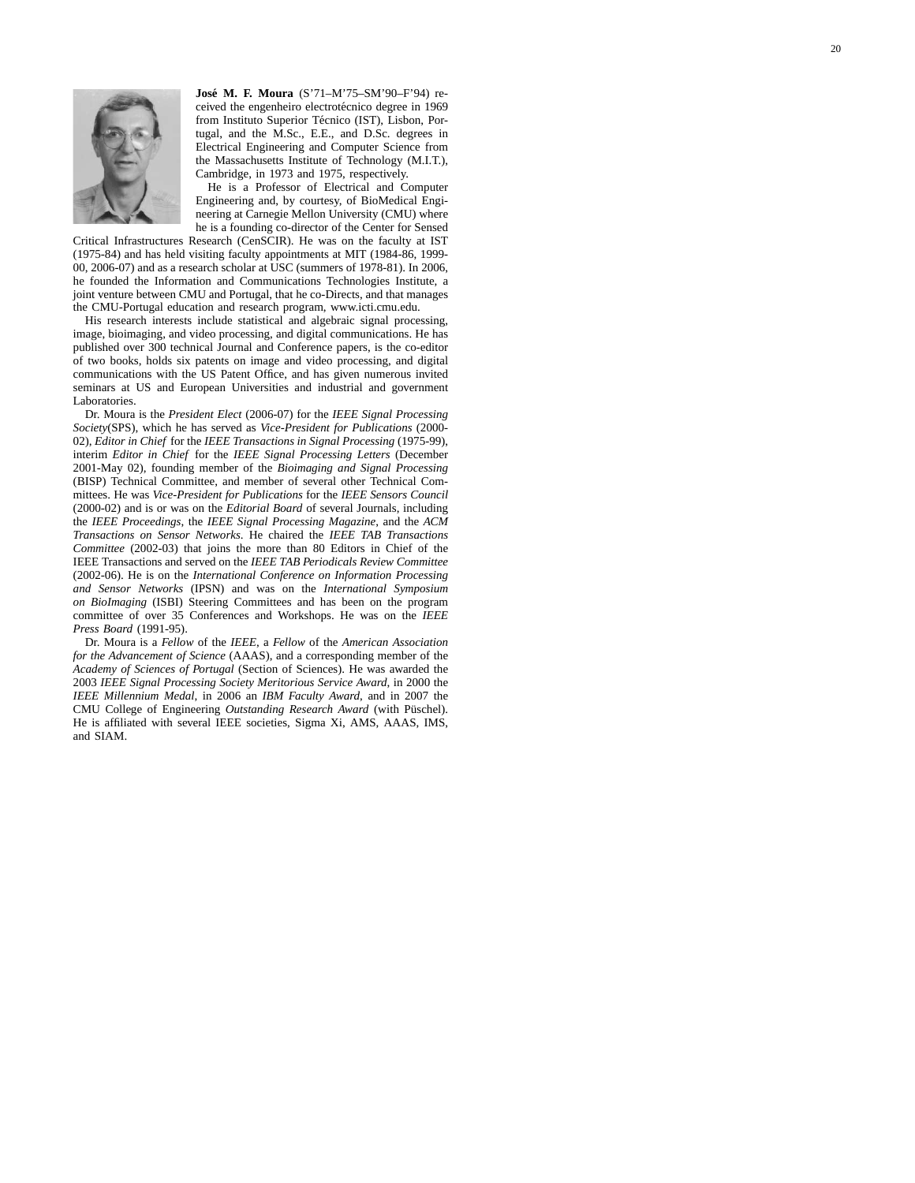**José M. F. Moura** (S'71–M'75–SM'90–F'94) received the engenheiro electrotécnico degree in 1969 from Instituto Superior Técnico (IST), Lisbon, Portugal, and the M.Sc., E.E., and D.Sc. degrees in Electrical Engineering and Computer Science from the Massachusetts Institute of Technology (M.I.T.), Cambridge, in 1973 and 1975, respectively.

He is a Professor of Electrical and Computer Engineering and, by courtesy, of BioMedical Engineering at Carnegie Mellon University (CMU) where he is a founding co-director of the Center for Sensed Critical Infrastructures Research (CenSCIR). He was on the faculty at IST (1975-84) and has held visiting faculty appointments at MIT (1984-86, 1999-00, 2006-07) and as a research scholar at USC (summers of 1978-81). In 2006, he founded the Information and Communications Technologies Institute, a joint venture between CMU and Portugal, that he co-Directs, and that manages the CMU-Portugal education and research program, www.icti.cmu.edu.

His research interests include statistical and algebraic signal processing, image, bioimaging, and video processing, and digital communications. He has published over 300 technical Journal and Conference papers, is the co-editor of two books, holds six patents on image and video processing, and digital communications with the US Patent Office, and has given numerous invited seminars at US and European Universities and industrial and government Laboratories.

Dr. Moura is the *President Elect* (2006-07) for the *IEEE Signal Processing Society*(SPS), which he has served as *Vice-President for Publications* (2000-02), *Editor in Chief* for the *IEEE Transactions in Signal Processing* (1975-99), interim *Editor in Chief* for the *IEEE Signal Processing Letters* (December 2001-May 02), founding member of the *Bioimaging and Signal Processing* (BISP) Technical Committee, and member of several other Technical Committees. He was *Vice-President for Publications* for the *IEEE Sensors Council* (2000-02) and is or was on the *Editorial Board* of several Journals, including the *IEEE Proceedings*, the *IEEE Signal Processing Magazine*, and the *ACM Transactions on Sensor Networks*. He chaired the *IEEE TAB Transactions Committee* (2002-03) that joins the more than 80 Editors in Chief of the IEEE Transactions and served on the *IEEE TAB Periodicals Review Committee* (2002-06). He is on the *International Conference on Information Processing and Sensor Networks* (IPSN) and was on the *International Symposium on BioImaging* (ISBI) Steering Committees and has been on the program committee of over 35 Conferences and Workshops. He was on the *IEEE Press Board* (1991-95).

Dr. Moura is a *Fellow* of the *IEEE*, a *Fellow* of the *American Association for the Advancement of Science* (AAAS), and a corresponding member of the *Academy of Sciences of Portugal* (Section of Sciences). He was awarded the 2003 *IEEE Signal Processing Society Meritorious Service Award*, in 2000 the *IEEE Millennium Medal*, in 2006 an *IBM Faculty Award*, and in 2007 the CMU College of Engineering *Outstanding Research Award* (with Püschel). He is affiliated with several IEEE societies, Sigma Xi, AMS, AAAS, IMS, and SIAM.